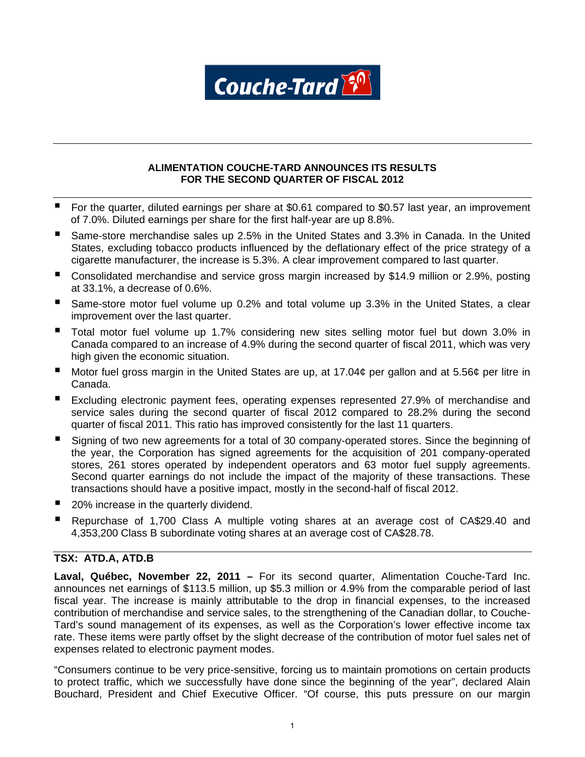**ALIMENTATION COUCHE-TARD ANNOUNCES ITS RESULTS FOR THE SECOND QUARTER OF FISCAL 2012**

- For the quarter, diluted earnings per share at $0.61 compared to $0.57 last year, an improvement of 7.0%. Diluted earnings per share for the first half-year are up 8.8%.
- Same-store merchandise sales up 2.5% in the United States and 3.3% in Canada. In the United States, excluding tobacco products influenced by the deflationary effect of the price strategy of a cigarette manufacturer, the increase is 5.3%. A clear improvement compared to last quarter.
- Consolidated merchandise and service gross margin increased by $14.9 million or 2.9%, posting at 33.1%, a decrease of 0.6%.
- Same-store motor fuel volume up 0.2% and total volume up 3.3% in the United States, a clear improvement over the last quarter.
- Total motor fuel volume up 1.7% considering new sites selling motor fuel but down 3.0% in Canada compared to an increase of 4.9% during the second quarter of fiscal 2011, which was very high given the economic situation.
- Motor fuel gross margin in the United States are up, at 17.04¢ per gallon and at 5.56¢ per litre in Canada.
- Excluding electronic payment fees, operating expenses represented 27.9% of merchandise and service sales during the second quarter of fiscal 2012 compared to 28.2% during the second quarter of fiscal 2011. This ratio has improved consistently for the last 11 quarters.
- Signing of two new agreements for a total of 30 company-operated stores. Since the beginning of the year, the Corporation has signed agreements for the acquisition of 201 company-operated stores, 261 stores operated by independent operators and 63 motor fuel supply agreements. Second quarter earnings do not include the impact of the majority of these transactions. These transactions should have a positive impact, mostly in the second-half of fiscal 2012.
- 20% increase in the quarterly dividend.
- Repurchase of 1,700 Class A multiple voting shares at an average cost of CA$29.40 and 4,353,200 Class B subordinate voting shares at an average cost of CA$28.78.

**TSX: ATD.A, ATD.B**

**Laval, Québec, November 22, 2011 –** For its second quarter, Alimentation Couche-Tard Inc. announces net earnings of $113.5 million, up $5.3 million or 4.9% from the comparable period of last fiscal year. The increase is mainly attributable to the drop in financial expenses, to the increased contribution of merchandise and service sales, to the strengthening of the Canadian dollar, to Couche-Tard's sound management of its expenses, as well as the Corporation's lower effective income tax rate. These items were partly offset by the slight decrease of the contribution of motor fuel sales net of expenses related to electronic payment modes.

"Consumers continue to be very price-sensitive, forcing us to maintain promotions on certain products to protect traffic, which we successfully have done since the beginning of the year", declared Alain Bouchard, President and Chief Executive Officer. "Of course, this puts pressure on our margin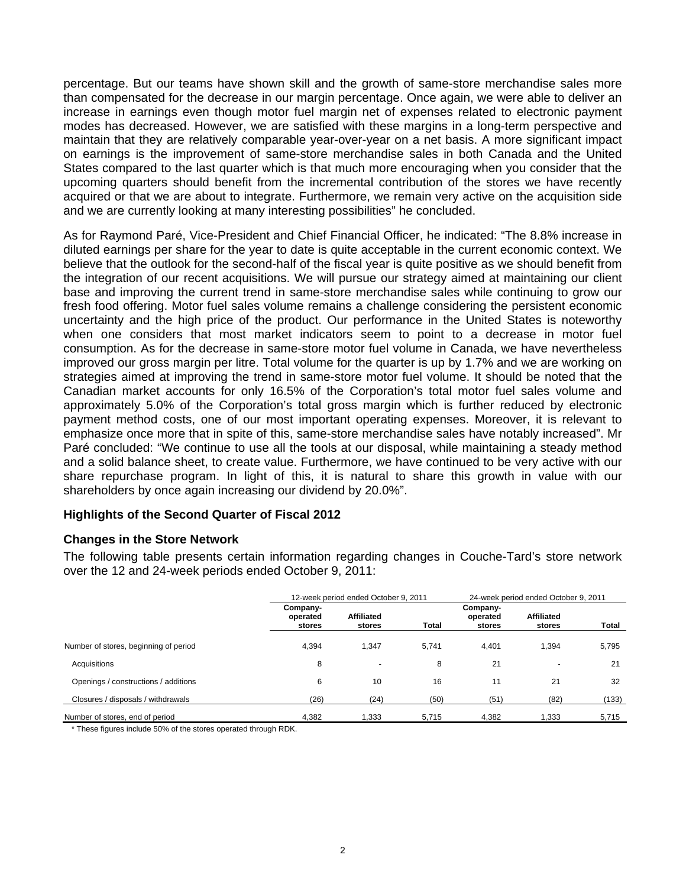percentage. But our teams have shown skill and the growth of same-store merchandise sales more than compensated for the decrease in our margin percentage. Once again, we were able to deliver an increase in earnings even though motor fuel margin net of expenses related to electronic payment modes has decreased. However, we are satisfied with these margins in a long-term perspective and maintain that they are relatively comparable year-over-year on a net basis. A more significant impact on earnings is the improvement of same-store merchandise sales in both Canada and the United States compared to the last quarter which is that much more encouraging when you consider that the upcoming quarters should benefit from the incremental contribution of the stores we have recently acquired or that we are about to integrate. Furthermore, we remain very active on the acquisition side and we are currently looking at many interesting possibilities" he concluded.

As for Raymond Paré, Vice-President and Chief Financial Officer, he indicated: "The 8.8% increase in diluted earnings per share for the year to date is quite acceptable in the current economic context. We believe that the outlook for the second-half of the fiscal year is quite positive as we should benefit from the integration of our recent acquisitions. We will pursue our strategy aimed at maintaining our client base and improving the current trend in same-store merchandise sales while continuing to grow our fresh food offering. Motor fuel sales volume remains a challenge considering the persistent economic uncertainty and the high price of the product. Our performance in the United States is noteworthy when one considers that most market indicators seem to point to a decrease in motor fuel consumption. As for the decrease in same-store motor fuel volume in Canada, we have nevertheless improved our gross margin per litre. Total volume for the quarter is up by 1.7% and we are working on strategies aimed at improving the trend in same-store motor fuel volume. It should be noted that the Canadian market accounts for only 16.5% of the Corporation's total motor fuel sales volume and approximately 5.0% of the Corporation's total gross margin which is further reduced by electronic payment method costs, one of our most important operating expenses. Moreover, it is relevant to emphasize once more that in spite of this, same-store merchandise sales have notably increased". Mr Paré concluded: "We continue to use all the tools at our disposal, while maintaining a steady method and a solid balance sheet, to create value. Furthermore, we have continued to be very active with our share repurchase program. In light of this, it is natural to share this growth in value with our shareholders by once again increasing our dividend by 20.0%".

## Highlights of the Second Quarter of Fiscal 2012

### Changes in the Store Network

The following table presents certain information regarding changes in Couche-Tard's store network over the 12 and 24-week periods ended October 9, 2011:

| | 12-week period ended October 9, 2011 | | | 24-week period ended October 9, 2011 | | |
|---|---|---|---|---|---|---|
| | **Company-operated stores** | **Affiliated stores** | **Total** | **Company-operated stores** | **Affiliated stores** | **Total** |
| Number of stores, beginning of period | 4,394 | 1,347 | 5,741 | 4,401 | 1,394 | 5,795 |
| Acquisitions | 8 | - | 8 | 21 | - | 21 |
| Openings / constructions / additions | 6 | 10 | 16 | 11 | 21 | 32 |
| Closures / disposals / withdrawals | (26) | (24) | (50) | (51) | (82) | (133) |
| Number of stores, end of period | 4,382 | 1,333 | 5,715 | 4,382 | 1,333 | 5,715 |

* These figures include 50% of the stores operated through RDK.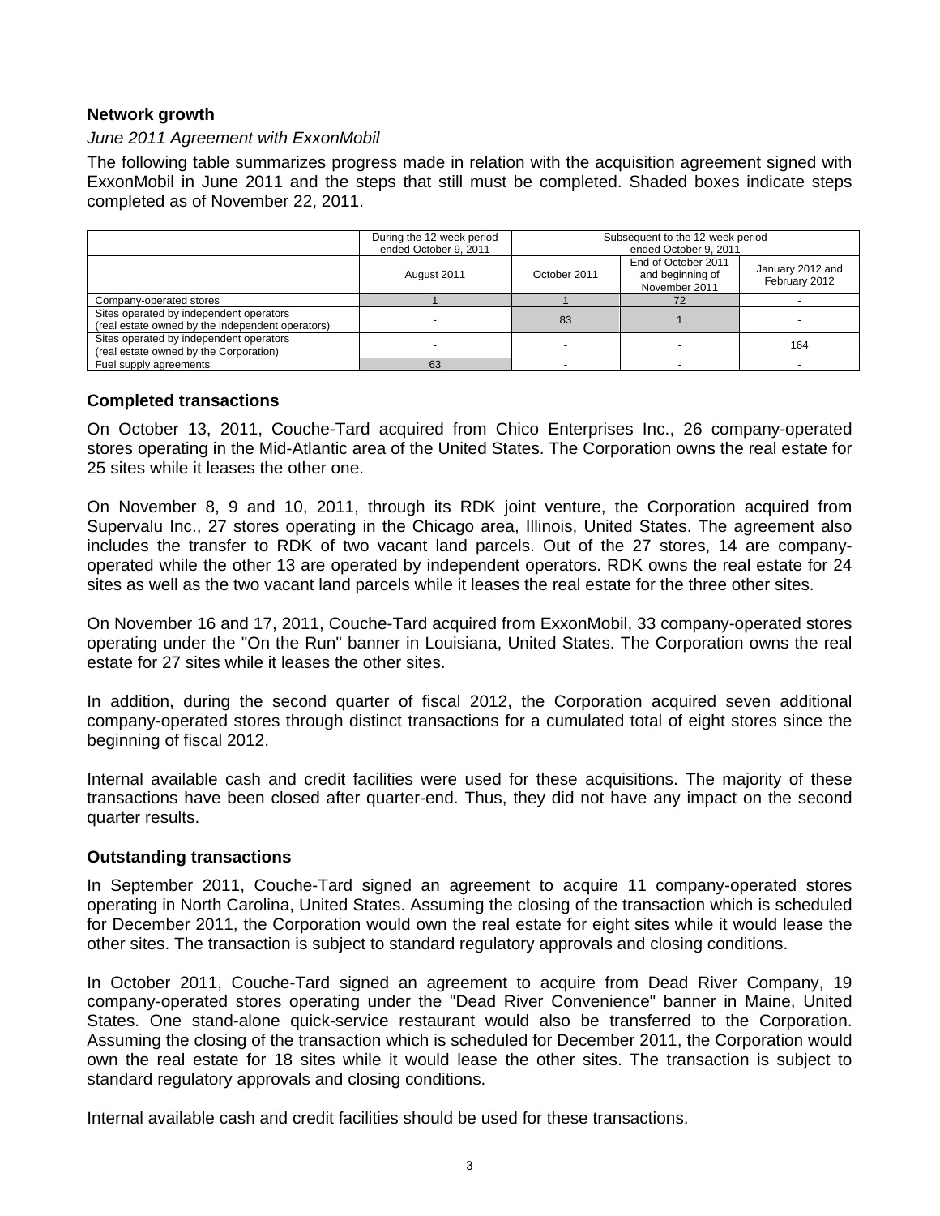### Network growth

*June 2011 Agreement with ExxonMobil*

The following table summarizes progress made in relation with the acquisition agreement signed with ExxonMobil in June 2011 and the steps that still must be completed. Shaded boxes indicate steps completed as of November 22, 2011.

| | During the 12-week period ended October 9, 2011 | Subsequent to the 12-week period ended October 9, 2011 | | |
|---|---|---|---|---|
| | August 2011 | October 2011 | End of October 2011 and beginning of November 2011 | January 2012 and February 2012 |
| Company-operated stores | 1 | 1 | 72 | - |
| Sites operated by independent operators (real estate owned by the independent operators) | - | 83 | 1 | - |
| Sites operated by independent operators (real estate owned by the Corporation) | - | - | - | 164 |
| Fuel supply agreements | 63 | - | - | - |

### Completed transactions

On October 13, 2011, Couche-Tard acquired from Chico Enterprises Inc., 26 company-operated stores operating in the Mid-Atlantic area of the United States. The Corporation owns the real estate for 25 sites while it leases the other one.

On November 8, 9 and 10, 2011, through its RDK joint venture, the Corporation acquired from Supervalu Inc., 27 stores operating in the Chicago area, Illinois, United States. The agreement also includes the transfer to RDK of two vacant land parcels. Out of the 27 stores, 14 are company-operated while the other 13 are operated by independent operators. RDK owns the real estate for 24 sites as well as the two vacant land parcels while it leases the real estate for the three other sites.

On November 16 and 17, 2011, Couche-Tard acquired from ExxonMobil, 33 company-operated stores operating under the "On the Run" banner in Louisiana, United States. The Corporation owns the real estate for 27 sites while it leases the other sites.

In addition, during the second quarter of fiscal 2012, the Corporation acquired seven additional company-operated stores through distinct transactions for a cumulated total of eight stores since the beginning of fiscal 2012.

Internal available cash and credit facilities were used for these acquisitions. The majority of these transactions have been closed after quarter-end. Thus, they did not have any impact on the second quarter results.

### Outstanding transactions

In September 2011, Couche-Tard signed an agreement to acquire 11 company-operated stores operating in North Carolina, United States. Assuming the closing of the transaction which is scheduled for December 2011, the Corporation would own the real estate for eight sites while it would lease the other sites. The transaction is subject to standard regulatory approvals and closing conditions.

In October 2011, Couche-Tard signed an agreement to acquire from Dead River Company, 19 company-operated stores operating under the "Dead River Convenience" banner in Maine, United States. One stand-alone quick-service restaurant would also be transferred to the Corporation. Assuming the closing of the transaction which is scheduled for December 2011, the Corporation would own the real estate for 18 sites while it would lease the other sites. The transaction is subject to standard regulatory approvals and closing conditions.

Internal available cash and credit facilities should be used for these transactions.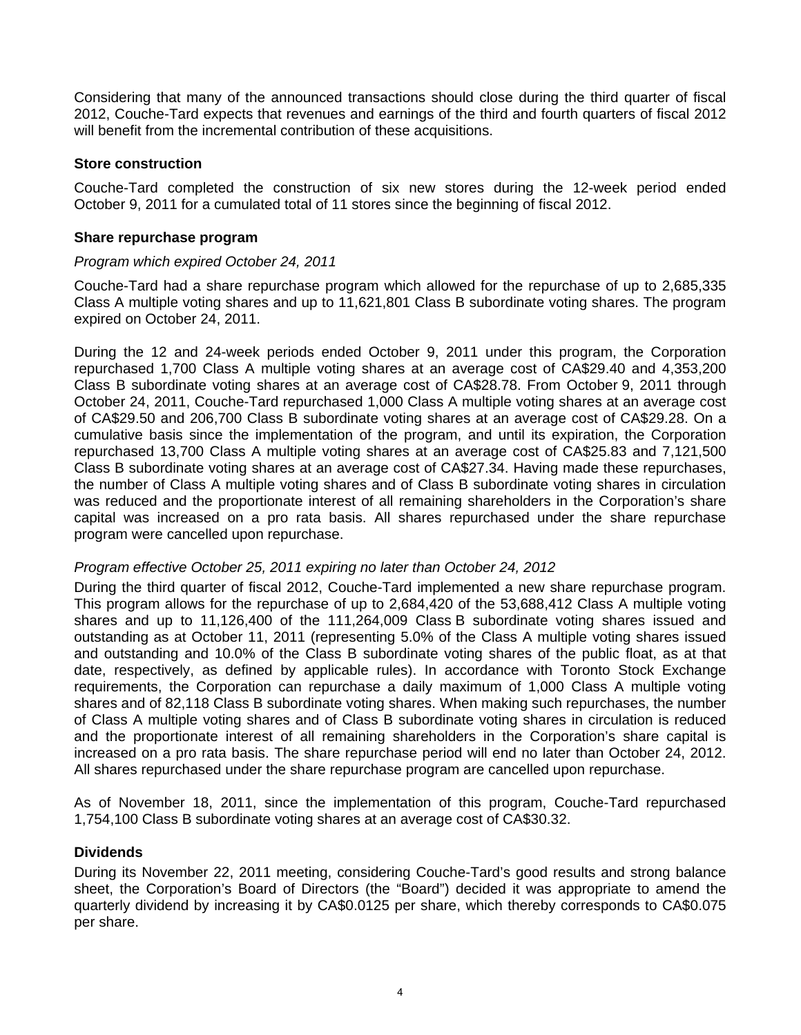Considering that many of the announced transactions should close during the third quarter of fiscal 2012, Couche-Tard expects that revenues and earnings of the third and fourth quarters of fiscal 2012 will benefit from the incremental contribution of these acquisitions.

**Store construction**

Couche-Tard completed the construction of six new stores during the 12-week period ended October 9, 2011 for a cumulated total of 11 stores since the beginning of fiscal 2012.

**Share repurchase program**

*Program which expired October 24, 2011*

Couche-Tard had a share repurchase program which allowed for the repurchase of up to 2,685,335 Class A multiple voting shares and up to 11,621,801 Class B subordinate voting shares. The program expired on October 24, 2011.

During the 12 and 24-week periods ended October 9, 2011 under this program, the Corporation repurchased 1,700 Class A multiple voting shares at an average cost of CA$29.40 and 4,353,200 Class B subordinate voting shares at an average cost of CA$28.78. From October 9, 2011 through October 24, 2011, Couche-Tard repurchased 1,000 Class A multiple voting shares at an average cost of CA$29.50 and 206,700 Class B subordinate voting shares at an average cost of CA$29.28. On a cumulative basis since the implementation of the program, and until its expiration, the Corporation repurchased 13,700 Class A multiple voting shares at an average cost of CA$25.83 and 7,121,500 Class B subordinate voting shares at an average cost of CA$27.34. Having made these repurchases, the number of Class A multiple voting shares and of Class B subordinate voting shares in circulation was reduced and the proportionate interest of all remaining shareholders in the Corporation's share capital was increased on a pro rata basis. All shares repurchased under the share repurchase program were cancelled upon repurchase.

*Program effective October 25, 2011 expiring no later than October 24, 2012*

During the third quarter of fiscal 2012, Couche-Tard implemented a new share repurchase program. This program allows for the repurchase of up to 2,684,420 of the 53,688,412 Class A multiple voting shares and up to 11,126,400 of the 111,264,009 Class B subordinate voting shares issued and outstanding as at October 11, 2011 (representing 5.0% of the Class A multiple voting shares issued and outstanding and 10.0% of the Class B subordinate voting shares of the public float, as at that date, respectively, as defined by applicable rules). In accordance with Toronto Stock Exchange requirements, the Corporation can repurchase a daily maximum of 1,000 Class A multiple voting shares and of 82,118 Class B subordinate voting shares. When making such repurchases, the number of Class A multiple voting shares and of Class B subordinate voting shares in circulation is reduced and the proportionate interest of all remaining shareholders in the Corporation's share capital is increased on a pro rata basis. The share repurchase period will end no later than October 24, 2012. All shares repurchased under the share repurchase program are cancelled upon repurchase.

As of November 18, 2011, since the implementation of this program, Couche-Tard repurchased 1,754,100 Class B subordinate voting shares at an average cost of CA$30.32.

**Dividends**

During its November 22, 2011 meeting, considering Couche-Tard's good results and strong balance sheet, the Corporation's Board of Directors (the "Board") decided it was appropriate to amend the quarterly dividend by increasing it by CA$0.0125 per share, which thereby corresponds to CA$0.075 per share.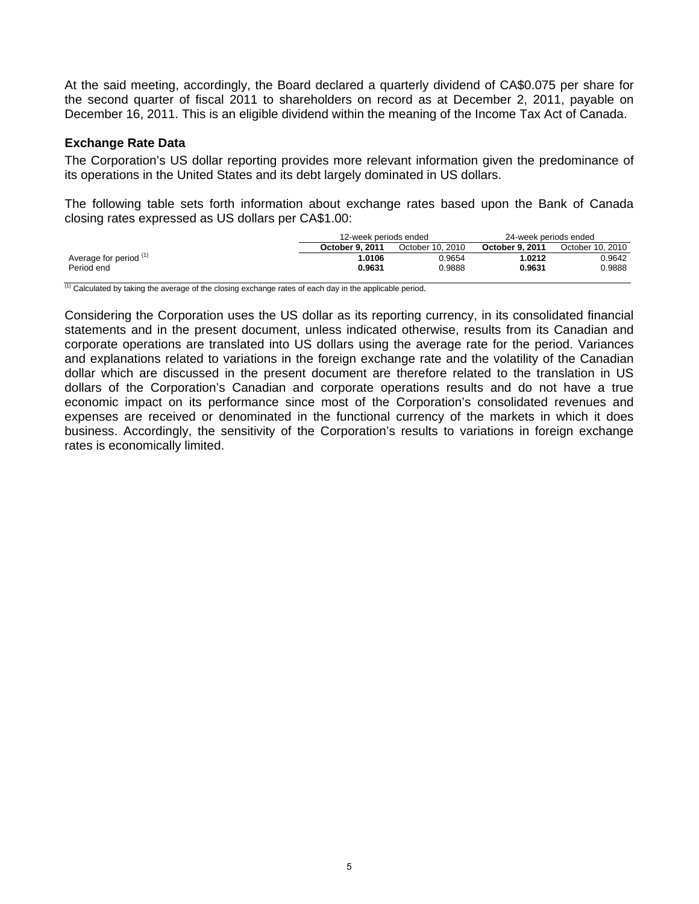At the said meeting, accordingly, the Board declared a quarterly dividend of CA$0.075 per share for the second quarter of fiscal 2011 to shareholders on record as at December 2, 2011, payable on December 16, 2011. This is an eligible dividend within the meaning of the Income Tax Act of Canada.

### Exchange Rate Data

The Corporation's US dollar reporting provides more relevant information given the predominance of its operations in the United States and its debt largely dominated in US dollars.

The following table sets forth information about exchange rates based upon the Bank of Canada closing rates expressed as US dollars per CA$1.00:

| | 12-week periods ended | | 24-week periods ended | |
|---|---|---|---|---|
| | **October 9, 2011** | October 10, 2010 | **October 9, 2011** | October 10, 2010 |
| Average for period [1] | **1.0106** | 0.9654 | **1.0212** | 0.9642 |
| Period end | **0.9631** | 0.9888 | **0.9631** | 0.9888 |

[1] Calculated by taking the average of the closing exchange rates of each day in the applicable period.

Considering the Corporation uses the US dollar as its reporting currency, in its consolidated financial statements and in the present document, unless indicated otherwise, results from its Canadian and corporate operations are translated into US dollars using the average rate for the period. Variances and explanations related to variations in the foreign exchange rate and the volatility of the Canadian dollar which are discussed in the present document are therefore related to the translation in US dollars of the Corporation's Canadian and corporate operations results and do not have a true economic impact on its performance since most of the Corporation's consolidated revenues and expenses are received or denominated in the functional currency of the markets in which it does business. Accordingly, the sensitivity of the Corporation's results to variations in foreign exchange rates is economically limited.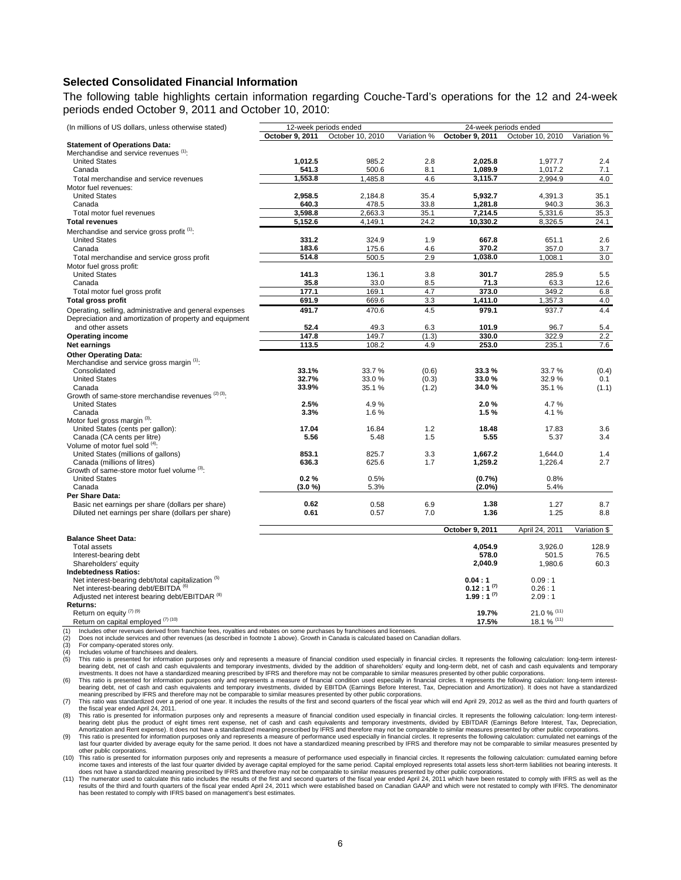## Selected Consolidated Financial Information

The following table highlights certain information regarding Couche-Tard's operations for the 12 and 24-week periods ended October 9, 2011 and October 10, 2010:

| (In millions of US dollars, unless otherwise stated) | 12-week periods ended | | | 24-week periods ended | | |
|---|---|---|---|---|---|---|
| | **October 9, 2011** | October 10, 2010 | Variation % | **October 9, 2011** | October 10, 2010 | Variation % |
| **Statement of Operations Data:** | | | | | | |
| Merchandise and service revenues [1]: | | | | | | |
| United States | **1,012.5** | 985.2 | 2.8 | **2,025.8** | 1,977.7 | 2.4 |
| Canada | **541.3** | 500.6 | 8.1 | **1,089.9** | 1,017.2 | 7.1 |
| Total merchandise and service revenues | **1,553.8** | 1,485.8 | 4.6 | **3,115.7** | 2,994.9 | 4.0 |
| Motor fuel revenues: | | | | | | |
| United States | **2,958.5** | 2,184.8 | 35.4 | **5,932.7** | 4,391.3 | 35.1 |
| Canada | **640.3** | 478.5 | 33.8 | **1,281.8** | 940.3 | 36.3 |
| Total motor fuel revenues | **3,598.8** | 2,663.3 | 35.1 | **7,214.5** | 5,331.6 | 35.3 |
| **Total revenues** | **5,152.6** | 4,149.1 | 24.2 | **10,330.2** | 8,326.5 | 24.1 |
| Merchandise and service gross profit [1]: | | | | | | |
| United States | **331.2** | 324.9 | 1.9 | **667.8** | 651.1 | 2.6 |
| Canada | **183.6** | 175.6 | 4.6 | **370.2** | 357.0 | 3.7 |
| Total merchandise and service gross profit | **514.8** | 500.5 | 2.9 | **1,038.0** | 1,008.1 | 3.0 |
| Motor fuel gross profit: | | | | | | |
| United States | **141.3** | 136.1 | 3.8 | **301.7** | 285.9 | 5.5 |
| Canada | **35.8** | 33.0 | 8.5 | **71.3** | 63.3 | 12.6 |
| Total motor fuel gross profit | **177.1** | 169.1 | 4.7 | **373.0** | 349.2 | 6.8 |
| **Total gross profit** | **691.9** | 669.6 | 3.3 | **1,411.0** | 1,357.3 | 4.0 |
| Operating, selling, administrative and general expenses | **491.7** | 470.6 | 4.5 | **979.1** | 937.7 | 4.4 |
| Depreciation and amortization of property and equipment and other assets | **52.4** | 49.3 | 6.3 | **101.9** | 96.7 | 5.4 |
| **Operating income** | **147.8** | 149.7 | (1.3) | **330.0** | 322.9 | 2.2 |
| **Net earnings** | **113.5** | 108.2 | 4.9 | **253.0** | 235.1 | 7.6 |
| **Other Operating Data:** | | | | | | |
| Merchandise and service gross margin [1]: | | | | | | |
| Consolidated | **33.1%** | 33.7 % | (0.6) | **33.3 %** | 33.7 % | (0.4) |
| United States | **32.7%** | 33.0 % | (0.3) | **33.0 %** | 32.9 % | 0.1 |
| Canada | **33.9%** | 35.1 % | (1.2) | **34.0 %** | 35.1 % | (1.1) |
| Growth of same-store merchandise revenues [2] [3]: | | | | | | |
| United States | **2.5%** | 4.9 % | | **2.0 %** | 4.7 % | |
| Canada | **3.3%** | 1.6 % | | **1.5 %** | 4.1 % | |
| Motor fuel gross margin [3]: | | | | | | |
| United States (cents per gallon): | **17.04** | 16.84 | 1.2 | **18.48** | 17.83 | 3.6 |
| Canada (CA cents per litre) | **5.56** | 5.48 | 1.5 | **5.55** | 5.37 | 3.4 |
| Volume of motor fuel sold [4]: | | | | | | |
| United States (millions of gallons) | **853.1** | 825.7 | 3.3 | **1,667.2** | 1,644.0 | 1.4 |
| Canada (millions of litres) | **636.3** | 625.6 | 1.7 | **1,259.2** | 1,226.4 | 2.7 |
| Growth of same-store motor fuel volume [3]: | | | | | | |
| United States | **0.2 %** | 0.5% | | **(0.7%)** | 0.8% | |
| Canada | **(3.0 %)** | 5.3% | | **(2.0%)** | 5.4% | |
| **Per Share Data:** | | | | | | |
| Basic net earnings per share (dollars per share) | **0.62** | 0.58 | 6.9 | **1.38** | 1.27 | 8.7 |
| Diluted net earnings per share (dollars per share) | **0.61** | 0.57 | 7.0 | **1.36** | 1.25 | 8.8 |

| | **October 9, 2011** | April 24, 2011 | Variation $ |
|---|---|---|---|
| **Balance Sheet Data:** | | | |
| Total assets | **4,054.9** | 3,926.0 | 128.9 |
| Interest-bearing debt | **578.0** | 501.5 | 76.5 |
| Shareholders' equity | **2,040.9** | 1,980.6 | 60.3 |
| **Indebtedness Ratios:** | | | |
| Net interest-bearing debt/total capitalization [5] | **0.04 : 1** | 0.09 : 1 | |
| Net interest-bearing debt/EBITDA [6] | **0.12 : 1** [7] | 0.26 : 1 | |
| Adjusted net interest bearing debt/EBITDAR [8] | **1.99 : 1** [7] | 2.09 : 1 | |
| **Returns:** | | | |
| Return on equity [7] [9] | **19.7%** | 21.0 % [11] | |
| Return on capital employed [7] [10] | **17.5%** | 18.1 % [11] | |

(1) Includes other revenues derived from franchise fees, royalties and rebates on some purchases by franchisees and licensees.
(2) Does not include services and other revenues (as described in footnote 1 above). Growth in Canada is calculated based on Canadian dollars.
(3) For company-operated stores only.
(4) Includes volume of franchisees and dealers.
(5) This ratio is presented for information purposes only and represents a measure of financial condition used especially in financial circles. It represents the following calculation: long-term interest-bearing debt, net of cash and cash equivalents and temporary investments, divided by the addition of shareholders' equity and long-term debt, net of cash and cash equivalents and temporary investments. It does not have a standardized meaning prescribed by IFRS and therefore may not be comparable to similar measures presented by other public corporations.
(6) This ratio is presented for information purposes only and represents a measure of financial condition used especially in financial circles. It represents the following calculation: long-term interest-bearing debt, net of cash and cash equivalents and temporary investments, divided by EBITDA (Earnings Before Interest, Tax, Depreciation and Amortization). It does not have a standardized meaning prescribed by IFRS and therefore may not be comparable to similar measures presented by other public corporations.
(7) This ratio was standardized over a period of one year. It includes the results of the first and second quarters of the fiscal year which will end April 29, 2012 as well as the third and fourth quarters of the fiscal year ended April 24, 2011.
(8) This ratio is presented for information purposes only and represents a measure of financial condition used especially in financial circles. It represents the following calculation: long-term interest-bearing debt plus the product of eight times rent expense, net of cash and cash equivalents and temporary investments, divided by EBITDAR (Earnings Before Interest, Tax, Depreciation, Amortization and Rent expense). It does not have a standardized meaning prescribed by IFRS and therefore may not be comparable to similar measures presented by other public corporations.
(9) This ratio is presented for information purposes only and represents a measure of performance used especially in financial circles. It represents the following calculation: cumulated net earnings of the last four quarter divided by average equity for the same period. It does not have a standardized meaning prescribed by IFRS and therefore may not be comparable to similar measures presented by other public corporations.
(10) This ratio is presented for information purposes only and represents a measure of performance used especially in financial circles. It represents the following calculation: cumulated earning before income taxes and interests of the last four quarter divided by average capital employed for the same period. Capital employed represents total assets less short-term liabilities not bearing interests. It does not have a standardized meaning prescribed by IFRS and therefore may not be comparable to similar measures presented by other public corporations.
(11) The numerator used to calculate this ratio includes the results of the first and second quarters of the fiscal year ended April 24, 2011 which have been restated to comply with IFRS as well as the results of the third and fourth quarters of the fiscal year ended April 24, 2011 which were established based on Canadian GAAP and which were not restated to comply with IFRS. The denominator has been restated to comply with IFRS based on management's best estimates.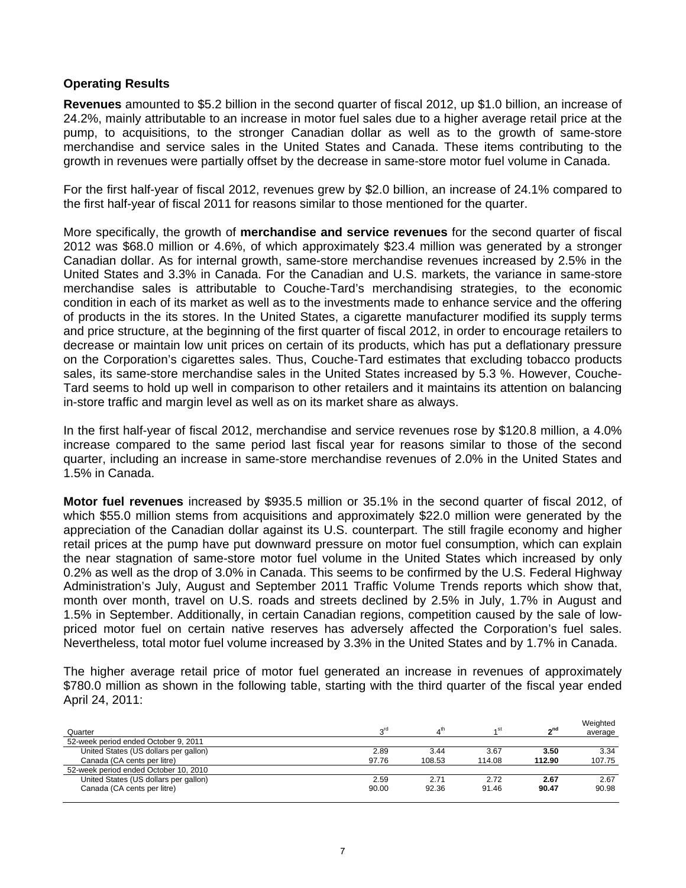## Operating Results

**Revenues** amounted to $5.2 billion in the second quarter of fiscal 2012, up $1.0 billion, an increase of 24.2%, mainly attributable to an increase in motor fuel sales due to a higher average retail price at the pump, to acquisitions, to the stronger Canadian dollar as well as to the growth of same-store merchandise and service sales in the United States and Canada. These items contributing to the growth in revenues were partially offset by the decrease in same-store motor fuel volume in Canada.

For the first half-year of fiscal 2012, revenues grew by $2.0 billion, an increase of 24.1% compared to the first half-year of fiscal 2011 for reasons similar to those mentioned for the quarter.

More specifically, the growth of **merchandise and service revenues** for the second quarter of fiscal 2012 was $68.0 million or 4.6%, of which approximately $23.4 million was generated by a stronger Canadian dollar. As for internal growth, same-store merchandise revenues increased by 2.5% in the United States and 3.3% in Canada. For the Canadian and U.S. markets, the variance in same-store merchandise sales is attributable to Couche-Tard's merchandising strategies, to the economic condition in each of its market as well as to the investments made to enhance service and the offering of products in the its stores. In the United States, a cigarette manufacturer modified its supply terms and price structure, at the beginning of the first quarter of fiscal 2012, in order to encourage retailers to decrease or maintain low unit prices on certain of its products, which has put a deflationary pressure on the Corporation's cigarettes sales. Thus, Couche-Tard estimates that excluding tobacco products sales, its same-store merchandise sales in the United States increased by 5.3 %. However, Couche-Tard seems to hold up well in comparison to other retailers and it maintains its attention on balancing in-store traffic and margin level as well as on its market share as always.

In the first half-year of fiscal 2012, merchandise and service revenues rose by $120.8 million, a 4.0% increase compared to the same period last fiscal year for reasons similar to those of the second quarter, including an increase in same-store merchandise revenues of 2.0% in the United States and 1.5% in Canada.

**Motor fuel revenues** increased by $935.5 million or 35.1% in the second quarter of fiscal 2012, of which $55.0 million stems from acquisitions and approximately $22.0 million were generated by the appreciation of the Canadian dollar against its U.S. counterpart. The still fragile economy and higher retail prices at the pump have put downward pressure on motor fuel consumption, which can explain the near stagnation of same-store motor fuel volume in the United States which increased by only 0.2% as well as the drop of 3.0% in Canada. This seems to be confirmed by the U.S. Federal Highway Administration's July, August and September 2011 Traffic Volume Trends reports which show that, month over month, travel on U.S. roads and streets declined by 2.5% in July, 1.7% in August and 1.5% in September. Additionally, in certain Canadian regions, competition caused by the sale of low-priced motor fuel on certain native reserves has adversely affected the Corporation's fuel sales. Nevertheless, total motor fuel volume increased by 3.3% in the United States and by 1.7% in Canada.

The higher average retail price of motor fuel generated an increase in revenues of approximately $780.0 million as shown in the following table, starting with the third quarter of the fiscal year ended April 24, 2011:

| Quarter | 3rd | 4th | 1st | **2nd** | Weighted average |
|---|---|---|---|---|---|
| 52-week period ended October 9, 2011 | | | | | |
| United States (US dollars per gallon) | 2.89 | 3.44 | 3.67 | **3.50** | 3.34 |
| Canada (CA cents per litre) | 97.76 | 108.53 | 114.08 | **112.90** | 107.75 |
| 52-week period ended October 10, 2010 | | | | | |
| United States (US dollars per gallon) | 2.59 | 2.71 | 2.72 | **2.67** | 2.67 |
| Canada (CA cents per litre) | 90.00 | 92.36 | 91.46 | **90.47** | 90.98 |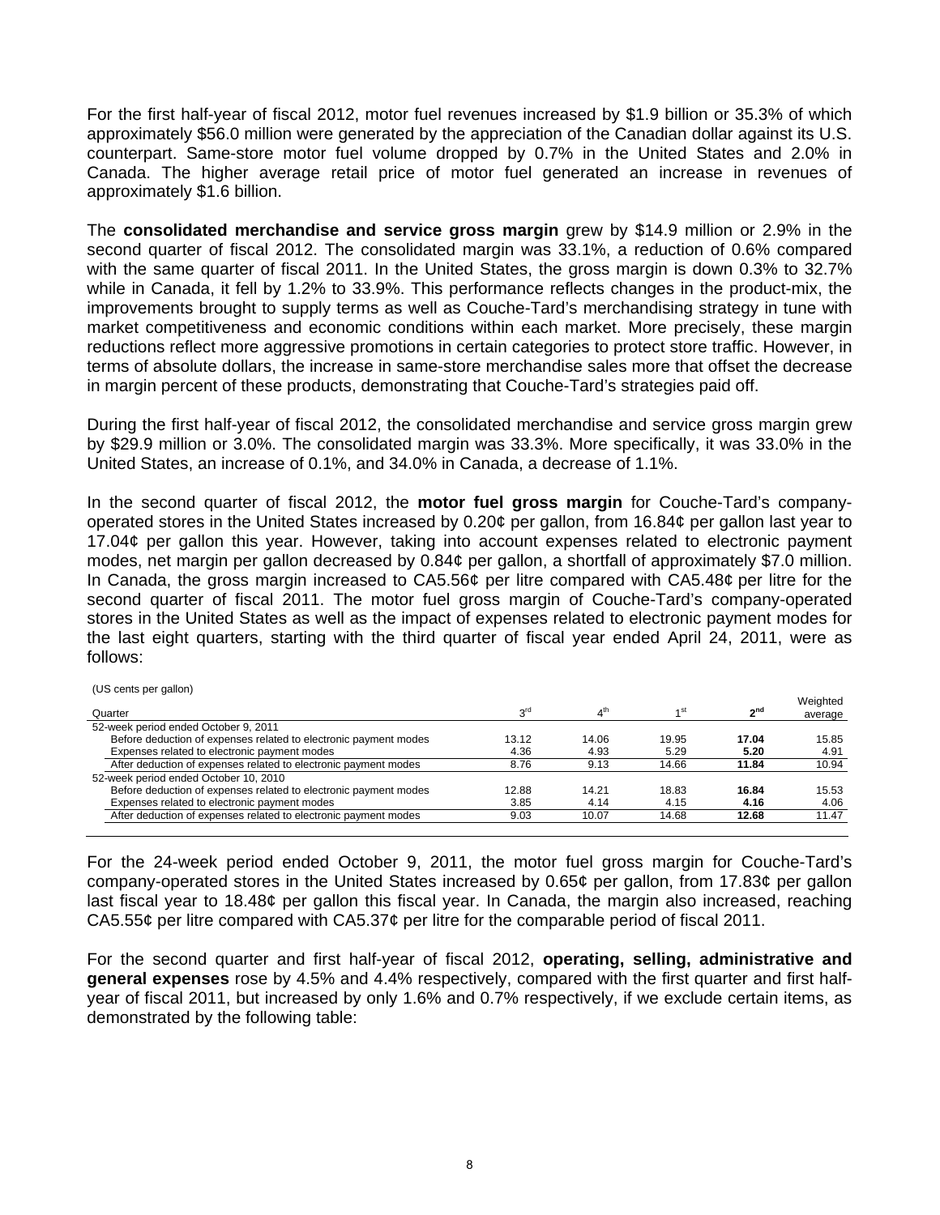For the first half-year of fiscal 2012, motor fuel revenues increased by $1.9 billion or 35.3% of which approximately $56.0 million were generated by the appreciation of the Canadian dollar against its U.S. counterpart. Same-store motor fuel volume dropped by 0.7% in the United States and 2.0% in Canada. The higher average retail price of motor fuel generated an increase in revenues of approximately $1.6 billion.

The **consolidated merchandise and service gross margin** grew by $14.9 million or 2.9% in the second quarter of fiscal 2012. The consolidated margin was 33.1%, a reduction of 0.6% compared with the same quarter of fiscal 2011. In the United States, the gross margin is down 0.3% to 32.7% while in Canada, it fell by 1.2% to 33.9%. This performance reflects changes in the product-mix, the improvements brought to supply terms as well as Couche-Tard's merchandising strategy in tune with market competitiveness and economic conditions within each market. More precisely, these margin reductions reflect more aggressive promotions in certain categories to protect store traffic. However, in terms of absolute dollars, the increase in same-store merchandise sales more that offset the decrease in margin percent of these products, demonstrating that Couche-Tard's strategies paid off.

During the first half-year of fiscal 2012, the consolidated merchandise and service gross margin grew by $29.9 million or 3.0%. The consolidated margin was 33.3%. More specifically, it was 33.0% in the United States, an increase of 0.1%, and 34.0% in Canada, a decrease of 1.1%.

In the second quarter of fiscal 2012, the **motor fuel gross margin** for Couche-Tard's company-operated stores in the United States increased by 0.20¢ per gallon, from 16.84¢ per gallon last year to 17.04¢ per gallon this year. However, taking into account expenses related to electronic payment modes, net margin per gallon decreased by 0.84¢ per gallon, a shortfall of approximately $7.0 million. In Canada, the gross margin increased to CA5.56¢ per litre compared with CA5.48¢ per litre for the second quarter of fiscal 2011. The motor fuel gross margin of Couche-Tard's company-operated stores in the United States as well as the impact of expenses related to electronic payment modes for the last eight quarters, starting with the third quarter of fiscal year ended April 24, 2011, were as follows:

(US cents per gallon)

| Quarter | 3rd | 4th | 1st | **2nd** | Weighted average |
|---|---|---|---|---|---|
| 52-week period ended October 9, 2011 | | | | | |
| Before deduction of expenses related to electronic payment modes | 13.12 | 14.06 | 19.95 | **17.04** | 15.85 |
| Expenses related to electronic payment modes | 4.36 | 4.93 | 5.29 | **5.20** | 4.91 |
| After deduction of expenses related to electronic payment modes | 8.76 | 9.13 | 14.66 | **11.84** | 10.94 |
| 52-week period ended October 10, 2010 | | | | | |
| Before deduction of expenses related to electronic payment modes | 12.88 | 14.21 | 18.83 | **16.84** | 15.53 |
| Expenses related to electronic payment modes | 3.85 | 4.14 | 4.15 | **4.16** | 4.06 |
| After deduction of expenses related to electronic payment modes | 9.03 | 10.07 | 14.68 | **12.68** | 11.47 |

For the 24-week period ended October 9, 2011, the motor fuel gross margin for Couche-Tard's company-operated stores in the United States increased by 0.65¢ per gallon, from 17.83¢ per gallon last fiscal year to 18.48¢ per gallon this fiscal year. In Canada, the margin also increased, reaching CA5.55¢ per litre compared with CA5.37¢ per litre for the comparable period of fiscal 2011.

For the second quarter and first half-year of fiscal 2012, **operating, selling, administrative and general expenses** rose by 4.5% and 4.4% respectively, compared with the first quarter and first half-year of fiscal 2011, but increased by only 1.6% and 0.7% respectively, if we exclude certain items, as demonstrated by the following table: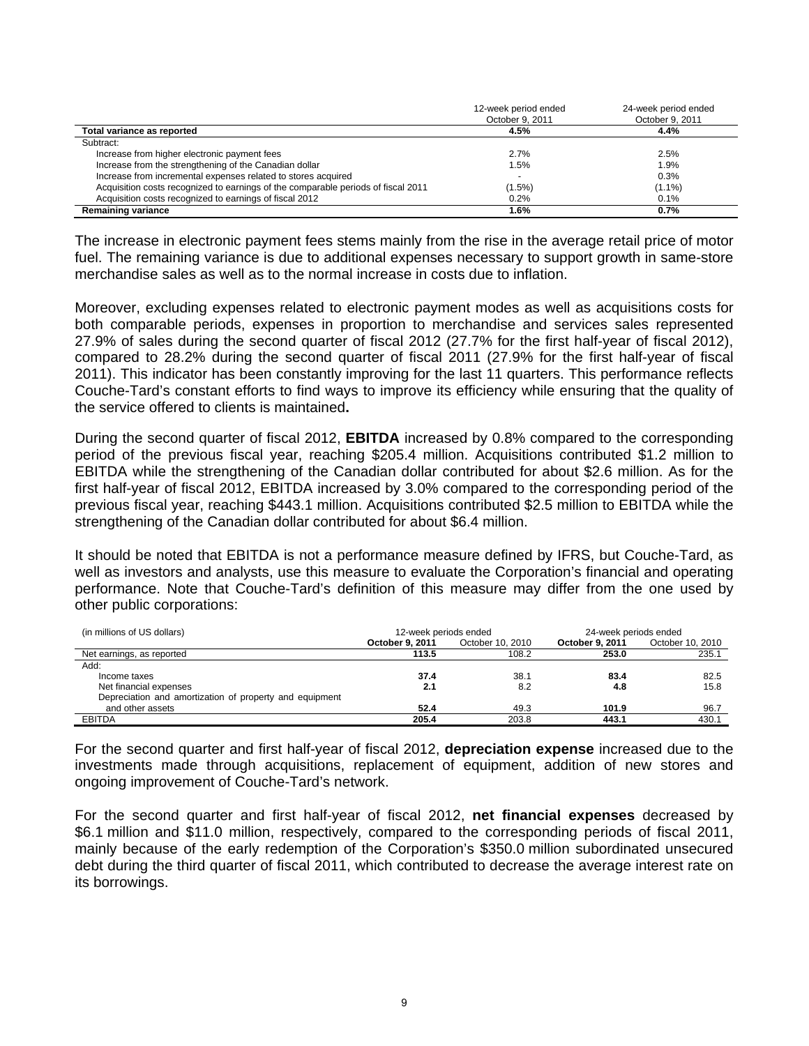| | 12-week period ended October 9, 2011 | 24-week period ended October 9, 2011 |
|---|---|---|
| **Total variance as reported** | **4.5%** | **4.4%** |
| Subtract: | | |
| Increase from higher electronic payment fees | 2.7% | 2.5% |
| Increase from the strengthening of the Canadian dollar | 1.5% | 1.9% |
| Increase from incremental expenses related to stores acquired | - | 0.3% |
| Acquisition costs recognized to earnings of the comparable periods of fiscal 2011 | (1.5%) | (1.1%) |
| Acquisition costs recognized to earnings of fiscal 2012 | 0.2% | 0.1% |
| **Remaining variance** | **1.6%** | **0.7%** |

The increase in electronic payment fees stems mainly from the rise in the average retail price of motor fuel. The remaining variance is due to additional expenses necessary to support growth in same-store merchandise sales as well as to the normal increase in costs due to inflation.

Moreover, excluding expenses related to electronic payment modes as well as acquisitions costs for both comparable periods, expenses in proportion to merchandise and services sales represented 27.9% of sales during the second quarter of fiscal 2012 (27.7% for the first half-year of fiscal 2012), compared to 28.2% during the second quarter of fiscal 2011 (27.9% for the first half-year of fiscal 2011). This indicator has been constantly improving for the last 11 quarters. This performance reflects Couche-Tard's constant efforts to find ways to improve its efficiency while ensuring that the quality of the service offered to clients is maintained**.**

During the second quarter of fiscal 2012, **EBITDA** increased by 0.8% compared to the corresponding period of the previous fiscal year, reaching $205.4 million. Acquisitions contributed $1.2 million to EBITDA while the strengthening of the Canadian dollar contributed for about $2.6 million. As for the first half-year of fiscal 2012, EBITDA increased by 3.0% compared to the corresponding period of the previous fiscal year, reaching $443.1 million. Acquisitions contributed $2.5 million to EBITDA while the strengthening of the Canadian dollar contributed for about $6.4 million.

It should be noted that EBITDA is not a performance measure defined by IFRS, but Couche-Tard, as well as investors and analysts, use this measure to evaluate the Corporation's financial and operating performance. Note that Couche-Tard's definition of this measure may differ from the one used by other public corporations:

| (in millions of US dollars) | 12-week periods ended | | 24-week periods ended | |
|---|---|---|---|---|
| | **October 9, 2011** | October 10, 2010 | **October 9, 2011** | October 10, 2010 |
| Net earnings, as reported | **113.5** | 108.2 | **253.0** | 235.1 |
| Add: | | | | |
| Income taxes | **37.4** | 38.1 | **83.4** | 82.5 |
| Net financial expenses | **2.1** | 8.2 | **4.8** | 15.8 |
| Depreciation and amortization of property and equipment and other assets | **52.4** | 49.3 | **101.9** | 96.7 |
| EBITDA | **205.4** | 203.8 | **443.1** | 430.1 |

For the second quarter and first half-year of fiscal 2012, **depreciation expense** increased due to the investments made through acquisitions, replacement of equipment, addition of new stores and ongoing improvement of Couche-Tard's network.

For the second quarter and first half-year of fiscal 2012, **net financial expenses** decreased by $6.1 million and $11.0 million, respectively, compared to the corresponding periods of fiscal 2011, mainly because of the early redemption of the Corporation's $350.0 million subordinated unsecured debt during the third quarter of fiscal 2011, which contributed to decrease the average interest rate on its borrowings.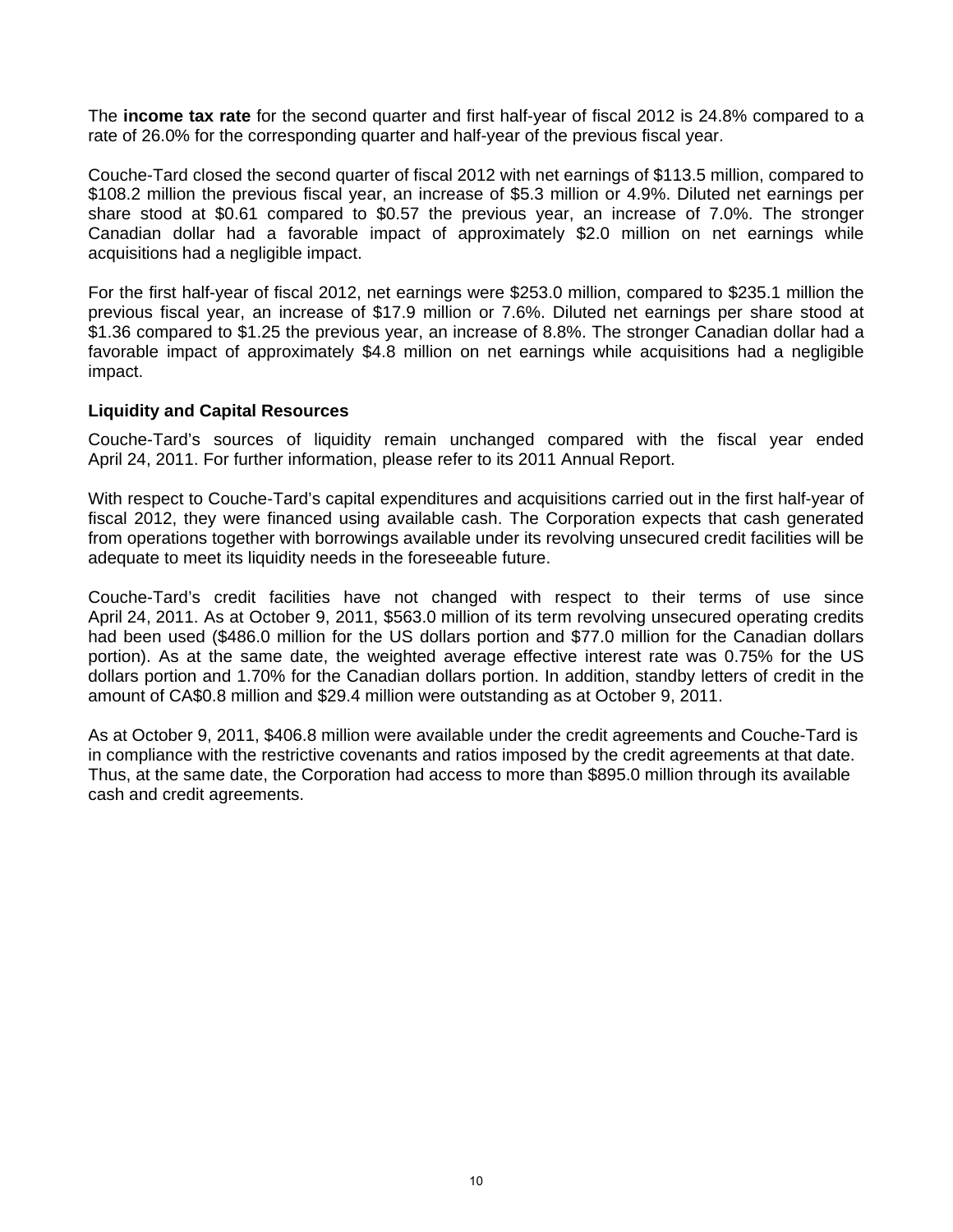The **income tax rate** for the second quarter and first half-year of fiscal 2012 is 24.8% compared to a rate of 26.0% for the corresponding quarter and half-year of the previous fiscal year.

Couche-Tard closed the second quarter of fiscal 2012 with net earnings of $113.5 million, compared to $108.2 million the previous fiscal year, an increase of $5.3 million or 4.9%. Diluted net earnings per share stood at $0.61 compared to $0.57 the previous year, an increase of 7.0%. The stronger Canadian dollar had a favorable impact of approximately $2.0 million on net earnings while acquisitions had a negligible impact.

For the first half-year of fiscal 2012, net earnings were $253.0 million, compared to $235.1 million the previous fiscal year, an increase of $17.9 million or 7.6%. Diluted net earnings per share stood at $1.36 compared to $1.25 the previous year, an increase of 8.8%. The stronger Canadian dollar had a favorable impact of approximately $4.8 million on net earnings while acquisitions had a negligible impact.

### Liquidity and Capital Resources

Couche-Tard's sources of liquidity remain unchanged compared with the fiscal year ended April 24, 2011. For further information, please refer to its 2011 Annual Report.

With respect to Couche-Tard's capital expenditures and acquisitions carried out in the first half-year of fiscal 2012, they were financed using available cash. The Corporation expects that cash generated from operations together with borrowings available under its revolving unsecured credit facilities will be adequate to meet its liquidity needs in the foreseeable future.

Couche-Tard's credit facilities have not changed with respect to their terms of use since April 24, 2011. As at October 9, 2011, $563.0 million of its term revolving unsecured operating credits had been used ($486.0 million for the US dollars portion and $77.0 million for the Canadian dollars portion). As at the same date, the weighted average effective interest rate was 0.75% for the US dollars portion and 1.70% for the Canadian dollars portion. In addition, standby letters of credit in the amount of CA$0.8 million and $29.4 million were outstanding as at October 9, 2011.

As at October 9, 2011, $406.8 million were available under the credit agreements and Couche-Tard is in compliance with the restrictive covenants and ratios imposed by the credit agreements at that date. Thus, at the same date, the Corporation had access to more than $895.0 million through its available cash and credit agreements.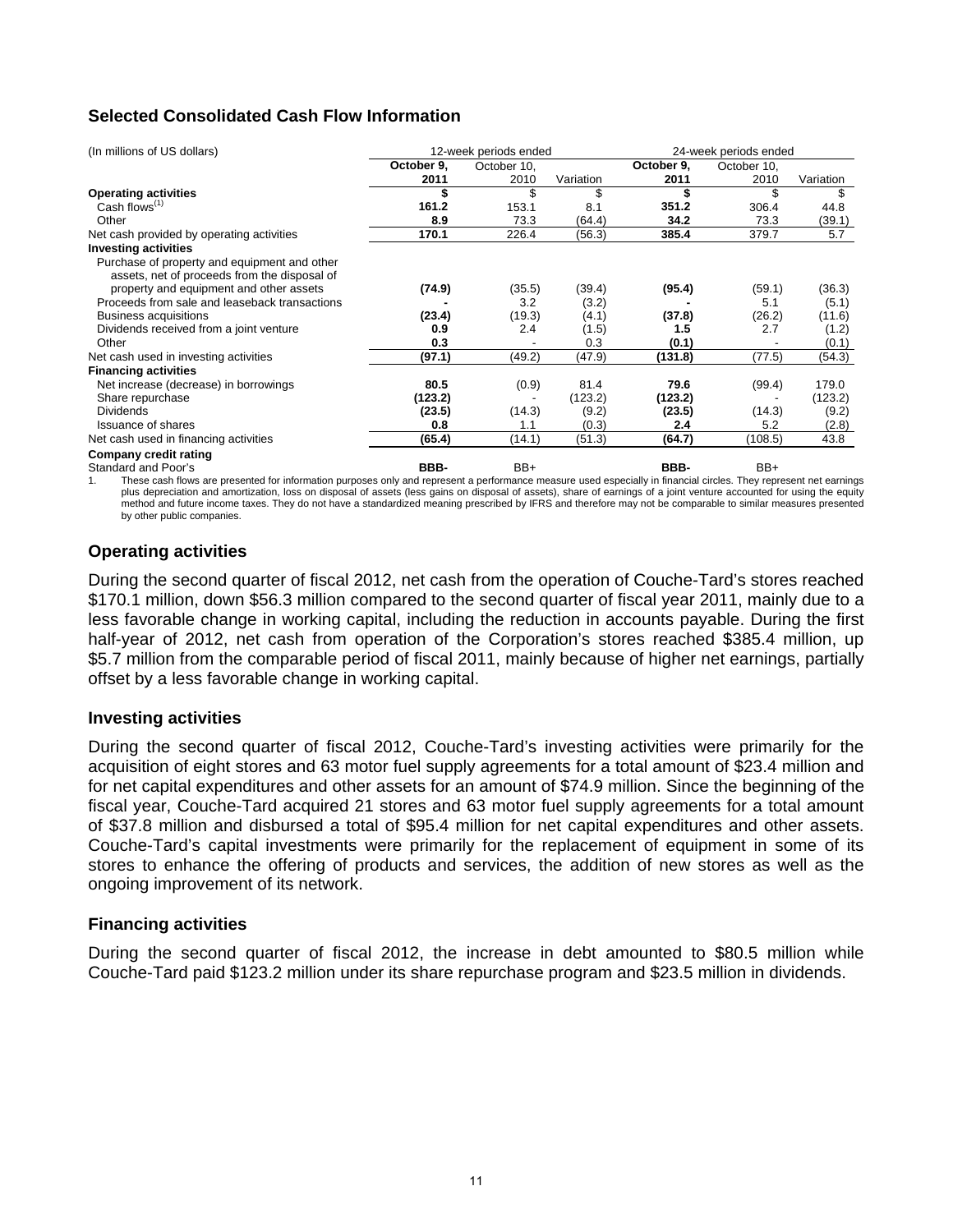### Selected Consolidated Cash Flow Information

| (In millions of US dollars) | 12-week periods ended | | | 24-week periods ended | | |
|---|---|---|---|---|---|---|
| | **October 9, 2011** | October 10, 2010 | Variation | **October 9, 2011** | October 10, 2010 | Variation |
| **Operating activities** | **$** | $ | $ | **$** | $ | $ |
| Cash flows[1] | **161.2** | 153.1 | 8.1 | **351.2** | 306.4 | 44.8 |
| Other | **8.9** | 73.3 | (64.4) | **34.2** | 73.3 | (39.1) |
| Net cash provided by operating activities | **170.1** | 226.4 | (56.3) | **385.4** | 379.7 | 5.7 |
| **Investing activities** | | | | | | |
| Purchase of property and equipment and other assets, net of proceeds from the disposal of property and equipment and other assets | **(74.9)** | (35.5) | (39.4) | **(95.4)** | (59.1) | (36.3) |
| Proceeds from sale and leaseback transactions | **-** | 3.2 | (3.2) | **-** | 5.1 | (5.1) |
| Business acquisitions | **(23.4)** | (19.3) | (4.1) | **(37.8)** | (26.2) | (11.6) |
| Dividends received from a joint venture | **0.9** | 2.4 | (1.5) | **1.5** | 2.7 | (1.2) |
| Other | **0.3** | - | 0.3 | **(0.1)** | - | (0.1) |
| Net cash used in investing activities | **(97.1)** | (49.2) | (47.9) | **(131.8)** | (77.5) | (54.3) |
| **Financing activities** | | | | | | |
| Net increase (decrease) in borrowings | **80.5** | (0.9) | 81.4 | **79.6** | (99.4) | 179.0 |
| Share repurchase | **(123.2)** | - | (123.2) | **(123.2)** | - | (123.2) |
| Dividends | **(23.5)** | (14.3) | (9.2) | **(23.5)** | (14.3) | (9.2) |
| Issuance of shares | **0.8** | 1.1 | (0.3) | **2.4** | 5.2 | (2.8) |
| Net cash used in financing activities | **(65.4)** | (14.1) | (51.3) | **(64.7)** | (108.5) | 43.8 |
| **Company credit rating** | | | | | | |
| Standard and Poor's | **BBB-** | BB+ | | **BBB-** | BB+ | |

1. These cash flows are presented for information purposes only and represent a performance measure used especially in financial circles. They represent net earnings plus depreciation and amortization, loss on disposal of assets (less gains on disposal of assets), share of earnings of a joint venture accounted for using the equity method and future income taxes. They do not have a standardized meaning prescribed by IFRS and therefore may not be comparable to similar measures presented by other public companies.

### Operating activities

During the second quarter of fiscal 2012, net cash from the operation of Couche-Tard's stores reached $170.1 million, down $56.3 million compared to the second quarter of fiscal year 2011, mainly due to a less favorable change in working capital, including the reduction in accounts payable. During the first half-year of 2012, net cash from operation of the Corporation's stores reached $385.4 million, up $5.7 million from the comparable period of fiscal 2011, mainly because of higher net earnings, partially offset by a less favorable change in working capital.

### Investing activities

During the second quarter of fiscal 2012, Couche-Tard's investing activities were primarily for the acquisition of eight stores and 63 motor fuel supply agreements for a total amount of $23.4 million and for net capital expenditures and other assets for an amount of $74.9 million. Since the beginning of the fiscal year, Couche-Tard acquired 21 stores and 63 motor fuel supply agreements for a total amount of $37.8 million and disbursed a total of $95.4 million for net capital expenditures and other assets. Couche-Tard's capital investments were primarily for the replacement of equipment in some of its stores to enhance the offering of products and services, the addition of new stores as well as the ongoing improvement of its network.

### Financing activities

During the second quarter of fiscal 2012, the increase in debt amounted to $80.5 million while Couche-Tard paid $123.2 million under its share repurchase program and $23.5 million in dividends.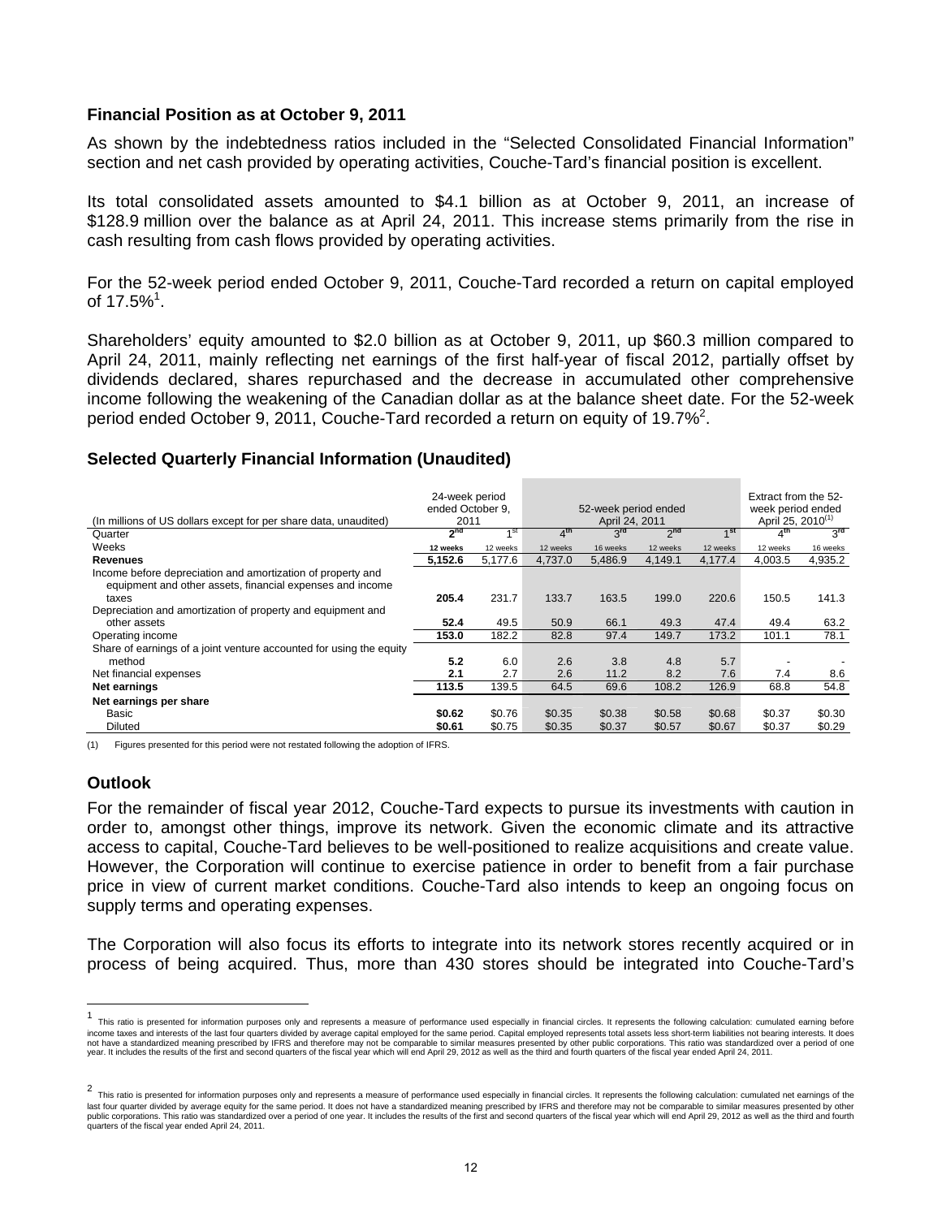### Financial Position as at October 9, 2011

As shown by the indebtedness ratios included in the "Selected Consolidated Financial Information" section and net cash provided by operating activities, Couche-Tard's financial position is excellent.

Its total consolidated assets amounted to $4.1 billion as at October 9, 2011, an increase of $128.9 million over the balance as at April 24, 2011. This increase stems primarily from the rise in cash resulting from cash flows provided by operating activities.

For the 52-week period ended October 9, 2011, Couche-Tard recorded a return on capital employed of 17.5%[1].

Shareholders' equity amounted to $2.0 billion as at October 9, 2011, up $60.3 million compared to April 24, 2011, mainly reflecting net earnings of the first half-year of fiscal 2012, partially offset by dividends declared, shares repurchased and the decrease in accumulated other comprehensive income following the weakening of the Canadian dollar as at the balance sheet date. For the 52-week period ended October 9, 2011, Couche-Tard recorded a return on equity of 19.7%[2].

### Selected Quarterly Financial Information (Unaudited)

| (In millions of US dollars except for per share data, unaudited) | 24-week period ended October 9, 2011 | | 52-week period ended April 24, 2011 | | | | Extract from the 52-week period ended April 25, 2010(1) | |
|---|---|---|---|---|---|---|---|---|
| Quarter | 2nd | 1st | 4th | 3rd | 2nd | 1st | 4th | 3rd |
| Weeks | 12 weeks | 12 weeks | 12 weeks | 16 weeks | 12 weeks | 12 weeks | 12 weeks | 16 weeks |
| **Revenues** | **5,152.6** | 5,177.6 | 4,737.0 | 5,486.9 | 4,149.1 | 4,177.4 | 4,003.5 | 4,935.2 |
| Income before depreciation and amortization of property and equipment and other assets, financial expenses and income taxes | **205.4** | 231.7 | 133.7 | 163.5 | 199.0 | 220.6 | 150.5 | 141.3 |
| Depreciation and amortization of property and equipment and other assets | **52.4** | 49.5 | 50.9 | 66.1 | 49.3 | 47.4 | 49.4 | 63.2 |
| Operating income | **153.0** | 182.2 | 82.8 | 97.4 | 149.7 | 173.2 | 101.1 | 78.1 |
| Share of earnings of a joint venture accounted for using the equity method | **5.2** | 6.0 | 2.6 | 3.8 | 4.8 | 5.7 | - | - |
| Net financial expenses | **2.1** | 2.7 | 2.6 | 11.2 | 8.2 | 7.6 | 7.4 | 8.6 |
| **Net earnings** | **113.5** | 139.5 | 64.5 | 69.6 | 108.2 | 126.9 | 68.8 | 54.8 |
| **Net earnings per share** | | | | | | | | |
| Basic | **$0.62** | $0.76 | $0.35 | $0.38 | $0.58 | $0.68 | $0.37 | $0.30 |
| Diluted | **$0.61** | $0.75 | $0.35 | $0.37 | $0.57 | $0.67 | $0.37 | $0.29 |

(1) Figures presented for this period were not restated following the adoption of IFRS.

### Outlook

For the remainder of fiscal year 2012, Couche-Tard expects to pursue its investments with caution in order to, amongst other things, improve its network. Given the economic climate and its attractive access to capital, Couche-Tard believes to be well-positioned to realize acquisitions and create value. However, the Corporation will continue to exercise patience in order to benefit from a fair purchase price in view of current market conditions. Couche-Tard also intends to keep an ongoing focus on supply terms and operating expenses.

The Corporation will also focus its efforts to integrate into its network stores recently acquired or in process of being acquired. Thus, more than 430 stores should be integrated into Couche-Tard's

---

[1] This ratio is presented for information purposes only and represents a measure of performance used especially in financial circles. It represents the following calculation: cumulated earning before income taxes and interests of the last four quarters divided by average capital employed for the same period. Capital employed represents total assets less short-term liabilities not bearing interests. It does not have a standardized meaning prescribed by IFRS and therefore may not be comparable to similar measures presented by other public corporations. This ratio was standardized over a period of one year. It includes the results of the first and second quarters of the fiscal year which will end April 29, 2012 as well as the third and fourth quarters of the fiscal year ended April 24, 2011.

[2] This ratio is presented for information purposes only and represents a measure of performance used especially in financial circles. It represents the following calculation: cumulated net earnings of the last four quarter divided by average equity for the same period. It does not have a standardized meaning prescribed by IFRS and therefore may not be comparable to similar measures presented by other public corporations. This ratio was standardized over a period of one year. It includes the results of the first and second quarters of the fiscal year which will end April 29, 2012 as well as the third and fourth quarters of the fiscal year ended April 24, 2011.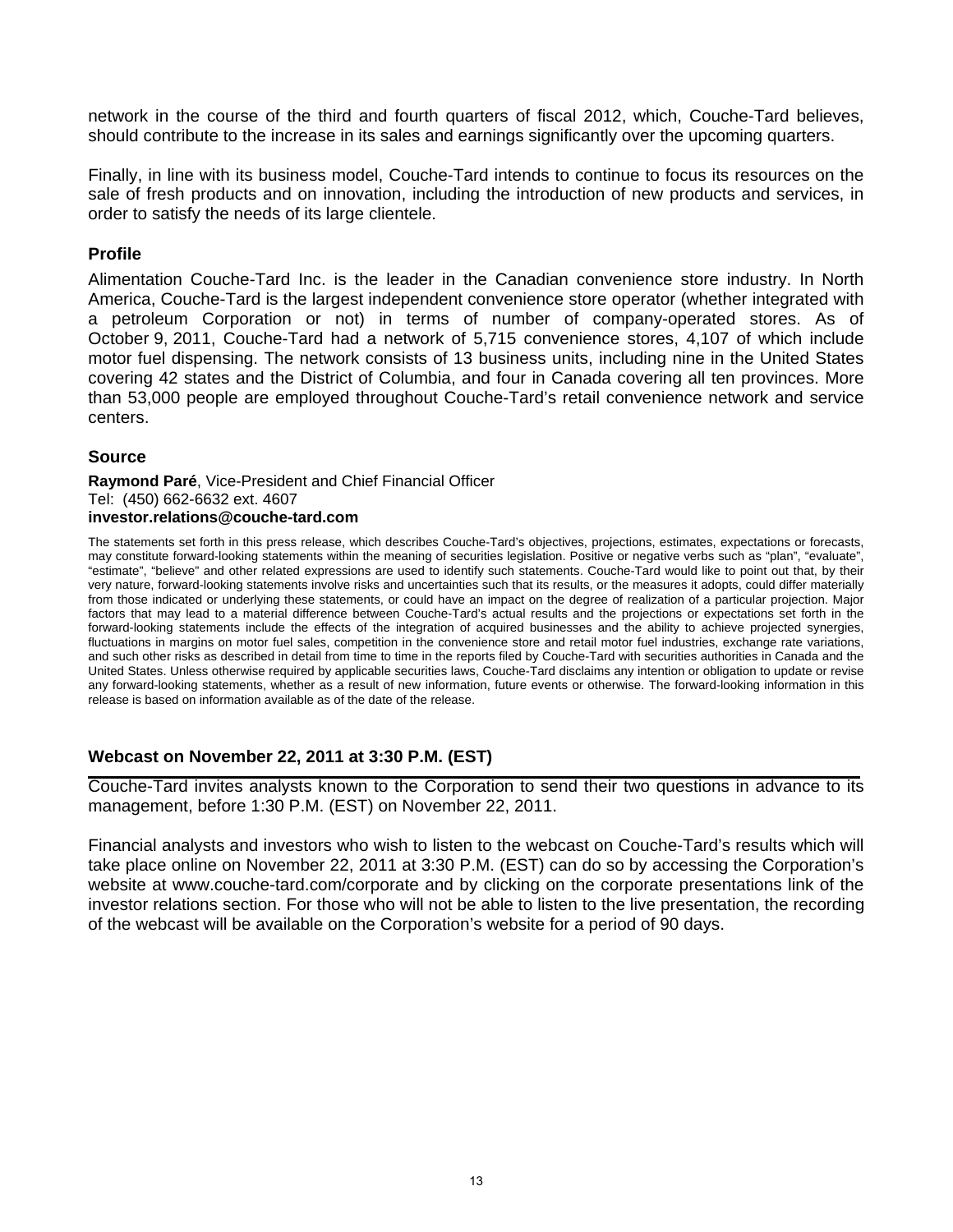network in the course of the third and fourth quarters of fiscal 2012, which, Couche-Tard believes, should contribute to the increase in its sales and earnings significantly over the upcoming quarters.

Finally, in line with its business model, Couche-Tard intends to continue to focus its resources on the sale of fresh products and on innovation, including the introduction of new products and services, in order to satisfy the needs of its large clientele.

### Profile

Alimentation Couche-Tard Inc. is the leader in the Canadian convenience store industry. In North America, Couche-Tard is the largest independent convenience store operator (whether integrated with a petroleum Corporation or not) in terms of number of company-operated stores. As of October 9, 2011, Couche-Tard had a network of 5,715 convenience stores, 4,107 of which include motor fuel dispensing. The network consists of 13 business units, including nine in the United States covering 42 states and the District of Columbia, and four in Canada covering all ten provinces. More than 53,000 people are employed throughout Couche-Tard's retail convenience network and service centers.

### Source

**Raymond Paré**, Vice-President and Chief Financial Officer
Tel: (450) 662-6632 ext. 4607
**investor.relations@couche-tard.com**

The statements set forth in this press release, which describes Couche-Tard's objectives, projections, estimates, expectations or forecasts, may constitute forward-looking statements within the meaning of securities legislation. Positive or negative verbs such as "plan", "evaluate", "estimate", "believe" and other related expressions are used to identify such statements. Couche-Tard would like to point out that, by their very nature, forward-looking statements involve risks and uncertainties such that its results, or the measures it adopts, could differ materially from those indicated or underlying these statements, or could have an impact on the degree of realization of a particular projection. Major factors that may lead to a material difference between Couche-Tard's actual results and the projections or expectations set forth in the forward-looking statements include the effects of the integration of acquired businesses and the ability to achieve projected synergies, fluctuations in margins on motor fuel sales, competition in the convenience store and retail motor fuel industries, exchange rate variations, and such other risks as described in detail from time to time in the reports filed by Couche-Tard with securities authorities in Canada and the United States. Unless otherwise required by applicable securities laws, Couche-Tard disclaims any intention or obligation to update or revise any forward-looking statements, whether as a result of new information, future events or otherwise. The forward-looking information in this release is based on information available as of the date of the release.

### Webcast on November 22, 2011 at 3:30 P.M. (EST)

Couche-Tard invites analysts known to the Corporation to send their two questions in advance to its management, before 1:30 P.M. (EST) on November 22, 2011.

Financial analysts and investors who wish to listen to the webcast on Couche-Tard's results which will take place online on November 22, 2011 at 3:30 P.M. (EST) can do so by accessing the Corporation's website at www.couche-tard.com/corporate and by clicking on the corporate presentations link of the investor relations section. For those who will not be able to listen to the live presentation, the recording of the webcast will be available on the Corporation's website for a period of 90 days.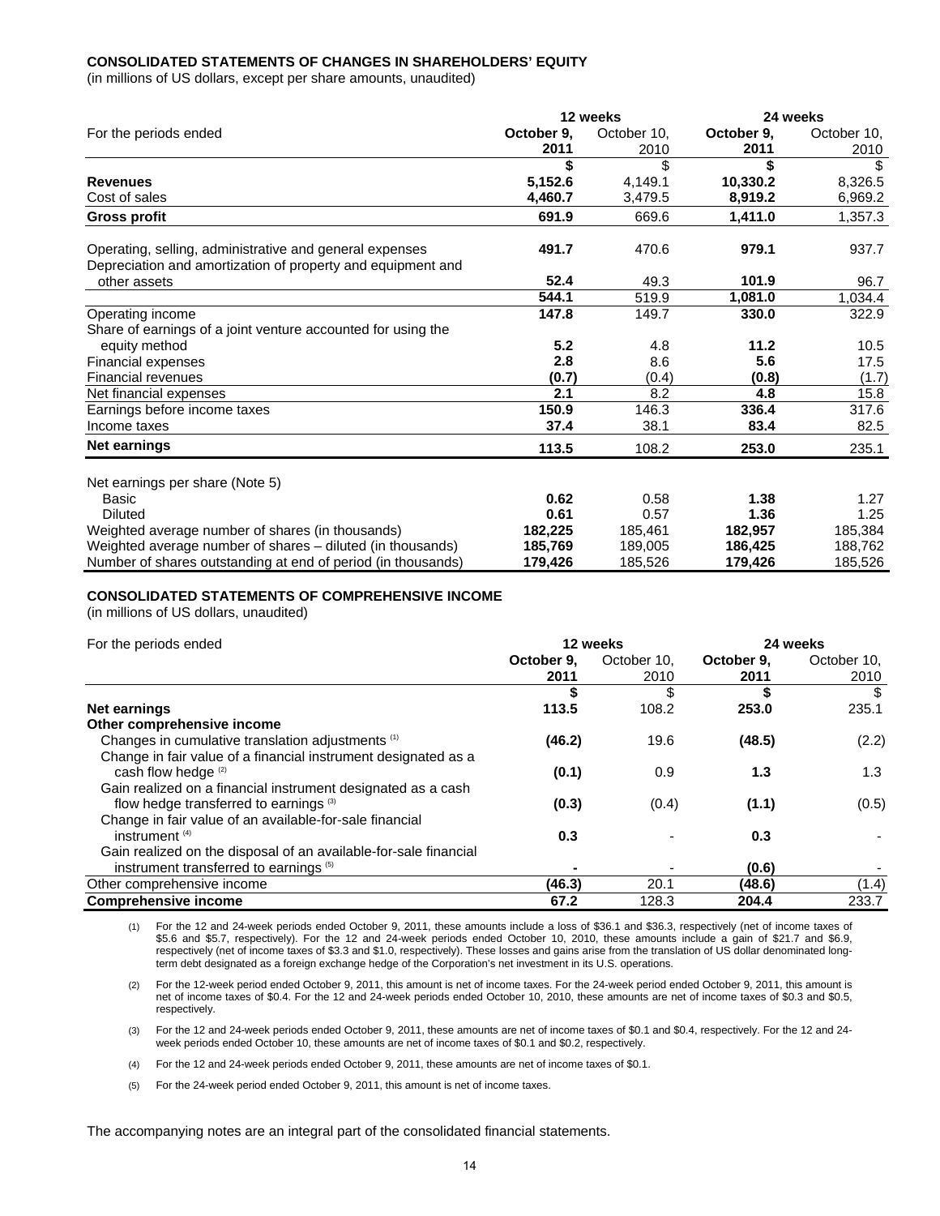**CONSOLIDATED STATEMENTS OF CHANGES IN SHAREHOLDERS' EQUITY**

(in millions of US dollars, except per share amounts, unaudited)

| | 12 weeks | | 24 weeks | |
|---|---|---|---|---|
| For the periods ended | **October 9, 2011** | October 10, 2010 | **October 9, 2011** | October 10, 2010 |
| | **$** | $ | **$** | $ |
| **Revenues** | **5,152.6** | 4,149.1 | **10,330.2** | 8,326.5 |
| Cost of sales | **4,460.7** | 3,479.5 | **8,919.2** | 6,969.2 |
| **Gross profit** | **691.9** | 669.6 | **1,411.0** | 1,357.3 |
| Operating, selling, administrative and general expenses | **491.7** | 470.6 | **979.1** | 937.7 |
| Depreciation and amortization of property and equipment and other assets | **52.4** | 49.3 | **101.9** | 96.7 |
| | **544.1** | 519.9 | **1,081.0** | 1,034.4 |
| Operating income | **147.8** | 149.7 | **330.0** | 322.9 |
| Share of earnings of a joint venture accounted for using the equity method | **5.2** | 4.8 | **11.2** | 10.5 |
| Financial expenses | **2.8** | 8.6 | **5.6** | 17.5 |
| Financial revenues | **(0.7)** | (0.4) | **(0.8)** | (1.7) |
| Net financial expenses | **2.1** | 8.2 | **4.8** | 15.8 |
| Earnings before income taxes | **150.9** | 146.3 | **336.4** | 317.6 |
| Income taxes | **37.4** | 38.1 | **83.4** | 82.5 |
| **Net earnings** | **113.5** | 108.2 | **253.0** | 235.1 |
| Net earnings per share (Note 5) | | | | |
| Basic | **0.62** | 0.58 | **1.38** | 1.27 |
| Diluted | **0.61** | 0.57 | **1.36** | 1.25 |
| Weighted average number of shares (in thousands) | **182,225** | 185,461 | **182,957** | 185,384 |
| Weighted average number of shares – diluted (in thousands) | **185,769** | 189,005 | **186,425** | 188,762 |
| Number of shares outstanding at end of period (in thousands) | **179,426** | 185,526 | **179,426** | 185,526 |

**CONSOLIDATED STATEMENTS OF COMPREHENSIVE INCOME**

(in millions of US dollars, unaudited)

| For the periods ended | 12 weeks | | 24 weeks | |
|---|---|---|---|---|
| | **October 9, 2011** | October 10, 2010 | **October 9, 2011** | October 10, 2010 |
| | **$** | $ | **$** | $ |
| **Net earnings** | **113.5** | 108.2 | **253.0** | 235.1 |
| **Other comprehensive income** | | | | |
| Changes in cumulative translation adjustments (1) | **(46.2)** | 19.6 | **(48.5)** | (2.2) |
| Change in fair value of a financial instrument designated as a cash flow hedge (2) | **(0.1)** | 0.9 | **1.3** | 1.3 |
| Gain realized on a financial instrument designated as a cash flow hedge transferred to earnings (3) | **(0.3)** | (0.4) | **(1.1)** | (0.5) |
| Change in fair value of an available-for-sale financial instrument (4) | **0.3** | - | **0.3** | - |
| Gain realized on the disposal of an available-for-sale financial instrument transferred to earnings (5) | **-** | - | **(0.6)** | - |
| Other comprehensive income | **(46.3)** | 20.1 | **(48.6)** | (1.4) |
| **Comprehensive income** | **67.2** | 128.3 | **204.4** | 233.7 |

(1) For the 12 and 24-week periods ended October 9, 2011, these amounts include a loss of $36.1 and $36.3, respectively (net of income taxes of $5.6 and $5.7, respectively). For the 12 and 24-week periods ended October 10, 2010, these amounts include a gain of $21.7 and $6.9, respectively (net of income taxes of $3.3 and $1.0, respectively). These losses and gains arise from the translation of US dollar denominated long-term debt designated as a foreign exchange hedge of the Corporation's net investment in its U.S. operations.

(2) For the 12-week period ended October 9, 2011, this amount is net of income taxes. For the 24-week period ended October 9, 2011, this amount is net of income taxes of $0.4. For the 12 and 24-week periods ended October 10, 2010, these amounts are net of income taxes of $0.3 and $0.5, respectively.

(3) For the 12 and 24-week periods ended October 9, 2011, these amounts are net of income taxes of $0.1 and $0.4, respectively. For the 12 and 24-week periods ended October 10, these amounts are net of income taxes of $0.1 and $0.2, respectively.

(4) For the 12 and 24-week periods ended October 9, 2011, these amounts are net of income taxes of $0.1.

(5) For the 24-week period ended October 9, 2011, this amount is net of income taxes.

The accompanying notes are an integral part of the consolidated financial statements.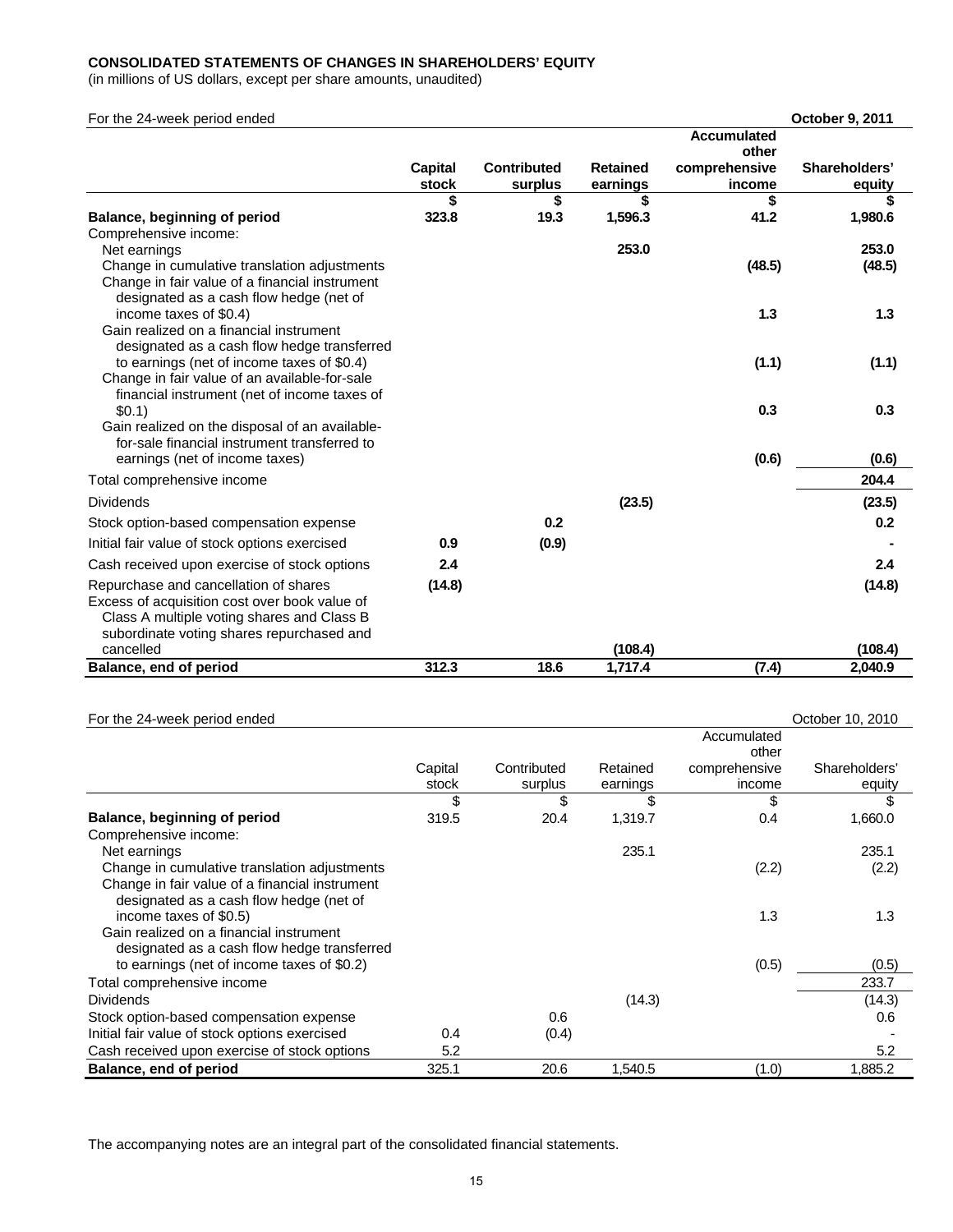**CONSOLIDATED STATEMENTS OF CHANGES IN SHAREHOLDERS' EQUITY**
(in millions of US dollars, except per share amounts, unaudited)

| For the 24-week period ended | | | | | **October 9, 2011** |
|---|---|---|---|---|---|
| | **Capital stock** | **Contributed surplus** | **Retained earnings** | **Accumulated other comprehensive income** | **Shareholders' equity** |
| | **$** | **$** | **$** | **$** | **$** |
| **Balance, beginning of period** | **323.8** | **19.3** | **1,596.3** | **41.2** | **1,980.6** |
| Comprehensive income: | | | | | |
| Net earnings | | | **253.0** | | **253.0** |
| Change in cumulative translation adjustments | | | | **(48.5)** | **(48.5)** |
| Change in fair value of a financial instrument designated as a cash flow hedge (net of income taxes of $0.4) | | | | **1.3** | **1.3** |
| Gain realized on a financial instrument designated as a cash flow hedge transferred to earnings (net of income taxes of $0.4) | | | | **(1.1)** | **(1.1)** |
| Change in fair value of an available-for-sale financial instrument (net of income taxes of $0.1) | | | | **0.3** | **0.3** |
| Gain realized on the disposal of an available-for-sale financial instrument transferred to earnings (net of income taxes) | | | | **(0.6)** | **(0.6)** |
| Total comprehensive income | | | | | **204.4** |
| Dividends | | | **(23.5)** | | **(23.5)** |
| Stock option-based compensation expense | | **0.2** | | | **0.2** |
| Initial fair value of stock options exercised | **0.9** | **(0.9)** | | | **-** |
| Cash received upon exercise of stock options | **2.4** | | | | **2.4** |
| Repurchase and cancellation of shares | **(14.8)** | | | | **(14.8)** |
| Excess of acquisition cost over book value of Class A multiple voting shares and Class B subordinate voting shares repurchased and cancelled | | | **(108.4)** | | **(108.4)** |
| **Balance, end of period** | **312.3** | **18.6** | **1,717.4** | **(7.4)** | **2,040.9** |

| For the 24-week period ended | | | | | October 10, 2010 |
|---|---|---|---|---|---|
| | Capital stock | Contributed surplus | Retained earnings | Accumulated other comprehensive income | Shareholders' equity |
| | $ | $ | $ | $ | $ |
| **Balance, beginning of period** | 319.5 | 20.4 | 1,319.7 | 0.4 | 1,660.0 |
| Comprehensive income: | | | | | |
| Net earnings | | | 235.1 | | 235.1 |
| Change in cumulative translation adjustments | | | | (2.2) | (2.2) |
| Change in fair value of a financial instrument designated as a cash flow hedge (net of income taxes of $0.5) | | | | 1.3 | 1.3 |
| Gain realized on a financial instrument designated as a cash flow hedge transferred to earnings (net of income taxes of $0.2) | | | | (0.5) | (0.5) |
| Total comprehensive income | | | | | 233.7 |
| Dividends | | | (14.3) | | (14.3) |
| Stock option-based compensation expense | | 0.6 | | | 0.6 |
| Initial fair value of stock options exercised | 0.4 | (0.4) | | | - |
| Cash received upon exercise of stock options | 5.2 | | | | 5.2 |
| **Balance, end of period** | 325.1 | 20.6 | 1,540.5 | (1.0) | 1,885.2 |

The accompanying notes are an integral part of the consolidated financial statements.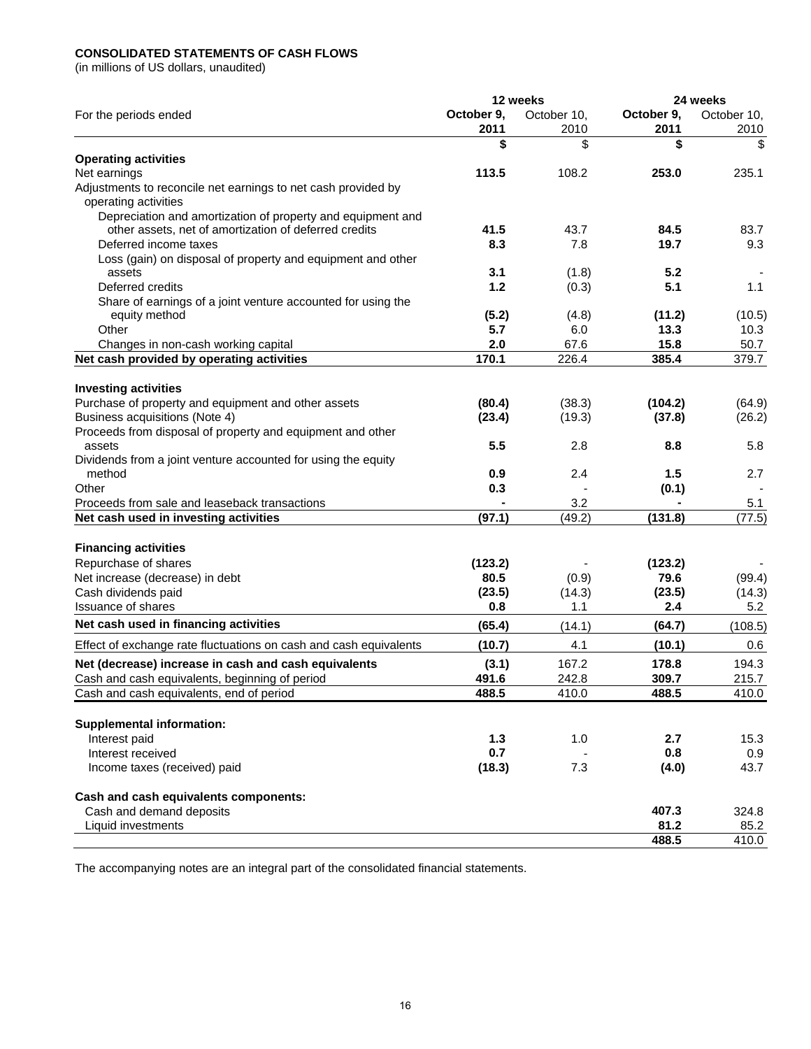**CONSOLIDATED STATEMENTS OF CASH FLOWS**
(in millions of US dollars, unaudited)

| For the periods ended | 12 weeks | | 24 weeks | |
|---|---|---|---|---|
| | **October 9, 2011** | October 10, 2010 | **October 9, 2011** | October 10, 2010 |
| | **$** | $ | **$** | $ |
| **Operating activities** | | | | |
| Net earnings | **113.5** | 108.2 | **253.0** | 235.1 |
| Adjustments to reconcile net earnings to net cash provided by operating activities | | | | |
| Depreciation and amortization of property and equipment and other assets, net of amortization of deferred credits | **41.5** | 43.7 | **84.5** | 83.7 |
| Deferred income taxes | **8.3** | 7.8 | **19.7** | 9.3 |
| Loss (gain) on disposal of property and equipment and other assets | **3.1** | (1.8) | **5.2** | - |
| Deferred credits | **1.2** | (0.3) | **5.1** | 1.1 |
| Share of earnings of a joint venture accounted for using the equity method | **(5.2)** | (4.8) | **(11.2)** | (10.5) |
| Other | **5.7** | 6.0 | **13.3** | 10.3 |
| Changes in non-cash working capital | **2.0** | 67.6 | **15.8** | 50.7 |
| **Net cash provided by operating activities** | **170.1** | 226.4 | **385.4** | 379.7 |
| **Investing activities** | | | | |
| Purchase of property and equipment and other assets | **(80.4)** | (38.3) | **(104.2)** | (64.9) |
| Business acquisitions (Note 4) | **(23.4)** | (19.3) | **(37.8)** | (26.2) |
| Proceeds from disposal of property and equipment and other assets | **5.5** | 2.8 | **8.8** | 5.8 |
| Dividends from a joint venture accounted for using the equity method | **0.9** | 2.4 | **1.5** | 2.7 |
| Other | **0.3** | - | **(0.1)** | - |
| Proceeds from sale and leaseback transactions | **-** | 3.2 | **-** | 5.1 |
| **Net cash used in investing activities** | **(97.1)** | (49.2) | **(131.8)** | (77.5) |
| **Financing activities** | | | | |
| Repurchase of shares | **(123.2)** | - | **(123.2)** | - |
| Net increase (decrease) in debt | **80.5** | (0.9) | **79.6** | (99.4) |
| Cash dividends paid | **(23.5)** | (14.3) | **(23.5)** | (14.3) |
| Issuance of shares | **0.8** | 1.1 | **2.4** | 5.2 |
| **Net cash used in financing activities** | **(65.4)** | (14.1) | **(64.7)** | (108.5) |
| Effect of exchange rate fluctuations on cash and cash equivalents | **(10.7)** | 4.1 | **(10.1)** | 0.6 |
| **Net (decrease) increase in cash and cash equivalents** | **(3.1)** | 167.2 | **178.8** | 194.3 |
| Cash and cash equivalents, beginning of period | **491.6** | 242.8 | **309.7** | 215.7 |
| Cash and cash equivalents, end of period | **488.5** | 410.0 | **488.5** | 410.0 |
| **Supplemental information:** | | | | |
| Interest paid | **1.3** | 1.0 | **2.7** | 15.3 |
| Interest received | **0.7** | - | **0.8** | 0.9 |
| Income taxes (received) paid | **(18.3)** | 7.3 | **(4.0)** | 43.7 |
| **Cash and cash equivalents components:** | | | | |
| Cash and demand deposits | | | **407.3** | 324.8 |
| Liquid investments | | | **81.2** | 85.2 |
| | | | **488.5** | 410.0 |

The accompanying notes are an integral part of the consolidated financial statements.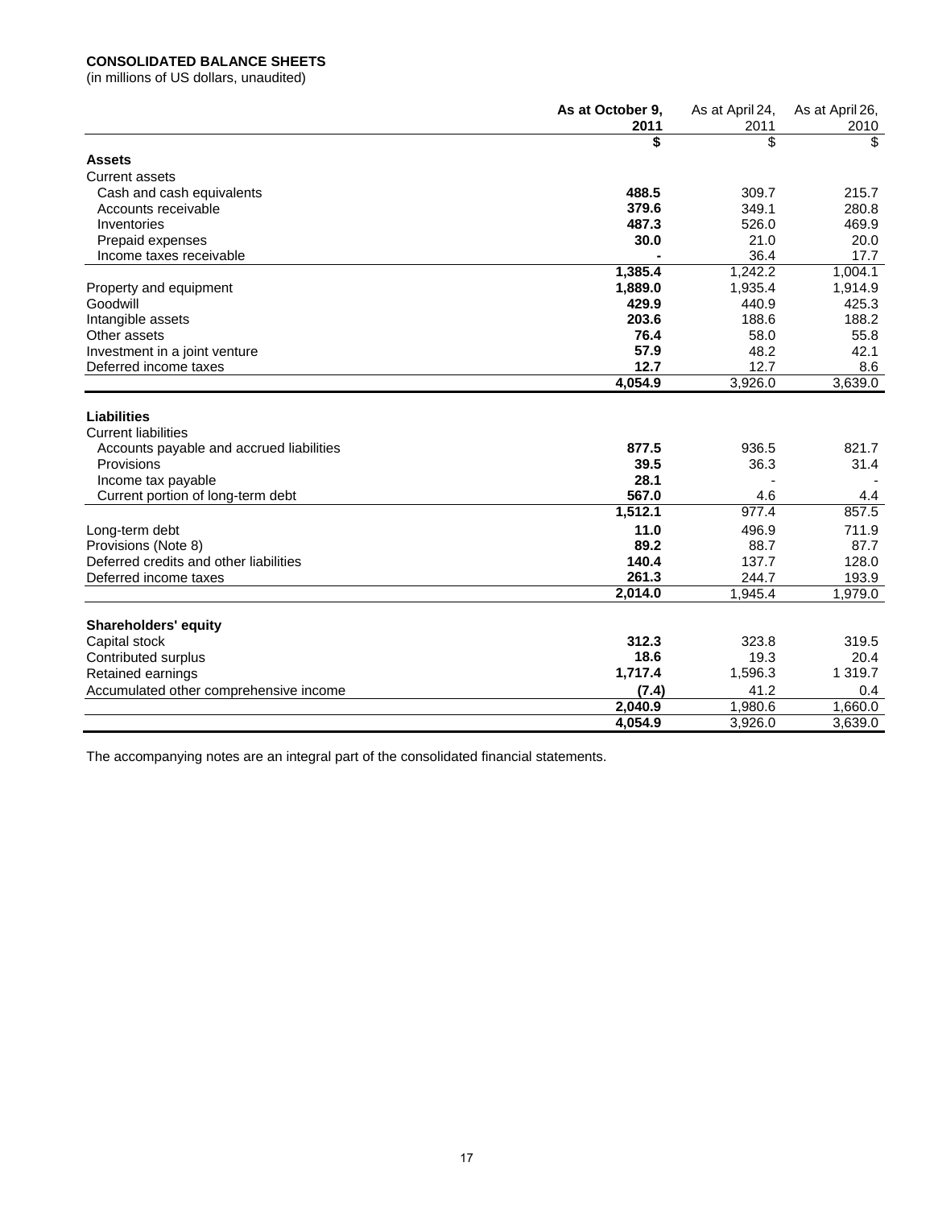**CONSOLIDATED BALANCE SHEETS**
(in millions of US dollars, unaudited)

| | As at October 9, 2011 | As at April 24, 2011 | As at April 26, 2010 |
|---|---|---|---|
| | $ | $ | $ |
| **Assets** | | | |
| Current assets | | | |
| Cash and cash equivalents | **488.5** | 309.7 | 215.7 |
| Accounts receivable | **379.6** | 349.1 | 280.8 |
| Inventories | **487.3** | 526.0 | 469.9 |
| Prepaid expenses | **30.0** | 21.0 | 20.0 |
| Income taxes receivable | **-** | 36.4 | 17.7 |
| | **1,385.4** | 1,242.2 | 1,004.1 |
| Property and equipment | **1,889.0** | 1,935.4 | 1,914.9 |
| Goodwill | **429.9** | 440.9 | 425.3 |
| Intangible assets | **203.6** | 188.6 | 188.2 |
| Other assets | **76.4** | 58.0 | 55.8 |
| Investment in a joint venture | **57.9** | 48.2 | 42.1 |
| Deferred income taxes | **12.7** | 12.7 | 8.6 |
| | **4,054.9** | 3,926.0 | 3,639.0 |
| **Liabilities** | | | |
| Current liabilities | | | |
| Accounts payable and accrued liabilities | **877.5** | 936.5 | 821.7 |
| Provisions | **39.5** | 36.3 | 31.4 |
| Income tax payable | **28.1** | - | - |
| Current portion of long-term debt | **567.0** | 4.6 | 4.4 |
| | **1,512.1** | 977.4 | 857.5 |
| Long-term debt | **11.0** | 496.9 | 711.9 |
| Provisions (Note 8) | **89.2** | 88.7 | 87.7 |
| Deferred credits and other liabilities | **140.4** | 137.7 | 128.0 |
| Deferred income taxes | **261.3** | 244.7 | 193.9 |
| | **2,014.0** | 1,945.4 | 1,979.0 |
| **Shareholders' equity** | | | |
| Capital stock | **312.3** | 323.8 | 319.5 |
| Contributed surplus | **18.6** | 19.3 | 20.4 |
| Retained earnings | **1,717.4** | 1,596.3 | 1 319.7 |
| Accumulated other comprehensive income | **(7.4)** | 41.2 | 0.4 |
| | **2,040.9** | 1,980.6 | 1,660.0 |
| | **4,054.9** | 3,926.0 | 3,639.0 |

The accompanying notes are an integral part of the consolidated financial statements.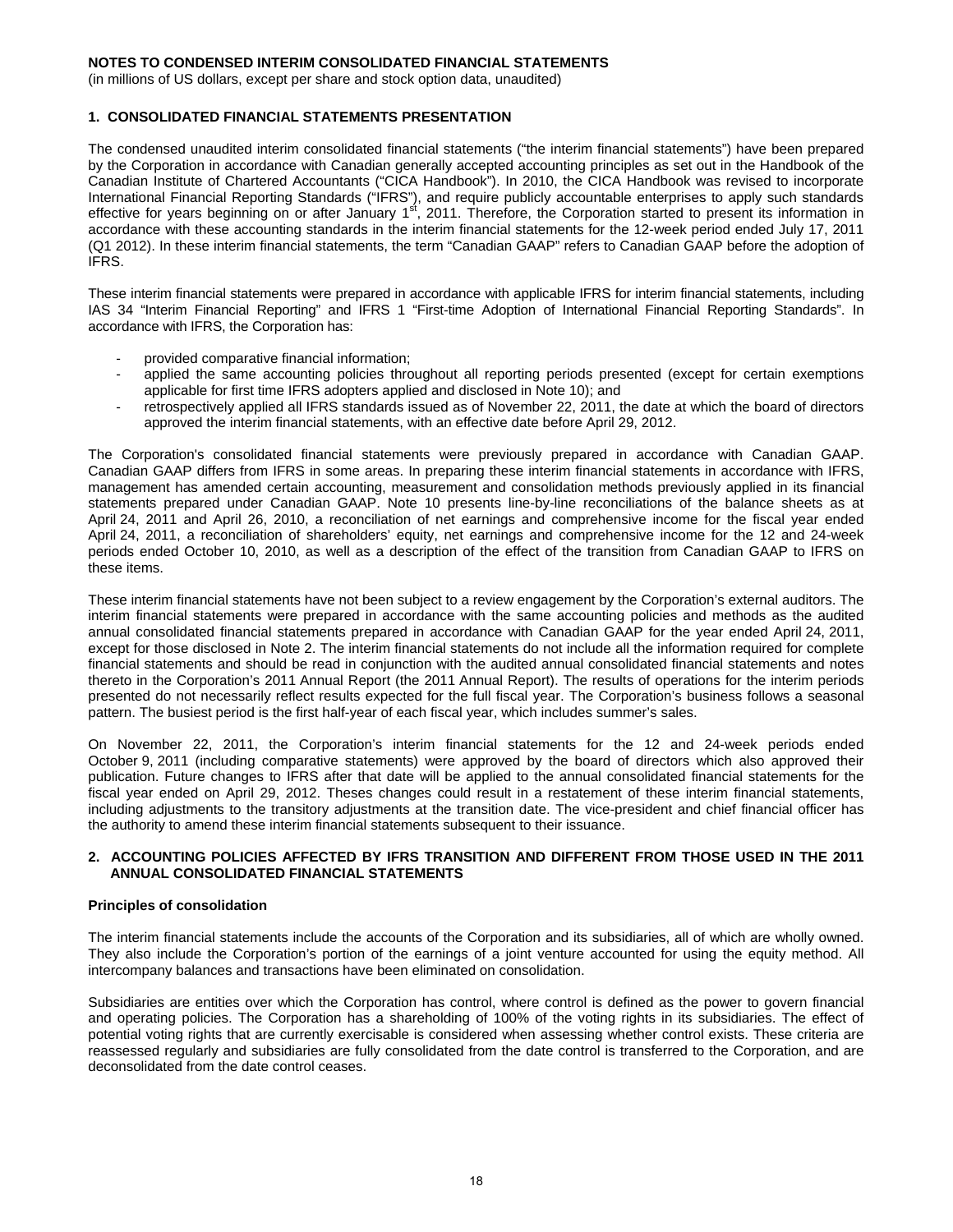**NOTES TO CONDENSED INTERIM CONSOLIDATED FINANCIAL STATEMENTS**

(in millions of US dollars, except per share and stock option data, unaudited)

## 1. CONSOLIDATED FINANCIAL STATEMENTS PRESENTATION

The condensed unaudited interim consolidated financial statements ("the interim financial statements") have been prepared by the Corporation in accordance with Canadian generally accepted accounting principles as set out in the Handbook of the Canadian Institute of Chartered Accountants ("CICA Handbook"). In 2010, the CICA Handbook was revised to incorporate International Financial Reporting Standards ("IFRS"), and require publicly accountable enterprises to apply such standards effective for years beginning on or after January 1st, 2011. Therefore, the Corporation started to present its information in accordance with these accounting standards in the interim financial statements for the 12-week period ended July 17, 2011 (Q1 2012). In these interim financial statements, the term "Canadian GAAP" refers to Canadian GAAP before the adoption of IFRS.

These interim financial statements were prepared in accordance with applicable IFRS for interim financial statements, including IAS 34 "Interim Financial Reporting" and IFRS 1 "First-time Adoption of International Financial Reporting Standards". In accordance with IFRS, the Corporation has:

- provided comparative financial information;
- applied the same accounting policies throughout all reporting periods presented (except for certain exemptions applicable for first time IFRS adopters applied and disclosed in Note 10); and
- retrospectively applied all IFRS standards issued as of November 22, 2011, the date at which the board of directors approved the interim financial statements, with an effective date before April 29, 2012.

The Corporation's consolidated financial statements were previously prepared in accordance with Canadian GAAP. Canadian GAAP differs from IFRS in some areas. In preparing these interim financial statements in accordance with IFRS, management has amended certain accounting, measurement and consolidation methods previously applied in its financial statements prepared under Canadian GAAP. Note 10 presents line-by-line reconciliations of the balance sheets as at April 24, 2011 and April 26, 2010, a reconciliation of net earnings and comprehensive income for the fiscal year ended April 24, 2011, a reconciliation of shareholders' equity, net earnings and comprehensive income for the 12 and 24-week periods ended October 10, 2010, as well as a description of the effect of the transition from Canadian GAAP to IFRS on these items.

These interim financial statements have not been subject to a review engagement by the Corporation's external auditors. The interim financial statements were prepared in accordance with the same accounting policies and methods as the audited annual consolidated financial statements prepared in accordance with Canadian GAAP for the year ended April 24, 2011, except for those disclosed in Note 2. The interim financial statements do not include all the information required for complete financial statements and should be read in conjunction with the audited annual consolidated financial statements and notes thereto in the Corporation's 2011 Annual Report (the 2011 Annual Report). The results of operations for the interim periods presented do not necessarily reflect results expected for the full fiscal year. The Corporation's business follows a seasonal pattern. The busiest period is the first half-year of each fiscal year, which includes summer's sales.

On November 22, 2011, the Corporation's interim financial statements for the 12 and 24-week periods ended October 9, 2011 (including comparative statements) were approved by the board of directors which also approved their publication. Future changes to IFRS after that date will be applied to the annual consolidated financial statements for the fiscal year ended on April 29, 2012. Theses changes could result in a restatement of these interim financial statements, including adjustments to the transitory adjustments at the transition date. The vice-president and chief financial officer has the authority to amend these interim financial statements subsequent to their issuance.

## 2. ACCOUNTING POLICIES AFFECTED BY IFRS TRANSITION AND DIFFERENT FROM THOSE USED IN THE 2011 ANNUAL CONSOLIDATED FINANCIAL STATEMENTS

### Principles of consolidation

The interim financial statements include the accounts of the Corporation and its subsidiaries, all of which are wholly owned. They also include the Corporation's portion of the earnings of a joint venture accounted for using the equity method. All intercompany balances and transactions have been eliminated on consolidation.

Subsidiaries are entities over which the Corporation has control, where control is defined as the power to govern financial and operating policies. The Corporation has a shareholding of 100% of the voting rights in its subsidiaries. The effect of potential voting rights that are currently exercisable is considered when assessing whether control exists. These criteria are reassessed regularly and subsidiaries are fully consolidated from the date control is transferred to the Corporation, and are deconsolidated from the date control ceases.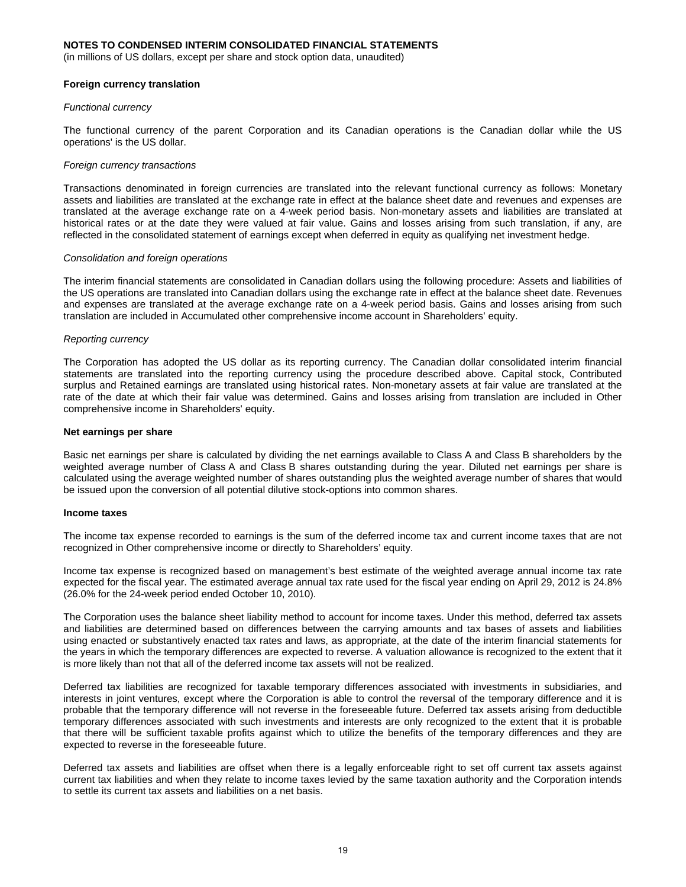**NOTES TO CONDENSED INTERIM CONSOLIDATED FINANCIAL STATEMENTS**
(in millions of US dollars, except per share and stock option data, unaudited)

**Foreign currency translation**

*Functional currency*

The functional currency of the parent Corporation and its Canadian operations is the Canadian dollar while the US operations' is the US dollar.

*Foreign currency transactions*

Transactions denominated in foreign currencies are translated into the relevant functional currency as follows: Monetary assets and liabilities are translated at the exchange rate in effect at the balance sheet date and revenues and expenses are translated at the average exchange rate on a 4-week period basis. Non-monetary assets and liabilities are translated at historical rates or at the date they were valued at fair value. Gains and losses arising from such translation, if any, are reflected in the consolidated statement of earnings except when deferred in equity as qualifying net investment hedge.

*Consolidation and foreign operations*

The interim financial statements are consolidated in Canadian dollars using the following procedure: Assets and liabilities of the US operations are translated into Canadian dollars using the exchange rate in effect at the balance sheet date. Revenues and expenses are translated at the average exchange rate on a 4-week period basis. Gains and losses arising from such translation are included in Accumulated other comprehensive income account in Shareholders' equity.

*Reporting currency*

The Corporation has adopted the US dollar as its reporting currency. The Canadian dollar consolidated interim financial statements are translated into the reporting currency using the procedure described above. Capital stock, Contributed surplus and Retained earnings are translated using historical rates. Non-monetary assets at fair value are translated at the rate of the date at which their fair value was determined. Gains and losses arising from translation are included in Other comprehensive income in Shareholders' equity.

**Net earnings per share**

Basic net earnings per share is calculated by dividing the net earnings available to Class A and Class B shareholders by the weighted average number of Class A and Class B shares outstanding during the year. Diluted net earnings per share is calculated using the average weighted number of shares outstanding plus the weighted average number of shares that would be issued upon the conversion of all potential dilutive stock-options into common shares.

**Income taxes**

The income tax expense recorded to earnings is the sum of the deferred income tax and current income taxes that are not recognized in Other comprehensive income or directly to Shareholders' equity.

Income tax expense is recognized based on management's best estimate of the weighted average annual income tax rate expected for the fiscal year. The estimated average annual tax rate used for the fiscal year ending on April 29, 2012 is 24.8% (26.0% for the 24-week period ended October 10, 2010).

The Corporation uses the balance sheet liability method to account for income taxes. Under this method, deferred tax assets and liabilities are determined based on differences between the carrying amounts and tax bases of assets and liabilities using enacted or substantively enacted tax rates and laws, as appropriate, at the date of the interim financial statements for the years in which the temporary differences are expected to reverse. A valuation allowance is recognized to the extent that it is more likely than not that all of the deferred income tax assets will not be realized.

Deferred tax liabilities are recognized for taxable temporary differences associated with investments in subsidiaries, and interests in joint ventures, except where the Corporation is able to control the reversal of the temporary difference and it is probable that the temporary difference will not reverse in the foreseeable future. Deferred tax assets arising from deductible temporary differences associated with such investments and interests are only recognized to the extent that it is probable that there will be sufficient taxable profits against which to utilize the benefits of the temporary differences and they are expected to reverse in the foreseeable future.

Deferred tax assets and liabilities are offset when there is a legally enforceable right to set off current tax assets against current tax liabilities and when they relate to income taxes levied by the same taxation authority and the Corporation intends to settle its current tax assets and liabilities on a net basis.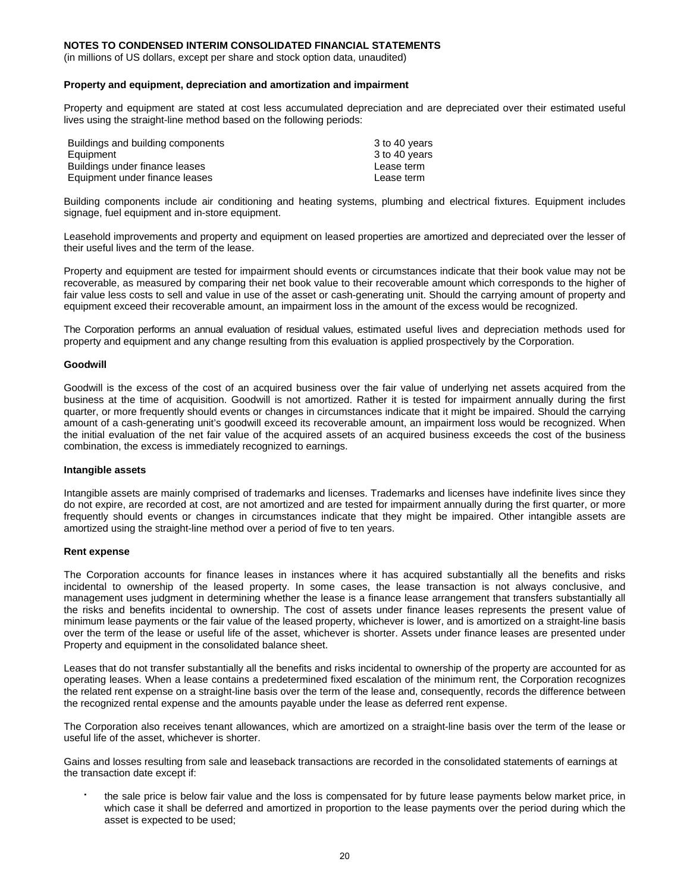**NOTES TO CONDENSED INTERIM CONSOLIDATED FINANCIAL STATEMENTS**
(in millions of US dollars, except per share and stock option data, unaudited)

**Property and equipment, depreciation and amortization and impairment**

Property and equipment are stated at cost less accumulated depreciation and are depreciated over their estimated useful lives using the straight-line method based on the following periods:

| | |
|---|---|
| Buildings and building components | 3 to 40 years |
| Equipment | 3 to 40 years |
| Buildings under finance leases | Lease term |
| Equipment under finance leases | Lease term |

Building components include air conditioning and heating systems, plumbing and electrical fixtures. Equipment includes signage, fuel equipment and in-store equipment.

Leasehold improvements and property and equipment on leased properties are amortized and depreciated over the lesser of their useful lives and the term of the lease.

Property and equipment are tested for impairment should events or circumstances indicate that their book value may not be recoverable, as measured by comparing their net book value to their recoverable amount which corresponds to the higher of fair value less costs to sell and value in use of the asset or cash-generating unit. Should the carrying amount of property and equipment exceed their recoverable amount, an impairment loss in the amount of the excess would be recognized.

The Corporation performs an annual evaluation of residual values, estimated useful lives and depreciation methods used for property and equipment and any change resulting from this evaluation is applied prospectively by the Corporation.

**Goodwill**

Goodwill is the excess of the cost of an acquired business over the fair value of underlying net assets acquired from the business at the time of acquisition. Goodwill is not amortized. Rather it is tested for impairment annually during the first quarter, or more frequently should events or changes in circumstances indicate that it might be impaired. Should the carrying amount of a cash-generating unit's goodwill exceed its recoverable amount, an impairment loss would be recognized. When the initial evaluation of the net fair value of the acquired assets of an acquired business exceeds the cost of the business combination, the excess is immediately recognized to earnings.

**Intangible assets**

Intangible assets are mainly comprised of trademarks and licenses. Trademarks and licenses have indefinite lives since they do not expire, are recorded at cost, are not amortized and are tested for impairment annually during the first quarter, or more frequently should events or changes in circumstances indicate that they might be impaired. Other intangible assets are amortized using the straight-line method over a period of five to ten years.

**Rent expense**

The Corporation accounts for finance leases in instances where it has acquired substantially all the benefits and risks incidental to ownership of the leased property. In some cases, the lease transaction is not always conclusive, and management uses judgment in determining whether the lease is a finance lease arrangement that transfers substantially all the risks and benefits incidental to ownership. The cost of assets under finance leases represents the present value of minimum lease payments or the fair value of the leased property, whichever is lower, and is amortized on a straight-line basis over the term of the lease or useful life of the asset, whichever is shorter. Assets under finance leases are presented under Property and equipment in the consolidated balance sheet.

Leases that do not transfer substantially all the benefits and risks incidental to ownership of the property are accounted for as operating leases. When a lease contains a predetermined fixed escalation of the minimum rent, the Corporation recognizes the related rent expense on a straight-line basis over the term of the lease and, consequently, records the difference between the recognized rental expense and the amounts payable under the lease as deferred rent expense.

The Corporation also receives tenant allowances, which are amortized on a straight-line basis over the term of the lease or useful life of the asset, whichever is shorter.

Gains and losses resulting from sale and leaseback transactions are recorded in the consolidated statements of earnings at the transaction date except if:

- the sale price is below fair value and the loss is compensated for by future lease payments below market price, in which case it shall be deferred and amortized in proportion to the lease payments over the period during which the asset is expected to be used;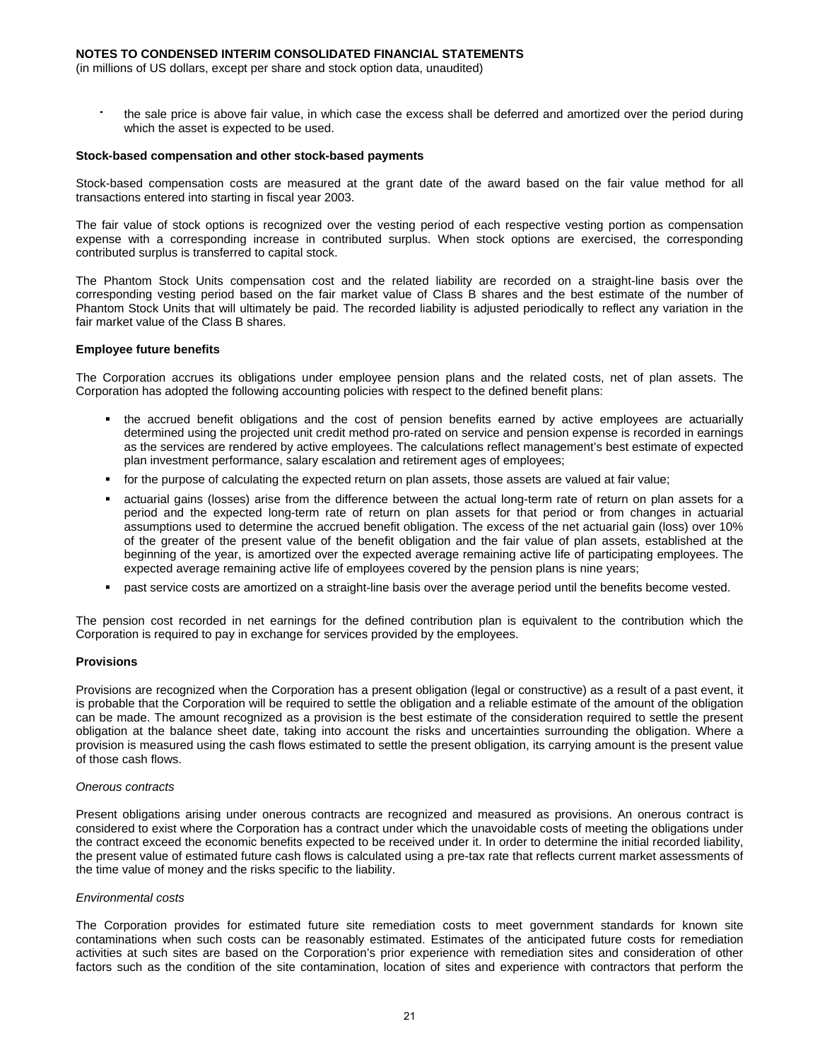- the sale price is above fair value, in which case the excess shall be deferred and amortized over the period during which the asset is expected to be used.

**Stock-based compensation and other stock-based payments**

Stock-based compensation costs are measured at the grant date of the award based on the fair value method for all transactions entered into starting in fiscal year 2003.

The fair value of stock options is recognized over the vesting period of each respective vesting portion as compensation expense with a corresponding increase in contributed surplus. When stock options are exercised, the corresponding contributed surplus is transferred to capital stock.

The Phantom Stock Units compensation cost and the related liability are recorded on a straight-line basis over the corresponding vesting period based on the fair market value of Class B shares and the best estimate of the number of Phantom Stock Units that will ultimately be paid. The recorded liability is adjusted periodically to reflect any variation in the fair market value of the Class B shares.

**Employee future benefits**

The Corporation accrues its obligations under employee pension plans and the related costs, net of plan assets. The Corporation has adopted the following accounting policies with respect to the defined benefit plans:

- the accrued benefit obligations and the cost of pension benefits earned by active employees are actuarially determined using the projected unit credit method pro-rated on service and pension expense is recorded in earnings as the services are rendered by active employees. The calculations reflect management's best estimate of expected plan investment performance, salary escalation and retirement ages of employees;
- for the purpose of calculating the expected return on plan assets, those assets are valued at fair value;
- actuarial gains (losses) arise from the difference between the actual long-term rate of return on plan assets for a period and the expected long-term rate of return on plan assets for that period or from changes in actuarial assumptions used to determine the accrued benefit obligation. The excess of the net actuarial gain (loss) over 10% of the greater of the present value of the benefit obligation and the fair value of plan assets, established at the beginning of the year, is amortized over the expected average remaining active life of participating employees. The expected average remaining active life of employees covered by the pension plans is nine years;
- past service costs are amortized on a straight-line basis over the average period until the benefits become vested.

The pension cost recorded in net earnings for the defined contribution plan is equivalent to the contribution which the Corporation is required to pay in exchange for services provided by the employees.

**Provisions**

Provisions are recognized when the Corporation has a present obligation (legal or constructive) as a result of a past event, it is probable that the Corporation will be required to settle the obligation and a reliable estimate of the amount of the obligation can be made. The amount recognized as a provision is the best estimate of the consideration required to settle the present obligation at the balance sheet date, taking into account the risks and uncertainties surrounding the obligation. Where a provision is measured using the cash flows estimated to settle the present obligation, its carrying amount is the present value of those cash flows.

*Onerous contracts*

Present obligations arising under onerous contracts are recognized and measured as provisions. An onerous contract is considered to exist where the Corporation has a contract under which the unavoidable costs of meeting the obligations under the contract exceed the economic benefits expected to be received under it. In order to determine the initial recorded liability, the present value of estimated future cash flows is calculated using a pre-tax rate that reflects current market assessments of the time value of money and the risks specific to the liability.

*Environmental costs*

The Corporation provides for estimated future site remediation costs to meet government standards for known site contaminations when such costs can be reasonably estimated. Estimates of the anticipated future costs for remediation activities at such sites are based on the Corporation's prior experience with remediation sites and consideration of other factors such as the condition of the site contamination, location of sites and experience with contractors that perform the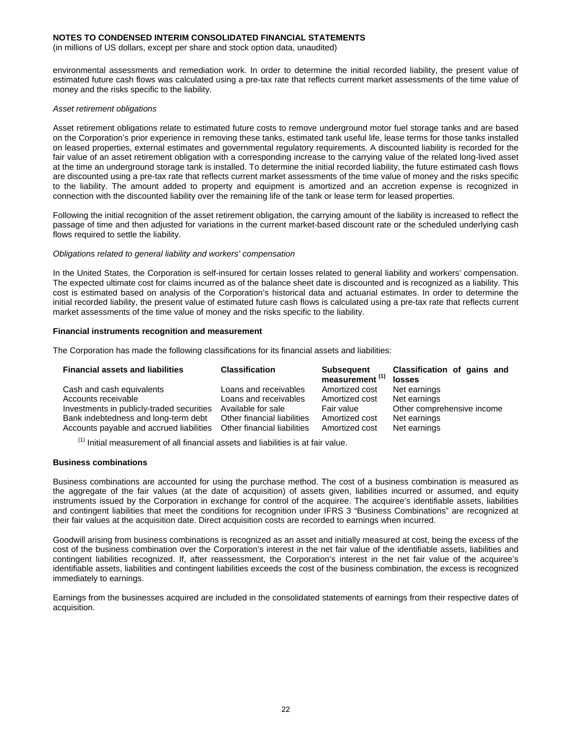environmental assessments and remediation work. In order to determine the initial recorded liability, the present value of estimated future cash flows was calculated using a pre-tax rate that reflects current market assessments of the time value of money and the risks specific to the liability.

*Asset retirement obligations*

Asset retirement obligations relate to estimated future costs to remove underground motor fuel storage tanks and are based on the Corporation's prior experience in removing these tanks, estimated tank useful life, lease terms for those tanks installed on leased properties, external estimates and governmental regulatory requirements. A discounted liability is recorded for the fair value of an asset retirement obligation with a corresponding increase to the carrying value of the related long-lived asset at the time an underground storage tank is installed. To determine the initial recorded liability, the future estimated cash flows are discounted using a pre-tax rate that reflects current market assessments of the time value of money and the risks specific to the liability. The amount added to property and equipment is amortized and an accretion expense is recognized in connection with the discounted liability over the remaining life of the tank or lease term for leased properties.

Following the initial recognition of the asset retirement obligation, the carrying amount of the liability is increased to reflect the passage of time and then adjusted for variations in the current market-based discount rate or the scheduled underlying cash flows required to settle the liability.

*Obligations related to general liability and workers' compensation*

In the United States, the Corporation is self-insured for certain losses related to general liability and workers' compensation. The expected ultimate cost for claims incurred as of the balance sheet date is discounted and is recognized as a liability. This cost is estimated based on analysis of the Corporation's historical data and actuarial estimates. In order to determine the initial recorded liability, the present value of estimated future cash flows is calculated using a pre-tax rate that reflects current market assessments of the time value of money and the risks specific to the liability.

**Financial instruments recognition and measurement**

The Corporation has made the following classifications for its financial assets and liabilities:

| Financial assets and liabilities | Classification | Subsequent measurement [1] | Classification of gains and losses |
|---|---|---|---|
| Cash and cash equivalents | Loans and receivables | Amortized cost | Net earnings |
| Accounts receivable | Loans and receivables | Amortized cost | Net earnings |
| Investments in publicly-traded securities | Available for sale | Fair value | Other comprehensive income |
| Bank indebtedness and long-term debt | Other financial liabilities | Amortized cost | Net earnings |
| Accounts payable and accrued liabilities | Other financial liabilities | Amortized cost | Net earnings |

[1] Initial measurement of all financial assets and liabilities is at fair value.

**Business combinations**

Business combinations are accounted for using the purchase method. The cost of a business combination is measured as the aggregate of the fair values (at the date of acquisition) of assets given, liabilities incurred or assumed, and equity instruments issued by the Corporation in exchange for control of the acquiree. The acquiree's identifiable assets, liabilities and contingent liabilities that meet the conditions for recognition under IFRS 3 "Business Combinations" are recognized at their fair values at the acquisition date. Direct acquisition costs are recorded to earnings when incurred.

Goodwill arising from business combinations is recognized as an asset and initially measured at cost, being the excess of the cost of the business combination over the Corporation's interest in the net fair value of the identifiable assets, liabilities and contingent liabilities recognized. If, after reassessment, the Corporation's interest in the net fair value of the acquiree's identifiable assets, liabilities and contingent liabilities exceeds the cost of the business combination, the excess is recognized immediately to earnings.

Earnings from the businesses acquired are included in the consolidated statements of earnings from their respective dates of acquisition.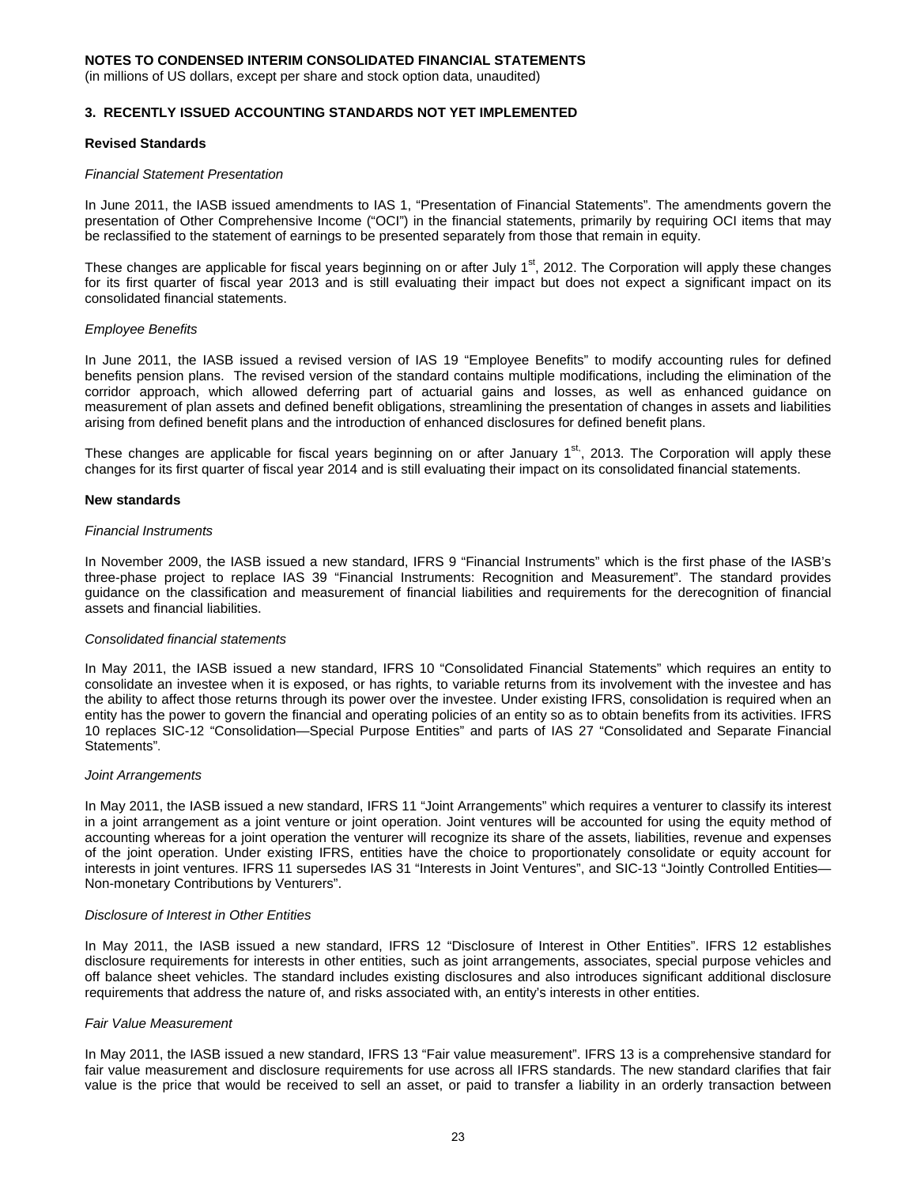**NOTES TO CONDENSED INTERIM CONSOLIDATED FINANCIAL STATEMENTS**
(in millions of US dollars, except per share and stock option data, unaudited)

## 3. RECENTLY ISSUED ACCOUNTING STANDARDS NOT YET IMPLEMENTED

### Revised Standards

*Financial Statement Presentation*

In June 2011, the IASB issued amendments to IAS 1, "Presentation of Financial Statements". The amendments govern the presentation of Other Comprehensive Income ("OCI") in the financial statements, primarily by requiring OCI items that may be reclassified to the statement of earnings to be presented separately from those that remain in equity.

These changes are applicable for fiscal years beginning on or after July 1st, 2012. The Corporation will apply these changes for its first quarter of fiscal year 2013 and is still evaluating their impact but does not expect a significant impact on its consolidated financial statements.

*Employee Benefits*

In June 2011, the IASB issued a revised version of IAS 19 "Employee Benefits" to modify accounting rules for defined benefits pension plans. The revised version of the standard contains multiple modifications, including the elimination of the corridor approach, which allowed deferring part of actuarial gains and losses, as well as enhanced guidance on measurement of plan assets and defined benefit obligations, streamlining the presentation of changes in assets and liabilities arising from defined benefit plans and the introduction of enhanced disclosures for defined benefit plans.

These changes are applicable for fiscal years beginning on or after January 1st, 2013. The Corporation will apply these changes for its first quarter of fiscal year 2014 and is still evaluating their impact on its consolidated financial statements.

### New standards

*Financial Instruments*

In November 2009, the IASB issued a new standard, IFRS 9 "Financial Instruments" which is the first phase of the IASB's three-phase project to replace IAS 39 "Financial Instruments: Recognition and Measurement". The standard provides guidance on the classification and measurement of financial liabilities and requirements for the derecognition of financial assets and financial liabilities.

*Consolidated financial statements*

In May 2011, the IASB issued a new standard, IFRS 10 "Consolidated Financial Statements" which requires an entity to consolidate an investee when it is exposed, or has rights, to variable returns from its involvement with the investee and has the ability to affect those returns through its power over the investee. Under existing IFRS, consolidation is required when an entity has the power to govern the financial and operating policies of an entity so as to obtain benefits from its activities. IFRS 10 replaces SIC-12 "Consolidation—Special Purpose Entities" and parts of IAS 27 "Consolidated and Separate Financial Statements".

*Joint Arrangements*

In May 2011, the IASB issued a new standard, IFRS 11 "Joint Arrangements" which requires a venturer to classify its interest in a joint arrangement as a joint venture or joint operation. Joint ventures will be accounted for using the equity method of accounting whereas for a joint operation the venturer will recognize its share of the assets, liabilities, revenue and expenses of the joint operation. Under existing IFRS, entities have the choice to proportionately consolidate or equity account for interests in joint ventures. IFRS 11 supersedes IAS 31 "Interests in Joint Ventures", and SIC-13 "Jointly Controlled Entities—Non-monetary Contributions by Venturers".

*Disclosure of Interest in Other Entities*

In May 2011, the IASB issued a new standard, IFRS 12 "Disclosure of Interest in Other Entities". IFRS 12 establishes disclosure requirements for interests in other entities, such as joint arrangements, associates, special purpose vehicles and off balance sheet vehicles. The standard includes existing disclosures and also introduces significant additional disclosure requirements that address the nature of, and risks associated with, an entity's interests in other entities.

*Fair Value Measurement*

In May 2011, the IASB issued a new standard, IFRS 13 "Fair value measurement". IFRS 13 is a comprehensive standard for fair value measurement and disclosure requirements for use across all IFRS standards. The new standard clarifies that fair value is the price that would be received to sell an asset, or paid to transfer a liability in an orderly transaction between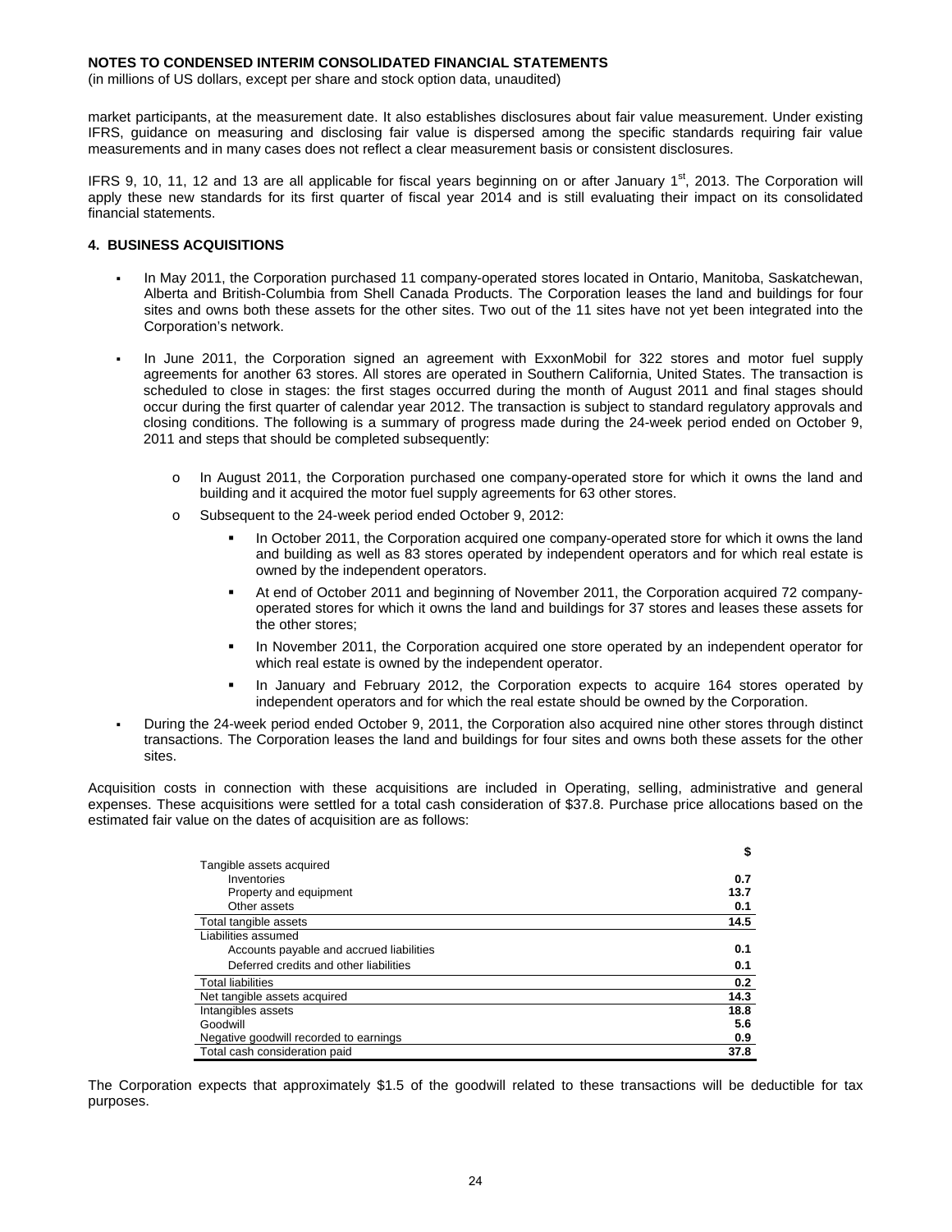market participants, at the measurement date. It also establishes disclosures about fair value measurement. Under existing IFRS, guidance on measuring and disclosing fair value is dispersed among the specific standards requiring fair value measurements and in many cases does not reflect a clear measurement basis or consistent disclosures.

IFRS 9, 10, 11, 12 and 13 are all applicable for fiscal years beginning on or after January 1st, 2013. The Corporation will apply these new standards for its first quarter of fiscal year 2014 and is still evaluating their impact on its consolidated financial statements.

## 4. BUSINESS ACQUISITIONS

- In May 2011, the Corporation purchased 11 company-operated stores located in Ontario, Manitoba, Saskatchewan, Alberta and British-Columbia from Shell Canada Products. The Corporation leases the land and buildings for four sites and owns both these assets for the other sites. Two out of the 11 sites have not yet been integrated into the Corporation's network.
- In June 2011, the Corporation signed an agreement with ExxonMobil for 322 stores and motor fuel supply agreements for another 63 stores. All stores are operated in Southern California, United States. The transaction is scheduled to close in stages: the first stages occurred during the month of August 2011 and final stages should occur during the first quarter of calendar year 2012. The transaction is subject to standard regulatory approvals and closing conditions. The following is a summary of progress made during the 24-week period ended on October 9, 2011 and steps that should be completed subsequently:
  - In August 2011, the Corporation purchased one company-operated store for which it owns the land and building and it acquired the motor fuel supply agreements for 63 other stores.
  - Subsequent to the 24-week period ended October 9, 2012:
    - In October 2011, the Corporation acquired one company-operated store for which it owns the land and building as well as 83 stores operated by independent operators and for which real estate is owned by the independent operators.
    - At end of October 2011 and beginning of November 2011, the Corporation acquired 72 company-operated stores for which it owns the land and buildings for 37 stores and leases these assets for the other stores;
    - In November 2011, the Corporation acquired one store operated by an independent operator for which real estate is owned by the independent operator.
    - In January and February 2012, the Corporation expects to acquire 164 stores operated by independent operators and for which the real estate should be owned by the Corporation.
- During the 24-week period ended October 9, 2011, the Corporation also acquired nine other stores through distinct transactions. The Corporation leases the land and buildings for four sites and owns both these assets for the other sites.

Acquisition costs in connection with these acquisitions are included in Operating, selling, administrative and general expenses. These acquisitions were settled for a total cash consideration of $37.8. Purchase price allocations based on the estimated fair value on the dates of acquisition are as follows:

| | $ |
|---|---|
| Tangible assets acquired | |
| Inventories | **0.7** |
| Property and equipment | **13.7** |
| Other assets | **0.1** |
| Total tangible assets | **14.5** |
| Liabilities assumed | |
| Accounts payable and accrued liabilities | **0.1** |
| Deferred credits and other liabilities | **0.1** |
| Total liabilities | **0.2** |
| Net tangible assets acquired | **14.3** |
| Intangibles assets | **18.8** |
| Goodwill | **5.6** |
| Negative goodwill recorded to earnings | **0.9** |
| Total cash consideration paid | **37.8** |

The Corporation expects that approximately $1.5 of the goodwill related to these transactions will be deductible for tax purposes.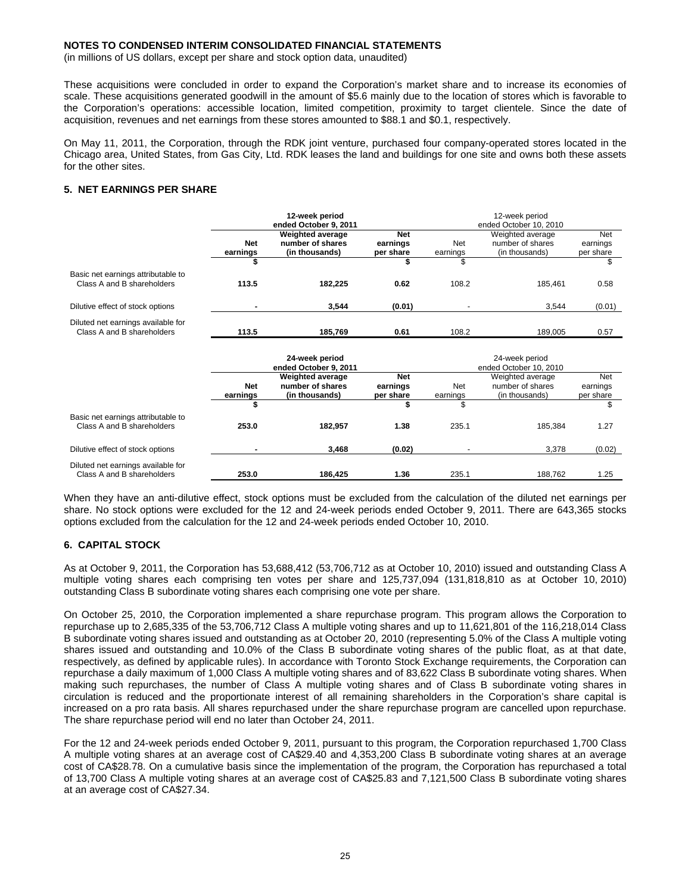**NOTES TO CONDENSED INTERIM CONSOLIDATED FINANCIAL STATEMENTS**

(in millions of US dollars, except per share and stock option data, unaudited)

These acquisitions were concluded in order to expand the Corporation's market share and to increase its economies of scale. These acquisitions generated goodwill in the amount of $5.6 mainly due to the location of stores which is favorable to the Corporation's operations: accessible location, limited competition, proximity to target clientele. Since the date of acquisition, revenues and net earnings from these stores amounted to $88.1 and $0.1, respectively.

On May 11, 2011, the Corporation, through the RDK joint venture, purchased four company-operated stores located in the Chicago area, United States, from Gas City, Ltd. RDK leases the land and buildings for one site and owns both these assets for the other sites.

## 5. NET EARNINGS PER SHARE

| | 12-week period ended October 9, 2011 | | | 12-week period ended October 10, 2010 | | |
|---|---|---|---|---|---|---|
| | **Net earnings** | **Weighted average number of shares (in thousands)** | **Net earnings per share** | Net earnings | Weighted average number of shares (in thousands) | Net earnings per share |
| | **$** | | **$** | $ | | $ |
| Basic net earnings attributable to Class A and B shareholders | **113.5** | **182,225** | **0.62** | 108.2 | 185,461 | 0.58 |
| Dilutive effect of stock options | **-** | **3,544** | **(0.01)** | - | 3,544 | (0.01) |
| Diluted net earnings available for Class A and B shareholders | **113.5** | **185,769** | **0.61** | 108.2 | 189,005 | 0.57 |

| | 24-week period ended October 9, 2011 | | | 24-week period ended October 10, 2010 | | |
|---|---|---|---|---|---|---|
| | **Net earnings** | **Weighted average number of shares (in thousands)** | **Net earnings per share** | Net earnings | Weighted average number of shares (in thousands) | Net earnings per share |
| | **$** | | **$** | $ | | $ |
| Basic net earnings attributable to Class A and B shareholders | **253.0** | **182,957** | **1.38** | 235.1 | 185,384 | 1.27 |
| Dilutive effect of stock options | **-** | **3,468** | **(0.02)** | - | 3,378 | (0.02) |
| Diluted net earnings available for Class A and B shareholders | **253.0** | **186,425** | **1.36** | 235.1 | 188,762 | 1.25 |

When they have an anti-dilutive effect, stock options must be excluded from the calculation of the diluted net earnings per share. No stock options were excluded for the 12 and 24-week periods ended October 9, 2011. There are 643,365 stocks options excluded from the calculation for the 12 and 24-week periods ended October 10, 2010.

## 6. CAPITAL STOCK

As at October 9, 2011, the Corporation has 53,688,412 (53,706,712 as at October 10, 2010) issued and outstanding Class A multiple voting shares each comprising ten votes per share and 125,737,094 (131,818,810 as at October 10, 2010) outstanding Class B subordinate voting shares each comprising one vote per share.

On October 25, 2010, the Corporation implemented a share repurchase program. This program allows the Corporation to repurchase up to 2,685,335 of the 53,706,712 Class A multiple voting shares and up to 11,621,801 of the 116,218,014 Class B subordinate voting shares issued and outstanding as at October 20, 2010 (representing 5.0% of the Class A multiple voting shares issued and outstanding and 10.0% of the Class B subordinate voting shares of the public float, as at that date, respectively, as defined by applicable rules). In accordance with Toronto Stock Exchange requirements, the Corporation can repurchase a daily maximum of 1,000 Class A multiple voting shares and of 83,622 Class B subordinate voting shares. When making such repurchases, the number of Class A multiple voting shares and of Class B subordinate voting shares in circulation is reduced and the proportionate interest of all remaining shareholders in the Corporation's share capital is increased on a pro rata basis. All shares repurchased under the share repurchase program are cancelled upon repurchase. The share repurchase period will end no later than October 24, 2011.

For the 12 and 24-week periods ended October 9, 2011, pursuant to this program, the Corporation repurchased 1,700 Class A multiple voting shares at an average cost of CA$29.40 and 4,353,200 Class B subordinate voting shares at an average cost of CA$28.78. On a cumulative basis since the implementation of the program, the Corporation has repurchased a total of 13,700 Class A multiple voting shares at an average cost of CA$25.83 and 7,121,500 Class B subordinate voting shares at an average cost of CA$27.34.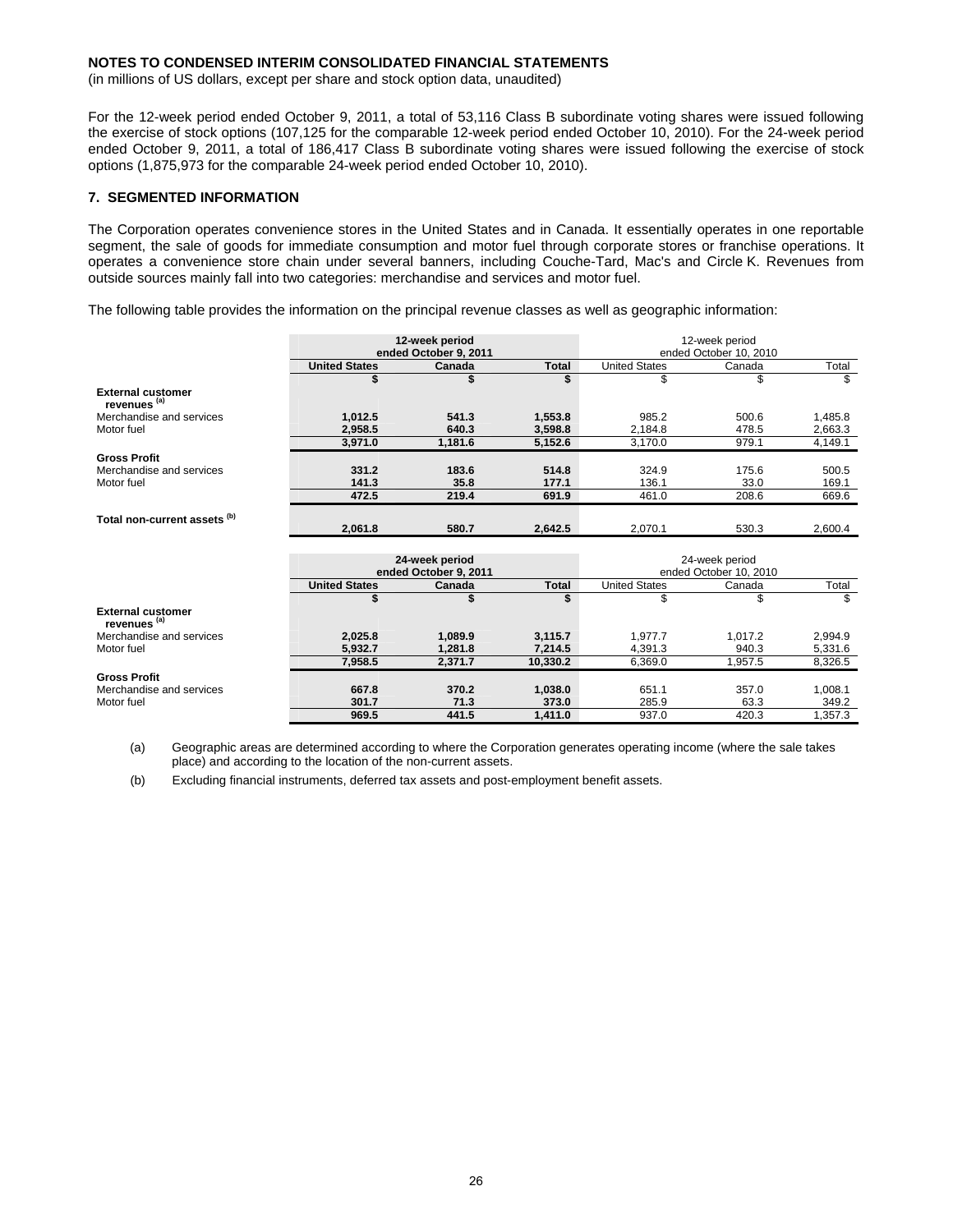**NOTES TO CONDENSED INTERIM CONSOLIDATED FINANCIAL STATEMENTS**

(in millions of US dollars, except per share and stock option data, unaudited)

For the 12-week period ended October 9, 2011, a total of 53,116 Class B subordinate voting shares were issued following the exercise of stock options (107,125 for the comparable 12-week period ended October 10, 2010). For the 24-week period ended October 9, 2011, a total of 186,417 Class B subordinate voting shares were issued following the exercise of stock options (1,875,973 for the comparable 24-week period ended October 10, 2010).

## 7. SEGMENTED INFORMATION

The Corporation operates convenience stores in the United States and in Canada. It essentially operates in one reportable segment, the sale of goods for immediate consumption and motor fuel through corporate stores or franchise operations. It operates a convenience store chain under several banners, including Couche-Tard, Mac's and Circle K. Revenues from outside sources mainly fall into two categories: merchandise and services and motor fuel.

The following table provides the information on the principal revenue classes as well as geographic information:

| | 12-week period ended October 9, 2011 | | | 12-week period ended October 10, 2010 | | |
|---|---|---|---|---|---|---|
| | **United States** | **Canada** | **Total** | United States | Canada | Total |
| | **$** | **$** | **$** | $ | $ | $ |
| **External customer revenues [(a)]** | | | | | | |
| Merchandise and services | **1,012.5** | **541.3** | **1,553.8** | 985.2 | 500.6 | 1,485.8 |
| Motor fuel | **2,958.5** | **640.3** | **3,598.8** | 2,184.8 | 478.5 | 2,663.3 |
| | **3,971.0** | **1,181.6** | **5,152.6** | 3,170.0 | 979.1 | 4,149.1 |
| **Gross Profit** | | | | | | |
| Merchandise and services | **331.2** | **183.6** | **514.8** | 324.9 | 175.6 | 500.5 |
| Motor fuel | **141.3** | **35.8** | **177.1** | 136.1 | 33.0 | 169.1 |
| | **472.5** | **219.4** | **691.9** | 461.0 | 208.6 | 669.6 |
| **Total non-current assets [(b)]** | **2,061.8** | **580.7** | **2,642.5** | 2,070.1 | 530.3 | 2,600.4 |

| | 24-week period ended October 9, 2011 | | | 24-week period ended October 10, 2010 | | |
|---|---|---|---|---|---|---|
| | **United States** | **Canada** | **Total** | United States | Canada | Total |
| | **$** | **$** | **$** | $ | $ | $ |
| **External customer revenues [(a)]** | | | | | | |
| Merchandise and services | **2,025.8** | **1,089.9** | **3,115.7** | 1,977.7 | 1,017.2 | 2,994.9 |
| Motor fuel | **5,932.7** | **1,281.8** | **7,214.5** | 4,391.3 | 940.3 | 5,331.6 |
| | **7,958.5** | **2,371.7** | **10,330.2** | 6,369.0 | 1,957.5 | 8,326.5 |
| **Gross Profit** | | | | | | |
| Merchandise and services | **667.8** | **370.2** | **1,038.0** | 651.1 | 357.0 | 1,008.1 |
| Motor fuel | **301.7** | **71.3** | **373.0** | 285.9 | 63.3 | 349.2 |
| | **969.5** | **441.5** | **1,411.0** | 937.0 | 420.3 | 1,357.3 |

(a) Geographic areas are determined according to where the Corporation generates operating income (where the sale takes place) and according to the location of the non-current assets.

(b) Excluding financial instruments, deferred tax assets and post-employment benefit assets.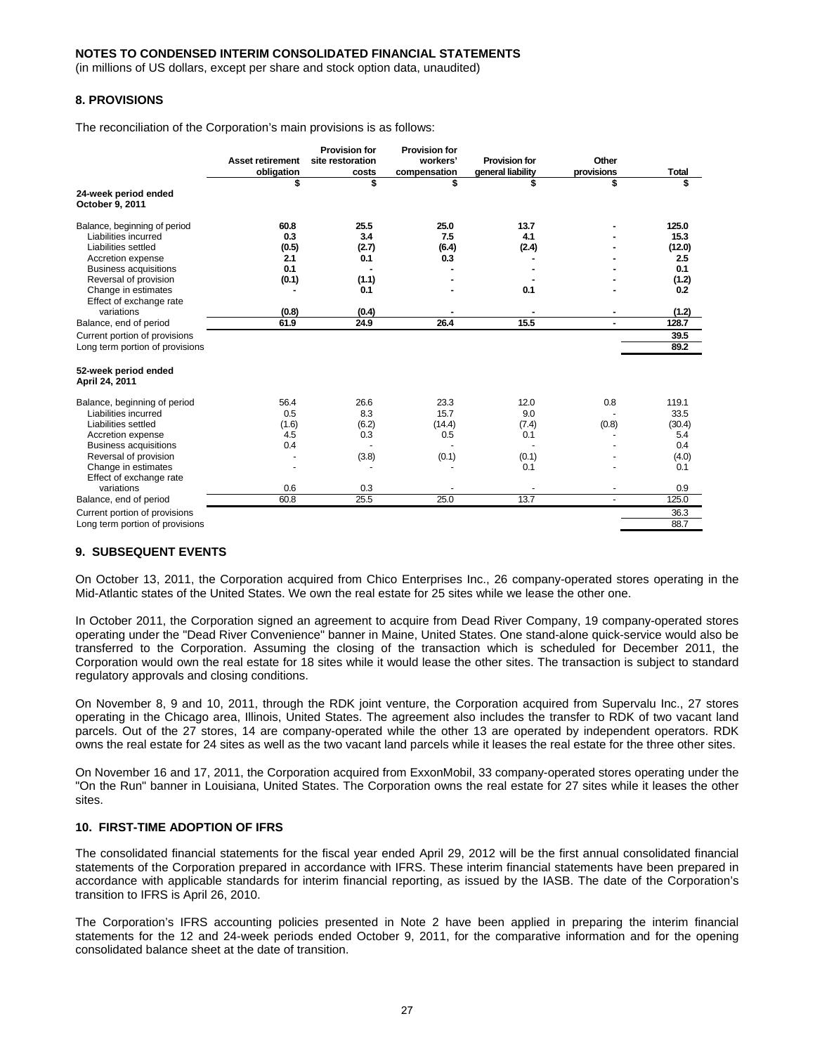**NOTES TO CONDENSED INTERIM CONSOLIDATED FINANCIAL STATEMENTS**

(in millions of US dollars, except per share and stock option data, unaudited)

## 8. PROVISIONS

The reconciliation of the Corporation's main provisions is as follows:

| | Asset retirement obligation | Provision for site restoration costs | Provision for workers' compensation | Provision for general liability | Other provisions | Total |
|---|---|---|---|---|---|---|
| | $ | $ | $ | $ | $ | $ |
| **24-week period ended October 9, 2011** | | | | | | |
| Balance, beginning of period | **60.8** | **25.5** | **25.0** | **13.7** | **-** | **125.0** |
| Liabilities incurred | **0.3** | **3.4** | **7.5** | **4.1** | **-** | **15.3** |
| Liabilities settled | **(0.5)** | **(2.7)** | **(6.4)** | **(2.4)** | **-** | **(12.0)** |
| Accretion expense | **2.1** | **0.1** | **0.3** | **-** | **-** | **2.5** |
| Business acquisitions | **0.1** | **-** | **-** | **-** | **-** | **0.1** |
| Reversal of provision | **(0.1)** | **(1.1)** | **-** | **-** | **-** | **(1.2)** |
| Change in estimates | **-** | **0.1** | **-** | **0.1** | **-** | **0.2** |
| Effect of exchange rate variations | **(0.8)** | **(0.4)** | **-** | **-** | **-** | **(1.2)** |
| Balance, end of period | **61.9** | **24.9** | **26.4** | **15.5** | **-** | **128.7** |
| Current portion of provisions | | | | | | **39.5** |
| Long term portion of provisions | | | | | | **89.2** |
| **52-week period ended April 24, 2011** | | | | | | |
| Balance, beginning of period | 56.4 | 26.6 | 23.3 | 12.0 | 0.8 | 119.1 |
| Liabilities incurred | 0.5 | 8.3 | 15.7 | 9.0 | - | 33.5 |
| Liabilities settled | (1.6) | (6.2) | (14.4) | (7.4) | (0.8) | (30.4) |
| Accretion expense | 4.5 | 0.3 | 0.5 | 0.1 | - | 5.4 |
| Business acquisitions | 0.4 | - | - | - | - | 0.4 |
| Reversal of provision | - | (3.8) | (0.1) | (0.1) | - | (4.0) |
| Change in estimates | - | - | - | 0.1 | - | 0.1 |
| Effect of exchange rate variations | 0.6 | 0.3 | - | - | - | 0.9 |
| Balance, end of period | 60.8 | 25.5 | 25.0 | 13.7 | - | 125.0 |
| Current portion of provisions | | | | | | 36.3 |
| Long term portion of provisions | | | | | | 88.7 |

## 9. SUBSEQUENT EVENTS

On October 13, 2011, the Corporation acquired from Chico Enterprises Inc., 26 company-operated stores operating in the Mid-Atlantic states of the United States. We own the real estate for 25 sites while we lease the other one.

In October 2011, the Corporation signed an agreement to acquire from Dead River Company, 19 company-operated stores operating under the "Dead River Convenience" banner in Maine, United States. One stand-alone quick-service would also be transferred to the Corporation. Assuming the closing of the transaction which is scheduled for December 2011, the Corporation would own the real estate for 18 sites while it would lease the other sites. The transaction is subject to standard regulatory approvals and closing conditions.

On November 8, 9 and 10, 2011, through the RDK joint venture, the Corporation acquired from Supervalu Inc., 27 stores operating in the Chicago area, Illinois, United States. The agreement also includes the transfer to RDK of two vacant land parcels. Out of the 27 stores, 14 are company-operated while the other 13 are operated by independent operators. RDK owns the real estate for 24 sites as well as the two vacant land parcels while it leases the real estate for the three other sites.

On November 16 and 17, 2011, the Corporation acquired from ExxonMobil, 33 company-operated stores operating under the "On the Run" banner in Louisiana, United States. The Corporation owns the real estate for 27 sites while it leases the other sites.

## 10. FIRST-TIME ADOPTION OF IFRS

The consolidated financial statements for the fiscal year ended April 29, 2012 will be the first annual consolidated financial statements of the Corporation prepared in accordance with IFRS. These interim financial statements have been prepared in accordance with applicable standards for interim financial reporting, as issued by the IASB. The date of the Corporation's transition to IFRS is April 26, 2010.

The Corporation's IFRS accounting policies presented in Note 2 have been applied in preparing the interim financial statements for the 12 and 24-week periods ended October 9, 2011, for the comparative information and for the opening consolidated balance sheet at the date of transition.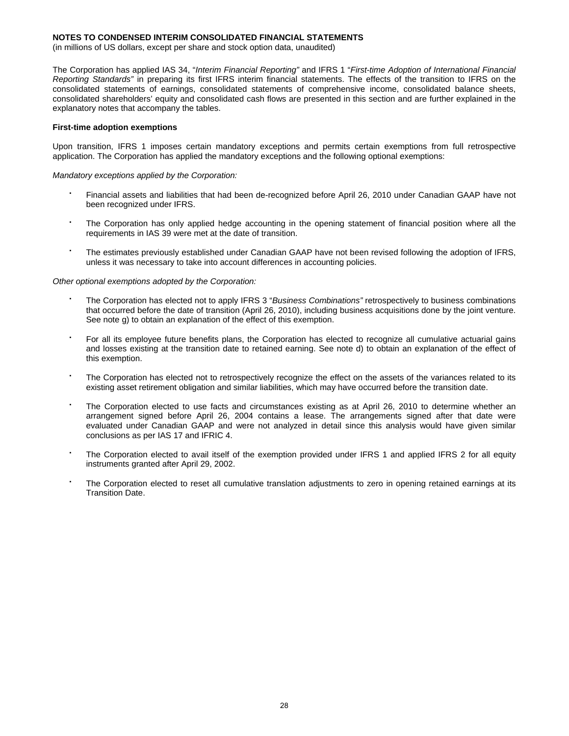**NOTES TO CONDENSED INTERIM CONSOLIDATED FINANCIAL STATEMENTS**
(in millions of US dollars, except per share and stock option data, unaudited)

The Corporation has applied IAS 34, "*Interim Financial Reporting"* and IFRS 1 "*First-time Adoption of International Financial Reporting Standards"* in preparing its first IFRS interim financial statements. The effects of the transition to IFRS on the consolidated statements of earnings, consolidated statements of comprehensive income, consolidated balance sheets, consolidated shareholders' equity and consolidated cash flows are presented in this section and are further explained in the explanatory notes that accompany the tables.

**First-time adoption exemptions**

Upon transition, IFRS 1 imposes certain mandatory exceptions and permits certain exemptions from full retrospective application. The Corporation has applied the mandatory exceptions and the following optional exemptions:

*Mandatory exceptions applied by the Corporation:*

- Financial assets and liabilities that had been de-recognized before April 26, 2010 under Canadian GAAP have not been recognized under IFRS.
- The Corporation has only applied hedge accounting in the opening statement of financial position where all the requirements in IAS 39 were met at the date of transition.
- The estimates previously established under Canadian GAAP have not been revised following the adoption of IFRS, unless it was necessary to take into account differences in accounting policies.

*Other optional exemptions adopted by the Corporation:*

- The Corporation has elected not to apply IFRS 3 "*Business Combinations"* retrospectively to business combinations that occurred before the date of transition (April 26, 2010), including business acquisitions done by the joint venture. See note g) to obtain an explanation of the effect of this exemption.
- For all its employee future benefits plans, the Corporation has elected to recognize all cumulative actuarial gains and losses existing at the transition date to retained earning. See note d) to obtain an explanation of the effect of this exemption.
- The Corporation has elected not to retrospectively recognize the effect on the assets of the variances related to its existing asset retirement obligation and similar liabilities, which may have occurred before the transition date.
- The Corporation elected to use facts and circumstances existing as at April 26, 2010 to determine whether an arrangement signed before April 26, 2004 contains a lease. The arrangements signed after that date were evaluated under Canadian GAAP and were not analyzed in detail since this analysis would have given similar conclusions as per IAS 17 and IFRIC 4.
- The Corporation elected to avail itself of the exemption provided under IFRS 1 and applied IFRS 2 for all equity instruments granted after April 29, 2002.
- The Corporation elected to reset all cumulative translation adjustments to zero in opening retained earnings at its Transition Date.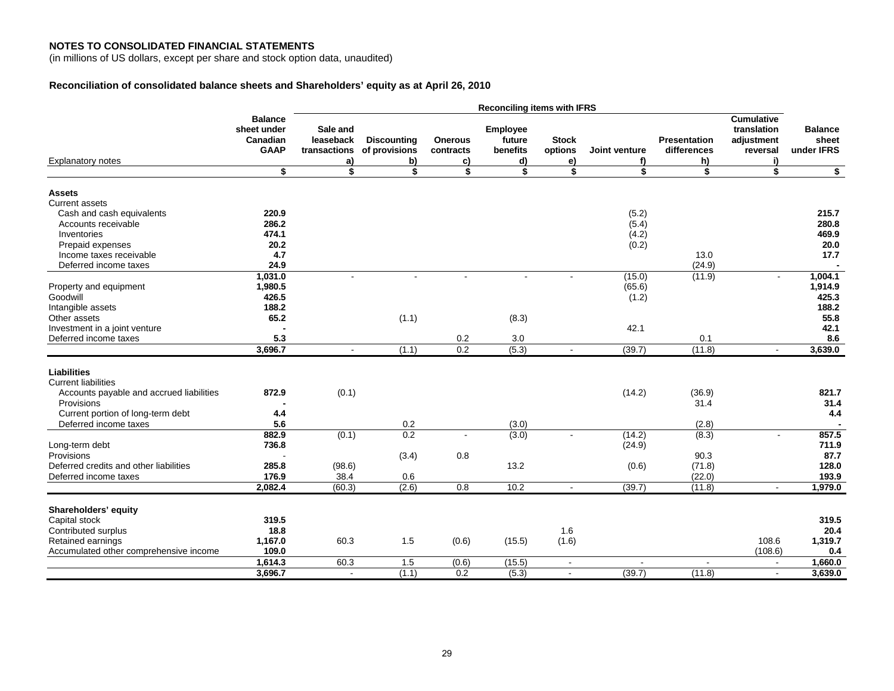**NOTES TO CONSOLIDATED FINANCIAL STATEMENTS**
(in millions of US dollars, except per share and stock option data, unaudited)

**Reconciliation of consolidated balance sheets and Shareholders' equity as at April 26, 2010**

| | | Reconciling items with IFRS | | | | | | | | |
|---|---|---|---|---|---|---|---|---|---|---|
| Explanatory notes | Balance sheet under Canadian GAAP | Sale and leaseback transactions a) | Discounting of provisions b) | Onerous contracts c) | Employee future benefits d) | Stock options e) | Joint venture f) | Presentation differences h) | Cumulative translation adjustment reversal i) | Balance sheet under IFRS |
| | $ | $ | $ | $ | $ | $ | $ | $ | $ | $ |
| **Assets** | | | | | | | | | | |
| Current assets | | | | | | | | | | |
| Cash and cash equivalents | **220.9** | | | | | | (5.2) | | | **215.7** |
| Accounts receivable | **286.2** | | | | | | (5.4) | | | **280.8** |
| Inventories | **474.1** | | | | | | (4.2) | | | **469.9** |
| Prepaid expenses | **20.2** | | | | | | (0.2) | | | **20.0** |
| Income taxes receivable | **4.7** | | | | | | | 13.0 | | **17.7** |
| Deferred income taxes | **24.9** | | | | | | | (24.9) | | **-** |
| | **1,031.0** | - | - | - | - | - | (15.0) | (11.9) | - | **1,004.1** |
| Property and equipment | **1,980.5** | | | | | | (65.6) | | | **1,914.9** |
| Goodwill | **426.5** | | | | | | (1.2) | | | **425.3** |
| Intangible assets | **188.2** | | | | | | | | | **188.2** |
| Other assets | **65.2** | | (1.1) | | (8.3) | | | | | **55.8** |
| Investment in a joint venture | **-** | | | | | | 42.1 | | | **42.1** |
| Deferred income taxes | **5.3** | | | 0.2 | 3.0 | | | 0.1 | | **8.6** |
| | **3,696.7** | - | (1.1) | 0.2 | (5.3) | - | (39.7) | (11.8) | - | **3,639.0** |
| **Liabilities** | | | | | | | | | | |
| Current liabilities | | | | | | | | | | |
| Accounts payable and accrued liabilities | **872.9** | (0.1) | | | | | (14.2) | (36.9) | | **821.7** |
| Provisions | **-** | | | | | | | 31.4 | | **31.4** |
| Current portion of long-term debt | **4.4** | | | | | | | | | **4.4** |
| Deferred income taxes | **5.6** | | 0.2 | | (3.0) | | | (2.8) | | **-** |
| | **882.9** | (0.1) | 0.2 | - | (3.0) | - | (14.2) | (8.3) | - | **857.5** |
| Long-term debt | **736.8** | | | | | | (24.9) | | | **711.9** |
| Provisions | - | | (3.4) | 0.8 | | | | 90.3 | | **87.7** |
| Deferred credits and other liabilities | **285.8** | (98.6) | | | 13.2 | | (0.6) | (71.8) | | **128.0** |
| Deferred income taxes | **176.9** | 38.4 | 0.6 | | | | | (22.0) | | **193.9** |
| | **2,082.4** | (60.3) | (2.6) | 0.8 | 10.2 | - | (39.7) | (11.8) | - | **1,979.0** |
| **Shareholders' equity** | | | | | | | | | | |
| Capital stock | **319.5** | | | | | | | | | **319.5** |
| Contributed surplus | **18.8** | | | | | 1.6 | | | | **20.4** |
| Retained earnings | **1,167.0** | 60.3 | 1.5 | (0.6) | (15.5) | (1.6) | | | 108.6 | **1,319.7** |
| Accumulated other comprehensive income | **109.0** | | | | | | | | (108.6) | **0.4** |
| | **1,614.3** | 60.3 | 1.5 | (0.6) | (15.5) | - | - | - | - | **1,660.0** |
| | **3,696.7** | - | (1.1) | 0.2 | (5.3) | - | (39.7) | (11.8) | - | **3,639.0** |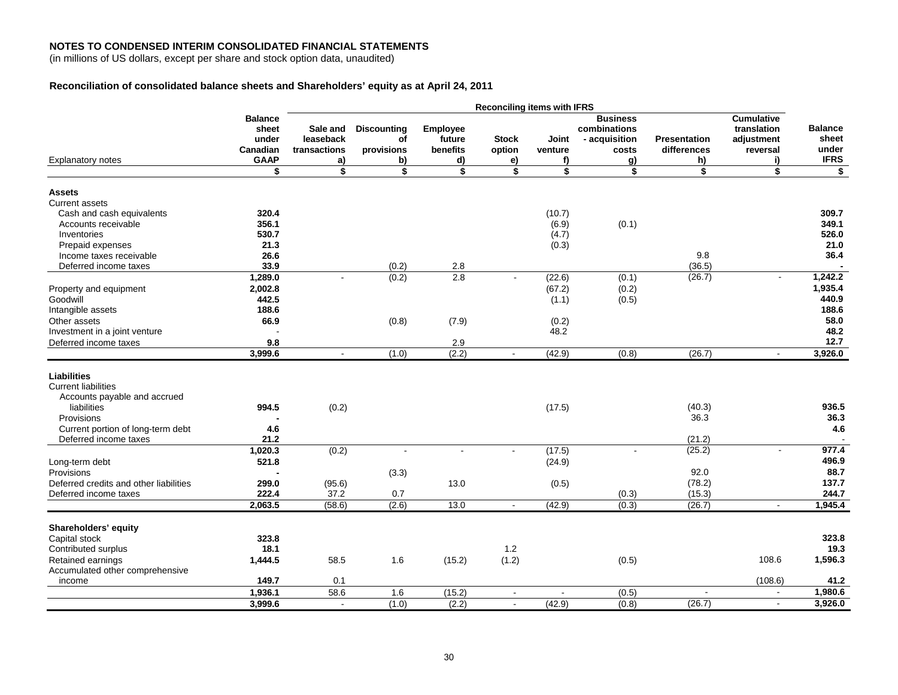**NOTES TO CONDENSED INTERIM CONSOLIDATED FINANCIAL STATEMENTS**
(in millions of US dollars, except per share and stock option data, unaudited)

**Reconciliation of consolidated balance sheets and Shareholders' equity as at April 24, 2011**

| | | Reconciling items with IFRS | | | | | | | | |
|---|---|---|---|---|---|---|---|---|---|---|
| Explanatory notes | Balance sheet under Canadian GAAP | Sale and leaseback transactions a) | Discounting of provisions b) | Employee future benefits d) | Stock option e) | Joint venture f) | Business combinations - acquisition costs g) | Presentation differences h) | Cumulative translation adjustment reversal i) | Balance sheet under IFRS |
| | $ | $ | $ | $ | $ | $ | $ | $ | $ | $ |
| **Assets** | | | | | | | | | | |
| Current assets | | | | | | | | | | |
| Cash and cash equivalents | **320.4** | | | | | (10.7) | | | | **309.7** |
| Accounts receivable | **356.1** | | | | | (6.9) | (0.1) | | | **349.1** |
| Inventories | **530.7** | | | | | (4.7) | | | | **526.0** |
| Prepaid expenses | **21.3** | | | | | (0.3) | | | | **21.0** |
| Income taxes receivable | **26.6** | | | | | | | 9.8 | | **36.4** |
| Deferred income taxes | **33.9** | | (0.2) | 2.8 | | | | (36.5) | | **-** |
| | **1,289.0** | - | (0.2) | 2.8 | - | (22.6) | (0.1) | (26.7) | - | **1,242.2** |
| Property and equipment | **2,002.8** | | | | | (67.2) | (0.2) | | | **1,935.4** |
| Goodwill | **442.5** | | | | | (1.1) | (0.5) | | | **440.9** |
| Intangible assets | **188.6** | | | | | | | | | **188.6** |
| Other assets | **66.9** | | (0.8) | (7.9) | | (0.2) | | | | **58.0** |
| Investment in a joint venture | - | | | | | 48.2 | | | | **48.2** |
| Deferred income taxes | **9.8** | | | 2.9 | | | | | | **12.7** |
| | **3,999.6** | - | (1.0) | (2.2) | - | (42.9) | (0.8) | (26.7) | - | **3,926.0** |
| **Liabilities** | | | | | | | | | | |
| Current liabilities | | | | | | | | | | |
| Accounts payable and accrued liabilities | **994.5** | (0.2) | | | | (17.5) | | (40.3) | | **936.5** |
| Provisions | **-** | | | | | | | 36.3 | | **36.3** |
| Current portion of long-term debt | **4.6** | | | | | | | | | **4.6** |
| Deferred income taxes | **21.2** | | | | | | | (21.2) | | - |
| | **1,020.3** | (0.2) | - | - | - | (17.5) | - | (25.2) | - | **977.4** |
| Long-term debt | **521.8** | | | | | (24.9) | | | | **496.9** |
| Provisions | **-** | | (3.3) | | | | | 92.0 | | **88.7** |
| Deferred credits and other liabilities | **299.0** | (95.6) | | 13.0 | | (0.5) | | (78.2) | | **137.7** |
| Deferred income taxes | **222.4** | 37.2 | 0.7 | | | | (0.3) | (15.3) | | **244.7** |
| | **2,063.5** | (58.6) | (2.6) | 13.0 | - | (42.9) | (0.3) | (26.7) | - | **1,945.4** |
| **Shareholders' equity** | | | | | | | | | | |
| Capital stock | **323.8** | | | | | | | | | **323.8** |
| Contributed surplus | **18.1** | | | | 1.2 | | | | | **19.3** |
| Retained earnings | **1,444.5** | 58.5 | 1.6 | (15.2) | (1.2) | | (0.5) | | 108.6 | **1,596.3** |
| Accumulated other comprehensive income | **149.7** | 0.1 | | | | | | | (108.6) | **41.2** |
| | **1,936.1** | 58.6 | 1.6 | (15.2) | - | - | (0.5) | - | - | **1,980.6** |
| | **3,999.6** | - | (1.0) | (2.2) | - | (42.9) | (0.8) | (26.7) | - | **3,926.0** |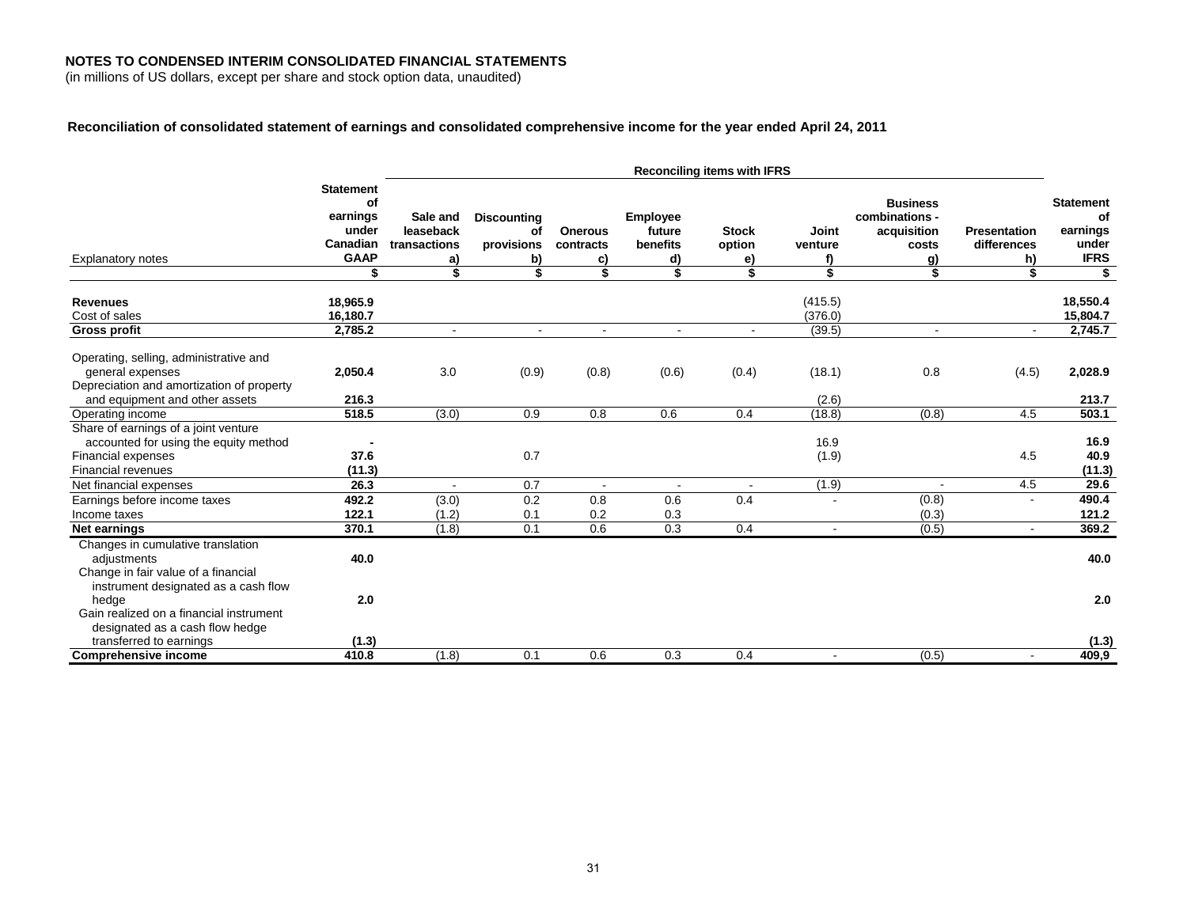**NOTES TO CONDENSED INTERIM CONSOLIDATED FINANCIAL STATEMENTS**
(in millions of US dollars, except per share and stock option data, unaudited)

**Reconciliation of consolidated statement of earnings and consolidated comprehensive income for the year ended April 24, 2011**

| | | Reconciling items with IFRS | | | | | | | | |
|---|---|---|---|---|---|---|---|---|---|---|
| Explanatory notes | Statement of earnings under Canadian GAAP | Sale and leaseback transactions a) | Discounting of provisions b) | Onerous contracts c) | Employee future benefits d) | Stock option e) | Joint venture f) | Business combinations - acquisition costs g) | Presentation differences h) | Statement of earnings under IFRS |
| | $ | $ | $ | $ | $ | $ | $ | $ | $ | $ |
| **Revenues** | **18,965.9** | | | | | | (415.5) | | | **18,550.4** |
| Cost of sales | **16,180.7** | | | | | | (376.0) | | | **15,804.7** |
| **Gross profit** | **2,785.2** | - | - | - | - | - | (39.5) | - | - | **2,745.7** |
| Operating, selling, administrative and general expenses | **2,050.4** | 3.0 | (0.9) | (0.8) | (0.6) | (0.4) | (18.1) | 0.8 | (4.5) | **2,028.9** |
| Depreciation and amortization of property and equipment and other assets | **216.3** | | | | | | (2.6) | | | **213.7** |
| Operating income | **518.5** | (3.0) | 0.9 | 0.8 | 0.6 | 0.4 | (18.8) | (0.8) | 4.5 | **503.1** |
| Share of earnings of a joint venture accounted for using the equity method | **-** | | | | | | 16.9 | | | **16.9** |
| Financial expenses | **37.6** | | 0.7 | | | | (1.9) | | 4.5 | **40.9** |
| Financial revenues | **(11.3)** | | | | | | | | | **(11.3)** |
| Net financial expenses | **26.3** | - | 0.7 | - | - | - | (1.9) | - | 4.5 | **29.6** |
| Earnings before income taxes | **492.2** | (3.0) | 0.2 | 0.8 | 0.6 | 0.4 | - | (0.8) | - | **490.4** |
| Income taxes | **122.1** | (1.2) | 0.1 | 0.2 | 0.3 | | | (0.3) | | **121.2** |
| **Net earnings** | **370.1** | (1.8) | 0.1 | 0.6 | 0.3 | 0.4 | - | (0.5) | - | **369.2** |
| Changes in cumulative translation adjustments | **40.0** | | | | | | | | | **40.0** |
| Change in fair value of a financial instrument designated as a cash flow hedge | **2.0** | | | | | | | | | **2.0** |
| Gain realized on a financial instrument designated as a cash flow hedge transferred to earnings | **(1.3)** | | | | | | | | | **(1.3)** |
| **Comprehensive income** | **410.8** | (1.8) | 0.1 | 0.6 | 0.3 | 0.4 | - | (0.5) | - | **409,9** |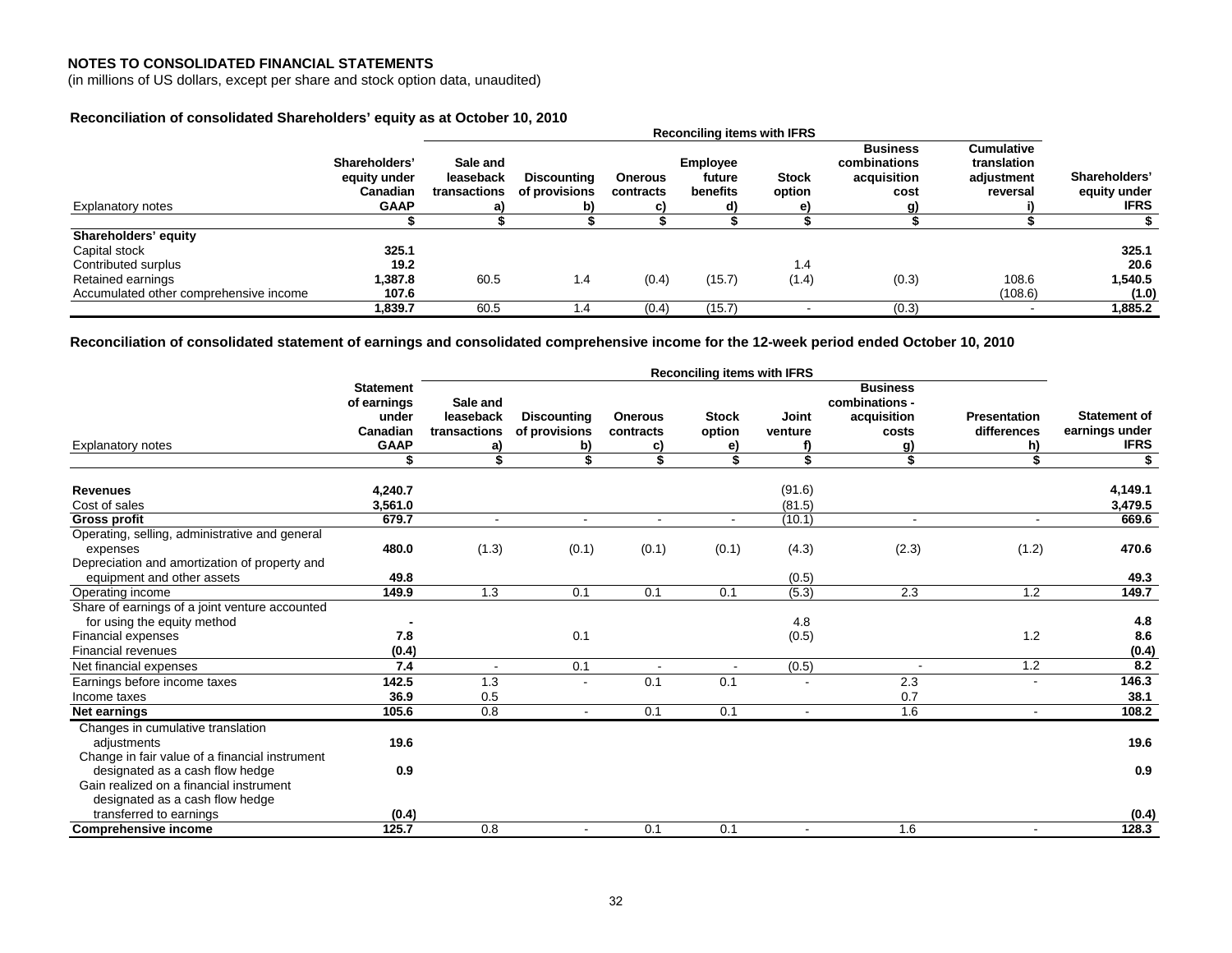**NOTES TO CONSOLIDATED FINANCIAL STATEMENTS**
(in millions of US dollars, except per share and stock option data, unaudited)

**Reconciliation of consolidated Shareholders' equity as at October 10, 2010**

| | | Reconciling items with IFRS | | | | | | | |
|---|---|---|---|---|---|---|---|---|---|
| Explanatory notes | Shareholders' equity under Canadian GAAP | Sale and leaseback transactions a) | Discounting of provisions b) | Onerous contracts c) | Employee future benefits d) | Stock option e) | Business combinations acquisition cost g) | Cumulative translation adjustment reversal i) | Shareholders' equity under IFRS |
| | $ | $ | $ | $ | $ | $ | $ | $ | $ |
| **Shareholders' equity** | | | | | | | | | |
| Capital stock | **325.1** | | | | | | | | **325.1** |
| Contributed surplus | **19.2** | | | | | 1.4 | | | **20.6** |
| Retained earnings | **1,387.8** | 60.5 | 1.4 | (0.4) | (15.7) | (1.4) | (0.3) | 108.6 | **1,540.5** |
| Accumulated other comprehensive income | **107.6** | | | | | | | (108.6) | **(1.0)** |
| | **1,839.7** | 60.5 | 1.4 | (0.4) | (15.7) | - | (0.3) | - | **1,885.2** |

**Reconciliation of consolidated statement of earnings and consolidated comprehensive income for the 12-week period ended October 10, 2010**

| | | Reconciling items with IFRS | | | | | | | |
|---|---|---|---|---|---|---|---|---|---|
| Explanatory notes | Statement of earnings under Canadian GAAP | Sale and leaseback transactions a) | Discounting of provisions b) | Onerous contracts c) | Stock option e) | Joint venture f) | Business combinations - acquisition costs g) | Presentation differences h) | Statement of earnings under IFRS |
| | $ | $ | $ | $ | $ | $ | $ | $ | $ |
| **Revenues** | **4,240.7** | | | | | (91.6) | | | **4,149.1** |
| Cost of sales | **3,561.0** | | | | | (81.5) | | | **3,479.5** |
| **Gross profit** | **679.7** | - | - | - | - | (10.1) | - | - | **669.6** |
| Operating, selling, administrative and general expenses | **480.0** | (1.3) | (0.1) | (0.1) | (0.1) | (4.3) | (2.3) | (1.2) | **470.6** |
| Depreciation and amortization of property and equipment and other assets | **49.8** | | | | | (0.5) | | | **49.3** |
| Operating income | **149.9** | 1.3 | 0.1 | 0.1 | 0.1 | (5.3) | 2.3 | 1.2 | **149.7** |
| Share of earnings of a joint venture accounted for using the equity method | **-** | | | | | 4.8 | | | **4.8** |
| Financial expenses | **7.8** | | 0.1 | | | (0.5) | | 1.2 | **8.6** |
| Financial revenues | **(0.4)** | | | | | | | | **(0.4)** |
| Net financial expenses | **7.4** | - | 0.1 | - | - | (0.5) | - | 1.2 | **8.2** |
| Earnings before income taxes | **142.5** | 1.3 | - | 0.1 | 0.1 | - | 2.3 | - | **146.3** |
| Income taxes | **36.9** | 0.5 | | | | | 0.7 | | **38.1** |
| **Net earnings** | **105.6** | 0.8 | - | 0.1 | 0.1 | - | 1.6 | - | **108.2** |
| Changes in cumulative translation adjustments | **19.6** | | | | | | | | **19.6** |
| Change in fair value of a financial instrument designated as a cash flow hedge | **0.9** | | | | | | | | **0.9** |
| Gain realized on a financial instrument designated as a cash flow hedge transferred to earnings | **(0.4)** | | | | | | | | **(0.4)** |
| **Comprehensive income** | **125.7** | 0.8 | - | 0.1 | 0.1 | - | 1.6 | - | **128.3** |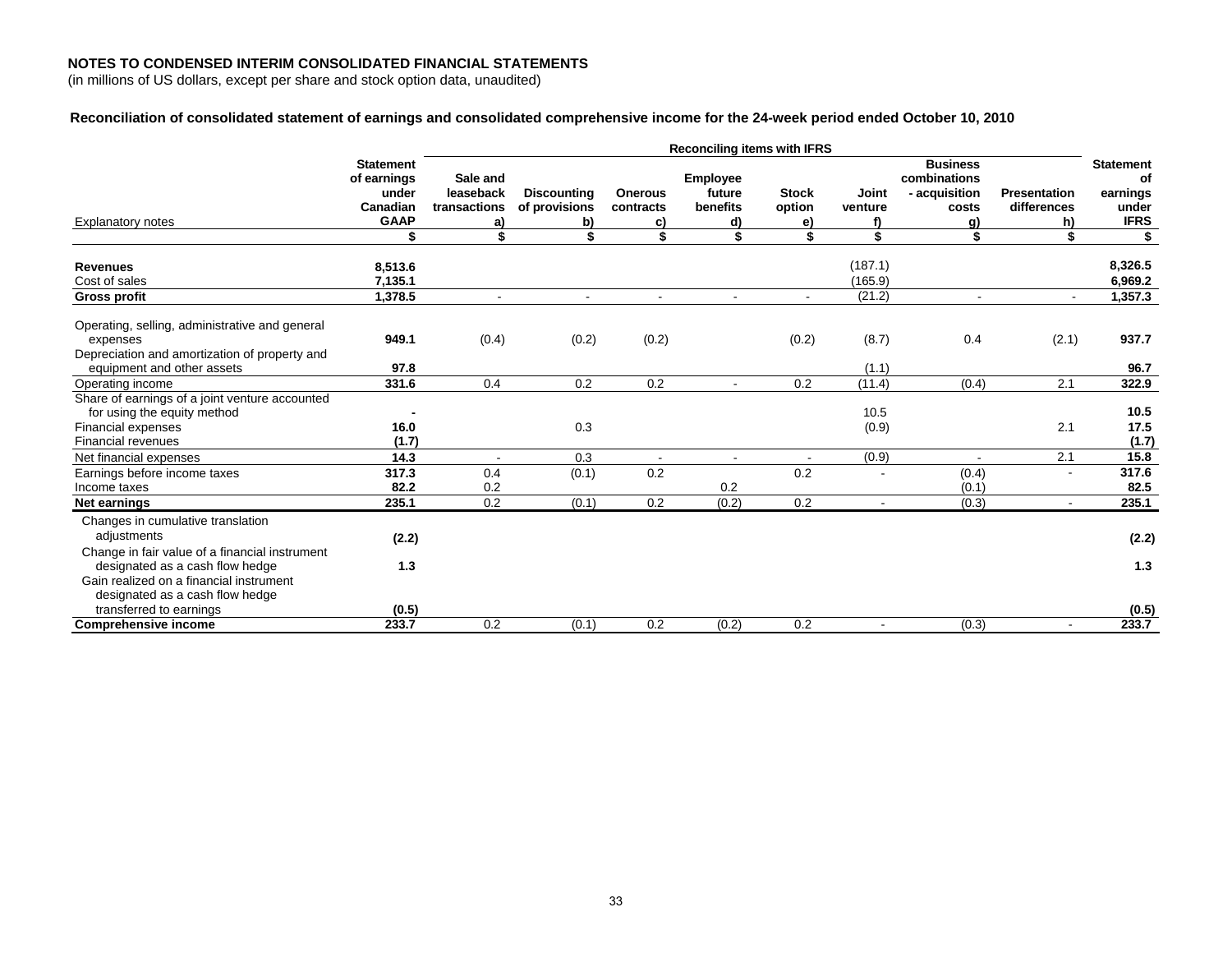**NOTES TO CONDENSED INTERIM CONSOLIDATED FINANCIAL STATEMENTS**
(in millions of US dollars, except per share and stock option data, unaudited)

**Reconciliation of consolidated statement of earnings and consolidated comprehensive income for the 24-week period ended October 10, 2010**

| | | Reconciling items with IFRS | | | | | | | | |
|---|---|---|---|---|---|---|---|---|---|---|
| Explanatory notes | Statement of earnings under Canadian GAAP | Sale and leaseback transactions a) | Discounting of provisions b) | Onerous contracts c) | Employee future benefits d) | Stock option e) | Joint venture f) | Business combinations - acquisition costs g) | Presentation differences h) | Statement of earnings under IFRS |
| | $ | $ | $ | $ | $ | $ | $ | $ | $ | $ |
| **Revenues** | **8,513.6** | | | | | | (187.1) | | | **8,326.5** |
| Cost of sales | **7,135.1** | | | | | | (165.9) | | | **6,969.2** |
| **Gross profit** | **1,378.5** | - | - | - | - | - | (21.2) | - | - | **1,357.3** |
| Operating, selling, administrative and general expenses | **949.1** | (0.4) | (0.2) | (0.2) | | (0.2) | (8.7) | 0.4 | (2.1) | **937.7** |
| Depreciation and amortization of property and equipment and other assets | **97.8** | | | | | | (1.1) | | | **96.7** |
| Operating income | **331.6** | 0.4 | 0.2 | 0.2 | - | 0.2 | (11.4) | (0.4) | 2.1 | **322.9** |
| Share of earnings of a joint venture accounted for using the equity method | **-** | | | | | | 10.5 | | | **10.5** |
| Financial expenses | **16.0** | | 0.3 | | | | (0.9) | | 2.1 | **17.5** |
| Financial revenues | **(1.7)** | | | | | | | | | **(1.7)** |
| Net financial expenses | **14.3** | - | 0.3 | - | - | - | (0.9) | - | 2.1 | **15.8** |
| Earnings before income taxes | **317.3** | 0.4 | (0.1) | 0.2 | | 0.2 | - | (0.4) | - | **317.6** |
| Income taxes | **82.2** | 0.2 | | | 0.2 | | | (0.1) | | **82.5** |
| **Net earnings** | **235.1** | 0.2 | (0.1) | 0.2 | (0.2) | 0.2 | - | (0.3) | - | **235.1** |
| Changes in cumulative translation adjustments | **(2.2)** | | | | | | | | | **(2.2)** |
| Change in fair value of a financial instrument designated as a cash flow hedge | **1.3** | | | | | | | | | **1.3** |
| Gain realized on a financial instrument designated as a cash flow hedge transferred to earnings | **(0.5)** | | | | | | | | | **(0.5)** |
| **Comprehensive income** | **233.7** | 0.2 | (0.1) | 0.2 | (0.2) | 0.2 | - | (0.3) | - | **233.7** |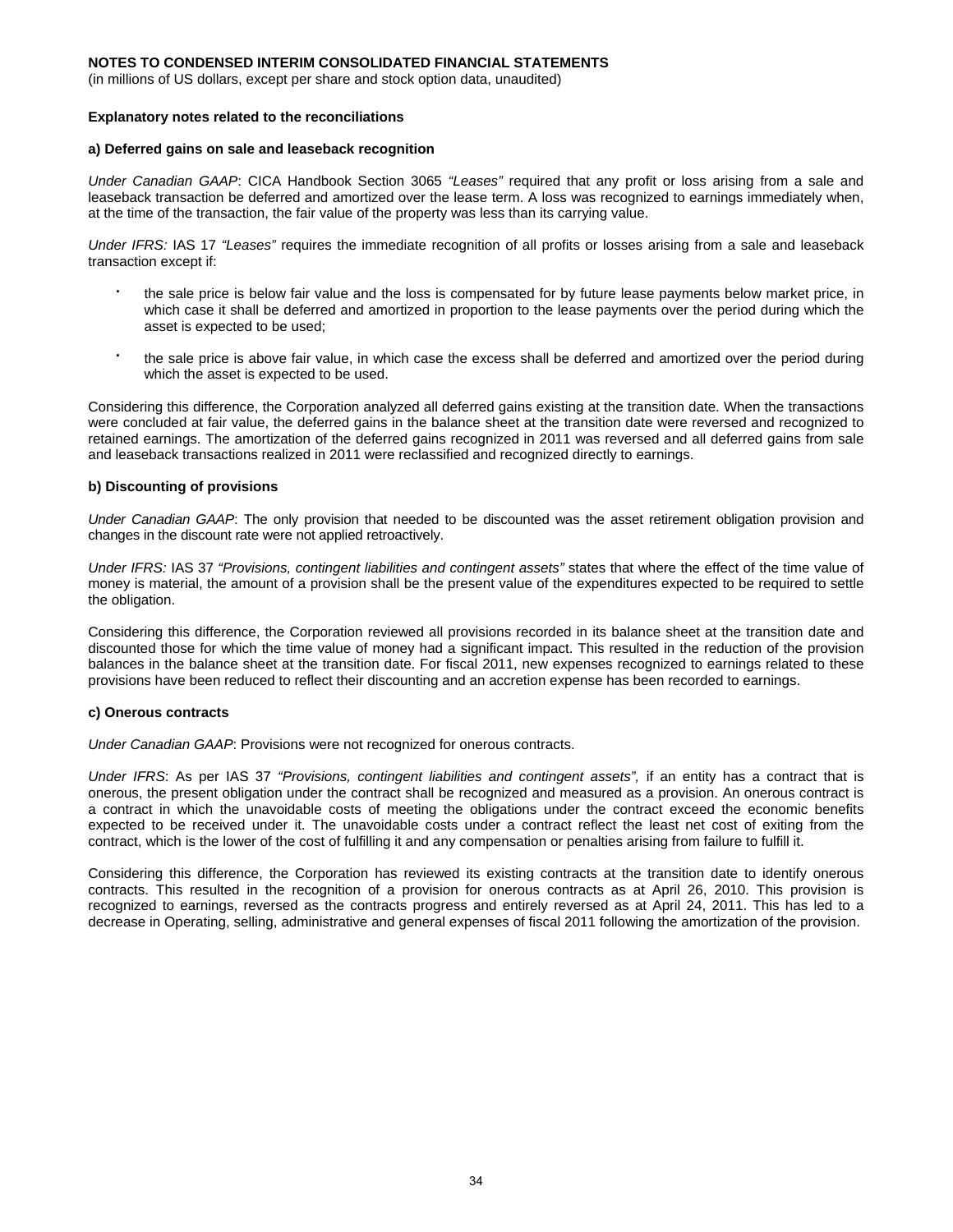**NOTES TO CONDENSED INTERIM CONSOLIDATED FINANCIAL STATEMENTS**
(in millions of US dollars, except per share and stock option data, unaudited)

**Explanatory notes related to the reconciliations**

**a) Deferred gains on sale and leaseback recognition**

*Under Canadian GAAP*: CICA Handbook Section 3065 *"Leases"* required that any profit or loss arising from a sale and leaseback transaction be deferred and amortized over the lease term. A loss was recognized to earnings immediately when, at the time of the transaction, the fair value of the property was less than its carrying value.

*Under IFRS:* IAS 17 *"Leases"* requires the immediate recognition of all profits or losses arising from a sale and leaseback transaction except if:

- the sale price is below fair value and the loss is compensated for by future lease payments below market price, in which case it shall be deferred and amortized in proportion to the lease payments over the period during which the asset is expected to be used;
- the sale price is above fair value, in which case the excess shall be deferred and amortized over the period during which the asset is expected to be used.

Considering this difference, the Corporation analyzed all deferred gains existing at the transition date. When the transactions were concluded at fair value, the deferred gains in the balance sheet at the transition date were reversed and recognized to retained earnings. The amortization of the deferred gains recognized in 2011 was reversed and all deferred gains from sale and leaseback transactions realized in 2011 were reclassified and recognized directly to earnings.

**b) Discounting of provisions**

*Under Canadian GAAP*: The only provision that needed to be discounted was the asset retirement obligation provision and changes in the discount rate were not applied retroactively.

*Under IFRS:* IAS 37 *"Provisions, contingent liabilities and contingent assets"* states that where the effect of the time value of money is material, the amount of a provision shall be the present value of the expenditures expected to be required to settle the obligation.

Considering this difference, the Corporation reviewed all provisions recorded in its balance sheet at the transition date and discounted those for which the time value of money had a significant impact. This resulted in the reduction of the provision balances in the balance sheet at the transition date. For fiscal 2011, new expenses recognized to earnings related to these provisions have been reduced to reflect their discounting and an accretion expense has been recorded to earnings.

**c) Onerous contracts**

*Under Canadian GAAP*: Provisions were not recognized for onerous contracts.

*Under IFRS*: As per IAS 37 *"Provisions, contingent liabilities and contingent assets",* if an entity has a contract that is onerous, the present obligation under the contract shall be recognized and measured as a provision. An onerous contract is a contract in which the unavoidable costs of meeting the obligations under the contract exceed the economic benefits expected to be received under it. The unavoidable costs under a contract reflect the least net cost of exiting from the contract, which is the lower of the cost of fulfilling it and any compensation or penalties arising from failure to fulfill it.

Considering this difference, the Corporation has reviewed its existing contracts at the transition date to identify onerous contracts. This resulted in the recognition of a provision for onerous contracts as at April 26, 2010. This provision is recognized to earnings, reversed as the contracts progress and entirely reversed as at April 24, 2011. This has led to a decrease in Operating, selling, administrative and general expenses of fiscal 2011 following the amortization of the provision.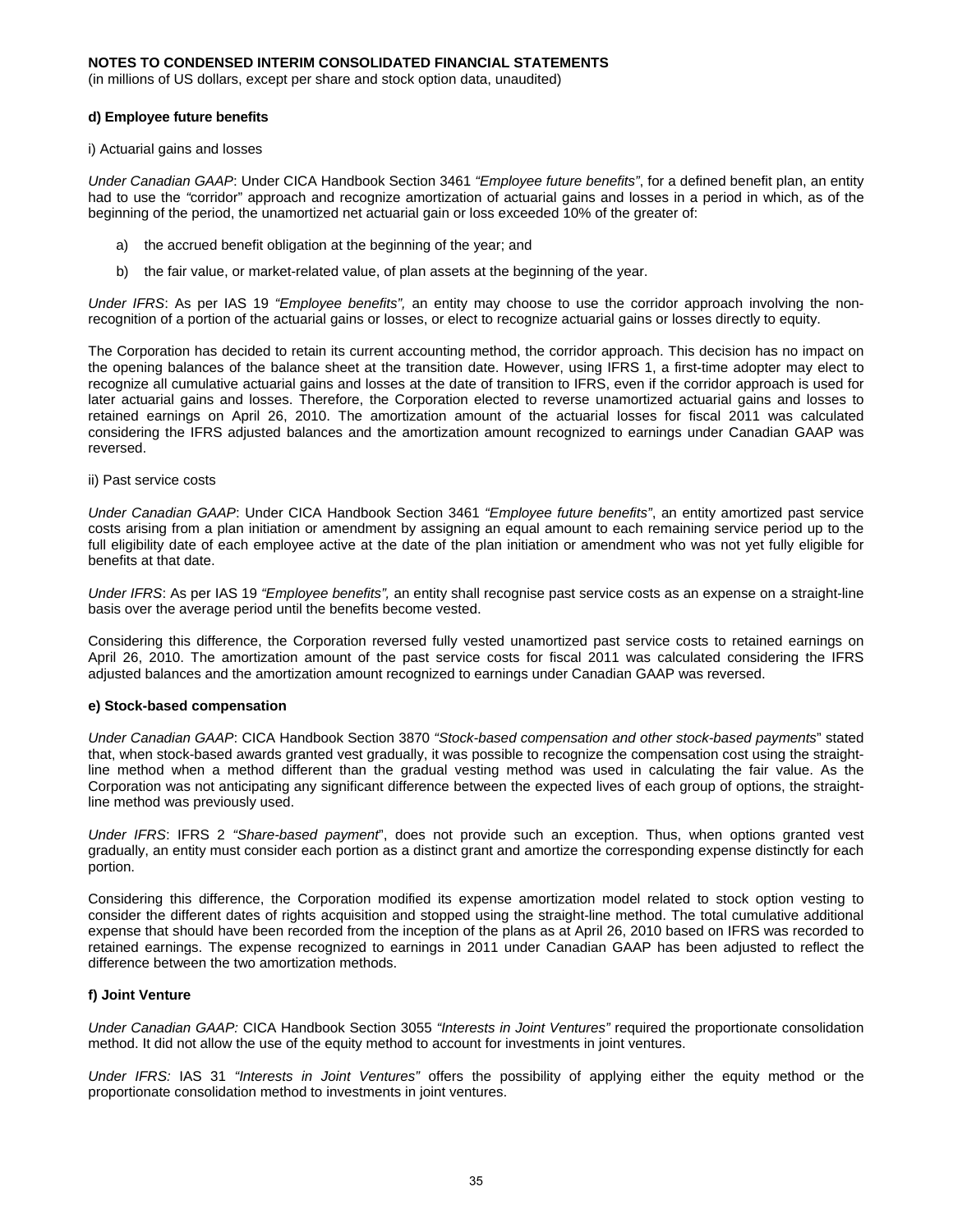**NOTES TO CONDENSED INTERIM CONSOLIDATED FINANCIAL STATEMENTS**
(in millions of US dollars, except per share and stock option data, unaudited)

**d) Employee future benefits**

i) Actuarial gains and losses

*Under Canadian GAAP*: Under CICA Handbook Section 3461 *"Employee future benefits"*, for a defined benefit plan, an entity had to use the *"*corridor" approach and recognize amortization of actuarial gains and losses in a period in which, as of the beginning of the period, the unamortized net actuarial gain or loss exceeded 10% of the greater of:

a) the accrued benefit obligation at the beginning of the year; and

b) the fair value, or market-related value, of plan assets at the beginning of the year.

*Under IFRS*: As per IAS 19 *"Employee benefits",* an entity may choose to use the corridor approach involving the non-recognition of a portion of the actuarial gains or losses, or elect to recognize actuarial gains or losses directly to equity.

The Corporation has decided to retain its current accounting method, the corridor approach. This decision has no impact on the opening balances of the balance sheet at the transition date. However, using IFRS 1, a first-time adopter may elect to recognize all cumulative actuarial gains and losses at the date of transition to IFRS, even if the corridor approach is used for later actuarial gains and losses. Therefore, the Corporation elected to reverse unamortized actuarial gains and losses to retained earnings on April 26, 2010. The amortization amount of the actuarial losses for fiscal 2011 was calculated considering the IFRS adjusted balances and the amortization amount recognized to earnings under Canadian GAAP was reversed.

ii) Past service costs

*Under Canadian GAAP*: Under CICA Handbook Section 3461 *"Employee future benefits"*, an entity amortized past service costs arising from a plan initiation or amendment by assigning an equal amount to each remaining service period up to the full eligibility date of each employee active at the date of the plan initiation or amendment who was not yet fully eligible for benefits at that date.

*Under IFRS*: As per IAS 19 *"Employee benefits",* an entity shall recognise past service costs as an expense on a straight-line basis over the average period until the benefits become vested.

Considering this difference, the Corporation reversed fully vested unamortized past service costs to retained earnings on April 26, 2010. The amortization amount of the past service costs for fiscal 2011 was calculated considering the IFRS adjusted balances and the amortization amount recognized to earnings under Canadian GAAP was reversed.

**e) Stock-based compensation**

*Under Canadian GAAP*: CICA Handbook Section 3870 *"Stock-based compensation and other stock-based payments*" stated that, when stock-based awards granted vest gradually, it was possible to recognize the compensation cost using the straight-line method when a method different than the gradual vesting method was used in calculating the fair value. As the Corporation was not anticipating any significant difference between the expected lives of each group of options, the straight-line method was previously used.

*Under IFRS*: IFRS 2 *"Share-based payment*", does not provide such an exception. Thus, when options granted vest gradually, an entity must consider each portion as a distinct grant and amortize the corresponding expense distinctly for each portion.

Considering this difference, the Corporation modified its expense amortization model related to stock option vesting to consider the different dates of rights acquisition and stopped using the straight-line method. The total cumulative additional expense that should have been recorded from the inception of the plans as at April 26, 2010 based on IFRS was recorded to retained earnings. The expense recognized to earnings in 2011 under Canadian GAAP has been adjusted to reflect the difference between the two amortization methods.

**f) Joint Venture**

*Under Canadian GAAP:* CICA Handbook Section 3055 *"Interests in Joint Ventures"* required the proportionate consolidation method. It did not allow the use of the equity method to account for investments in joint ventures.

*Under IFRS:* IAS 31 *"Interests in Joint Ventures"* offers the possibility of applying either the equity method or the proportionate consolidation method to investments in joint ventures.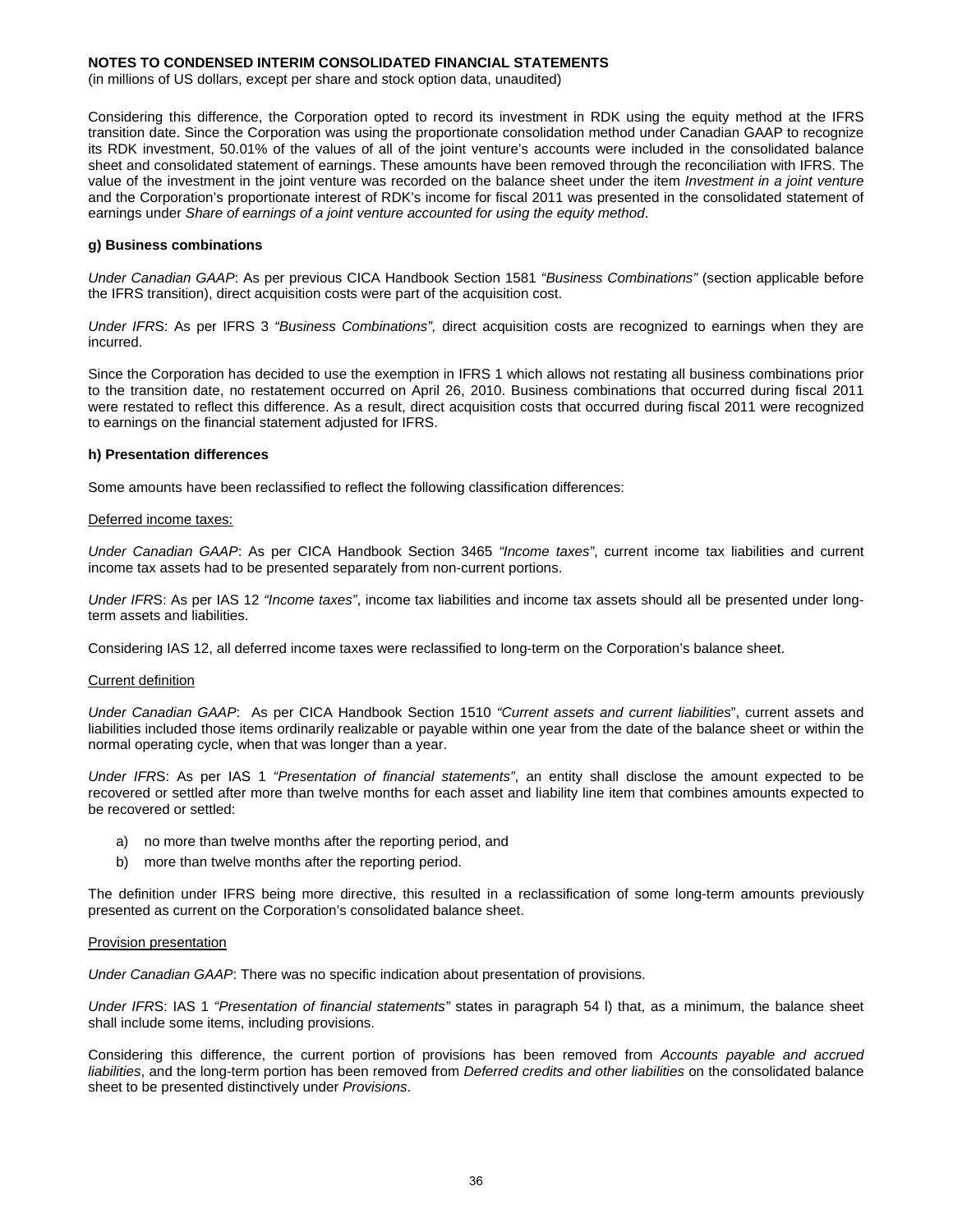**NOTES TO CONDENSED INTERIM CONSOLIDATED FINANCIAL STATEMENTS**
(in millions of US dollars, except per share and stock option data, unaudited)

Considering this difference, the Corporation opted to record its investment in RDK using the equity method at the IFRS transition date. Since the Corporation was using the proportionate consolidation method under Canadian GAAP to recognize its RDK investment, 50.01% of the values of all of the joint venture's accounts were included in the consolidated balance sheet and consolidated statement of earnings. These amounts have been removed through the reconciliation with IFRS. The value of the investment in the joint venture was recorded on the balance sheet under the item *Investment in a joint venture* and the Corporation's proportionate interest of RDK's income for fiscal 2011 was presented in the consolidated statement of earnings under *Share of earnings of a joint venture accounted for using the equity method*.

**g) Business combinations**

*Under Canadian GAAP*: As per previous CICA Handbook Section 1581 *"Business Combinations"* (section applicable before the IFRS transition), direct acquisition costs were part of the acquisition cost.

*Under IFRS*: As per IFRS 3 *"Business Combinations",* direct acquisition costs are recognized to earnings when they are incurred.

Since the Corporation has decided to use the exemption in IFRS 1 which allows not restating all business combinations prior to the transition date, no restatement occurred on April 26, 2010. Business combinations that occurred during fiscal 2011 were restated to reflect this difference. As a result, direct acquisition costs that occurred during fiscal 2011 were recognized to earnings on the financial statement adjusted for IFRS.

**h) Presentation differences**

Some amounts have been reclassified to reflect the following classification differences:

Deferred income taxes:

*Under Canadian GAAP*: As per CICA Handbook Section 3465 *"Income taxes"*, current income tax liabilities and current income tax assets had to be presented separately from non-current portions.

*Under IFRS*: As per IAS 12 *"Income taxes"*, income tax liabilities and income tax assets should all be presented under long-term assets and liabilities.

Considering IAS 12, all deferred income taxes were reclassified to long-term on the Corporation's balance sheet.

Current definition

*Under Canadian GAAP*: As per CICA Handbook Section 1510 *"Current assets and current liabilities"*, current assets and liabilities included those items ordinarily realizable or payable within one year from the date of the balance sheet or within the normal operating cycle, when that was longer than a year.

*Under IFRS*: As per IAS 1 *"Presentation of financial statements"*, an entity shall disclose the amount expected to be recovered or settled after more than twelve months for each asset and liability line item that combines amounts expected to be recovered or settled:

a) no more than twelve months after the reporting period, and
b) more than twelve months after the reporting period.

The definition under IFRS being more directive, this resulted in a reclassification of some long-term amounts previously presented as current on the Corporation's consolidated balance sheet.

Provision presentation

*Under Canadian GAAP*: There was no specific indication about presentation of provisions.

*Under IFRS*: IAS 1 *"Presentation of financial statements"* states in paragraph 54 l) that, as a minimum, the balance sheet shall include some items, including provisions.

Considering this difference, the current portion of provisions has been removed from *Accounts payable and accrued liabilities*, and the long-term portion has been removed from *Deferred credits and other liabilities* on the consolidated balance sheet to be presented distinctively under *Provisions*.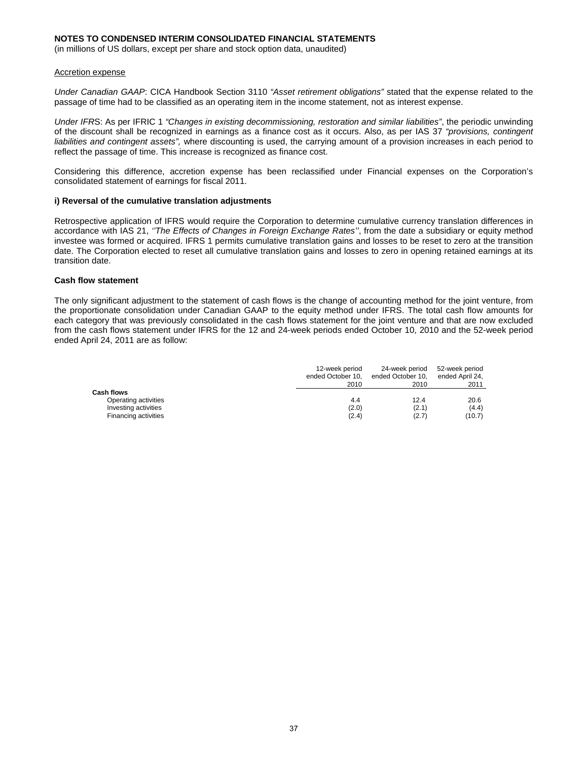**NOTES TO CONDENSED INTERIM CONSOLIDATED FINANCIAL STATEMENTS**
(in millions of US dollars, except per share and stock option data, unaudited)

Accretion expense

*Under Canadian GAAP*: CICA Handbook Section 3110 *"Asset retirement obligations"* stated that the expense related to the passage of time had to be classified as an operating item in the income statement, not as interest expense.

*Under IFR*S: As per IFRIC 1 *"Changes in existing decommissioning, restoration and similar liabilities"*, the periodic unwinding of the discount shall be recognized in earnings as a finance cost as it occurs. Also, as per IAS 37 *"provisions, contingent liabilities and contingent assets",* where discounting is used, the carrying amount of a provision increases in each period to reflect the passage of time. This increase is recognized as finance cost.

Considering this difference, accretion expense has been reclassified under Financial expenses on the Corporation's consolidated statement of earnings for fiscal 2011.

**i) Reversal of the cumulative translation adjustments**

Retrospective application of IFRS would require the Corporation to determine cumulative currency translation differences in accordance with IAS 21, *''The Effects of Changes in Foreign Exchange Rates''*, from the date a subsidiary or equity method investee was formed or acquired. IFRS 1 permits cumulative translation gains and losses to be reset to zero at the transition date. The Corporation elected to reset all cumulative translation gains and losses to zero in opening retained earnings at its transition date.

**Cash flow statement**

The only significant adjustment to the statement of cash flows is the change of accounting method for the joint venture, from the proportionate consolidation under Canadian GAAP to the equity method under IFRS. The total cash flow amounts for each category that was previously consolidated in the cash flows statement for the joint venture and that are now excluded from the cash flows statement under IFRS for the 12 and 24-week periods ended October 10, 2010 and the 52-week period ended April 24, 2011 are as follow:

| | 12-week period ended October 10, 2010 | 24-week period ended October 10, 2010 | 52-week period ended April 24, 2011 |
|---|---|---|---|
| **Cash flows** | | | |
| Operating activities | 4.4 | 12.4 | 20.6 |
| Investing activities | (2.0) | (2.1) | (4.4) |
| Financing activities | (2.4) | (2.7) | (10.7) |